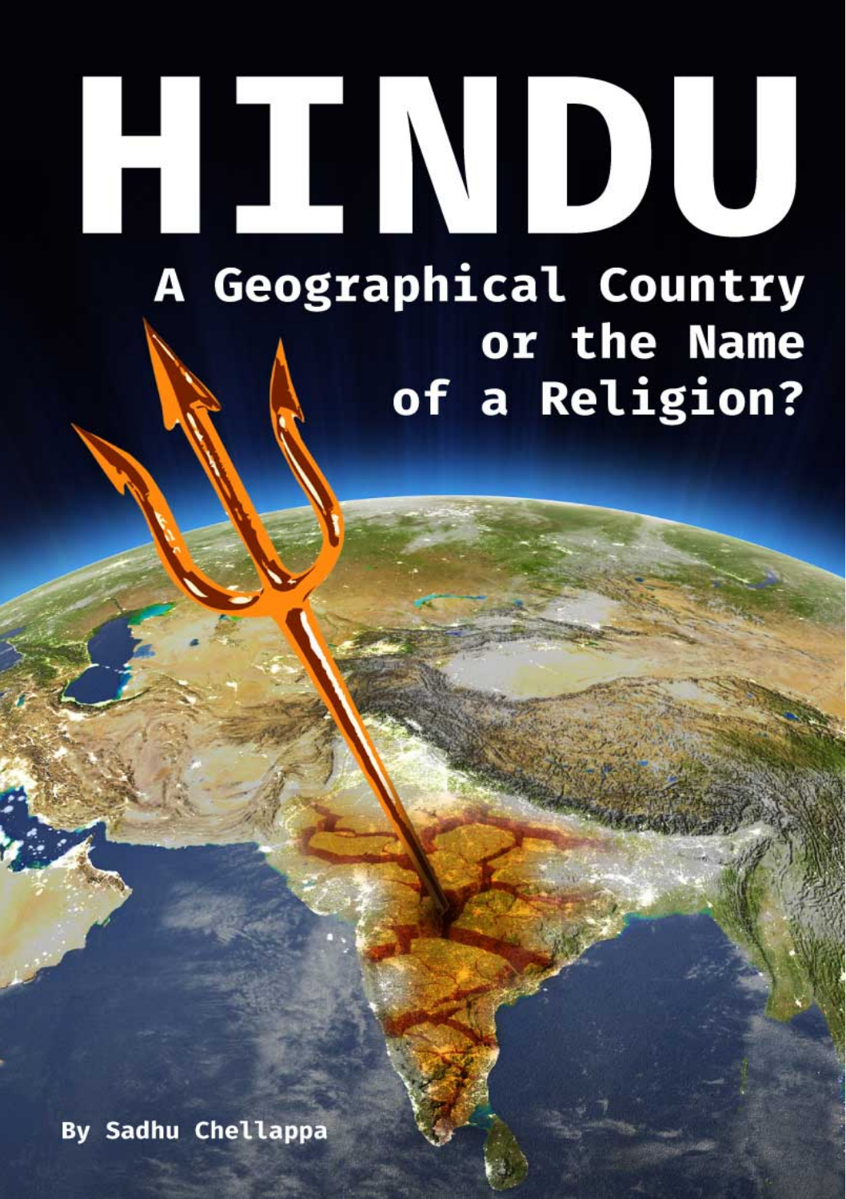# HINDU

## A Geographical Country or the Name of a Religion?

By Sadhu Chellappa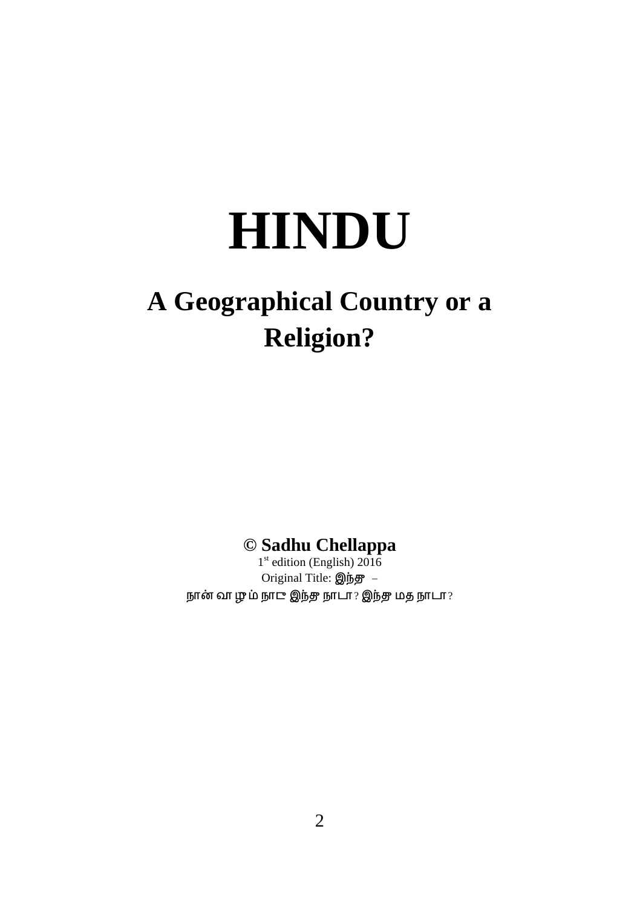# HINDU

## A Geographical Country or a Religion?

**© Sadhu Chellappa**

1st edition (English) 2016

Original Title: இந்து –

நான் வாழும் நாடு இந்து நாடா? இந்து மத நாடா?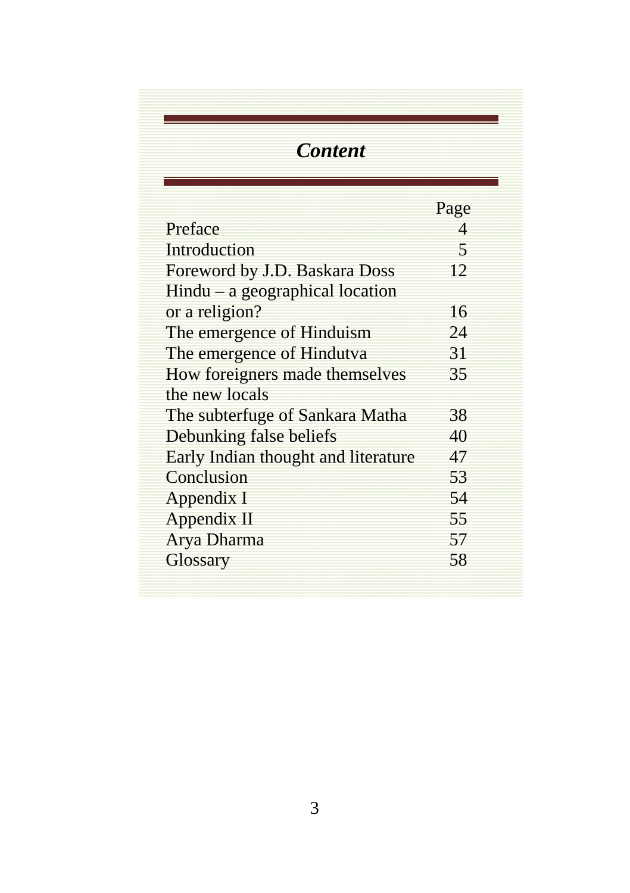# *Content*

| | Page |
|---|---|
| Preface | 4 |
| Introduction | 5 |
| Foreword by J.D. Baskara Doss | 12 |
| Hindu – a geographical location or a religion? | 16 |
| The emergence of Hinduism | 24 |
| The emergence of Hindutva | 31 |
| How foreigners made themselves the new locals | 35 |
| The subterfuge of Sankara Matha | 38 |
| Debunking false beliefs | 40 |
| Early Indian thought and literature | 47 |
| Conclusion | 53 |
| Appendix I | 54 |
| Appendix II | 55 |
| Arya Dharma | 57 |
| Glossary | 58 |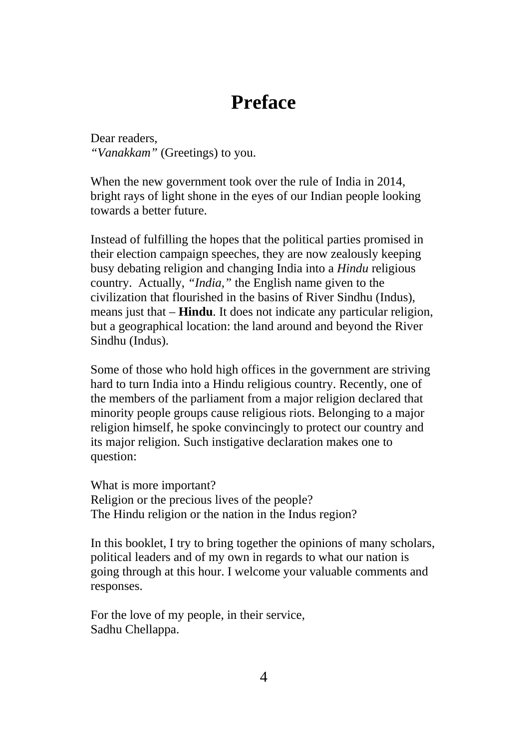# Preface

Dear readers,
*"Vanakkam"* (Greetings) to you.

When the new government took over the rule of India in 2014, bright rays of light shone in the eyes of our Indian people looking towards a better future.

Instead of fulfilling the hopes that the political parties promised in their election campaign speeches, they are now zealously keeping busy debating religion and changing India into a *Hindu* religious country. Actually, *"India,"* the English name given to the civilization that flourished in the basins of River Sindhu (Indus), means just that – **Hindu**. It does not indicate any particular religion, but a geographical location: the land around and beyond the River Sindhu (Indus).

Some of those who hold high offices in the government are striving hard to turn India into a Hindu religious country. Recently, one of the members of the parliament from a major religion declared that minority people groups cause religious riots. Belonging to a major religion himself, he spoke convincingly to protect our country and its major religion. Such instigative declaration makes one to question:

What is more important?
Religion or the precious lives of the people?
The Hindu religion or the nation in the Indus region?

In this booklet, I try to bring together the opinions of many scholars, political leaders and of my own in regards to what our nation is going through at this hour. I welcome your valuable comments and responses.

For the love of my people, in their service,
Sadhu Chellappa.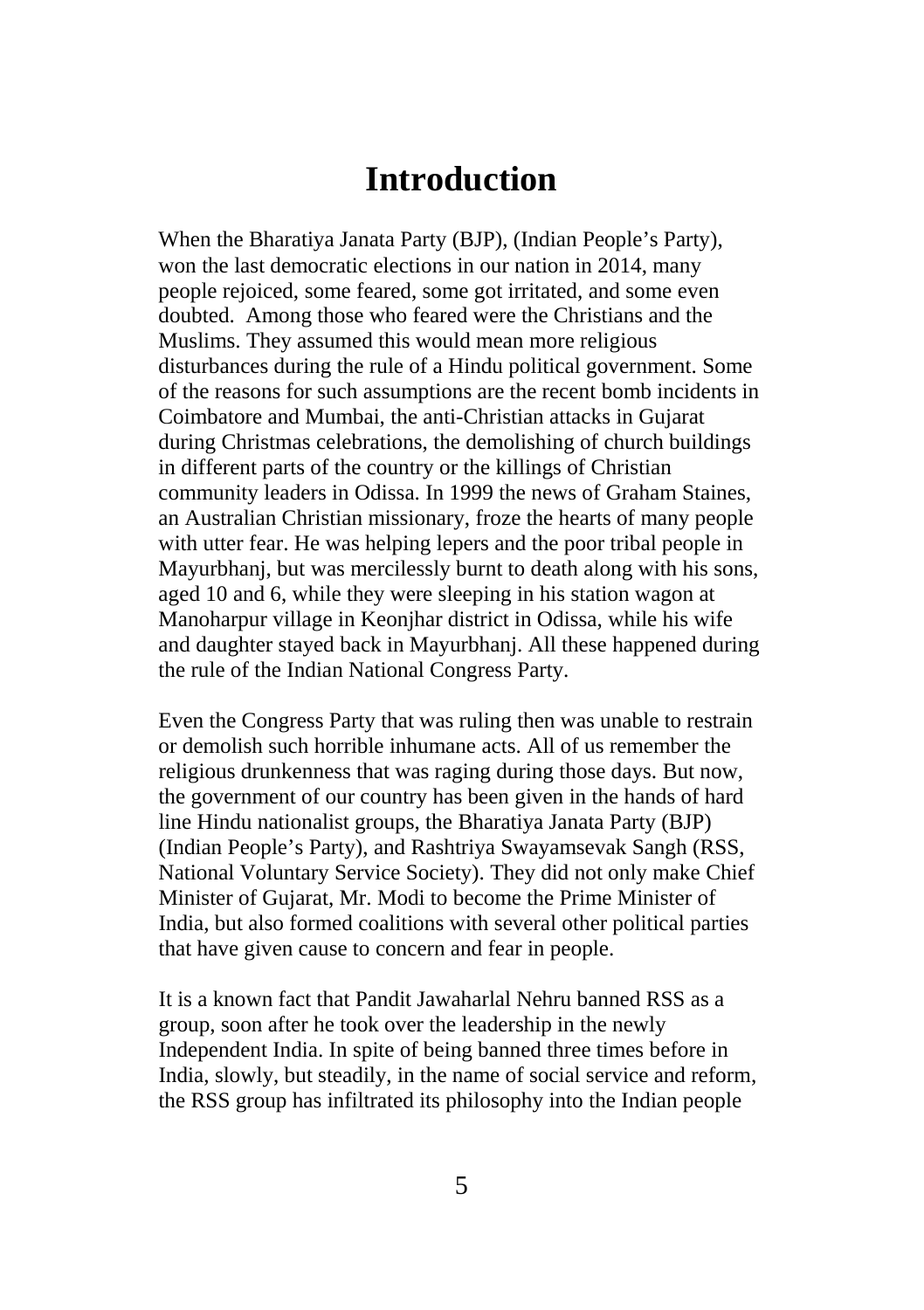# Introduction

When the Bharatiya Janata Party (BJP), (Indian People's Party), won the last democratic elections in our nation in 2014, many people rejoiced, some feared, some got irritated, and some even doubted. Among those who feared were the Christians and the Muslims. They assumed this would mean more religious disturbances during the rule of a Hindu political government. Some of the reasons for such assumptions are the recent bomb incidents in Coimbatore and Mumbai, the anti-Christian attacks in Gujarat during Christmas celebrations, the demolishing of church buildings in different parts of the country or the killings of Christian community leaders in Odissa. In 1999 the news of Graham Staines, an Australian Christian missionary, froze the hearts of many people with utter fear. He was helping lepers and the poor tribal people in Mayurbhanj, but was mercilessly burnt to death along with his sons, aged 10 and 6, while they were sleeping in his station wagon at Manoharpur village in Keonjhar district in Odissa, while his wife and daughter stayed back in Mayurbhanj. All these happened during the rule of the Indian National Congress Party.

Even the Congress Party that was ruling then was unable to restrain or demolish such horrible inhumane acts. All of us remember the religious drunkenness that was raging during those days. But now, the government of our country has been given in the hands of hard line Hindu nationalist groups, the Bharatiya Janata Party (BJP) (Indian People's Party), and Rashtriya Swayamsevak Sangh (RSS, National Voluntary Service Society). They did not only make Chief Minister of Gujarat, Mr. Modi to become the Prime Minister of India, but also formed coalitions with several other political parties that have given cause to concern and fear in people.

It is a known fact that Pandit Jawaharlal Nehru banned RSS as a group, soon after he took over the leadership in the newly Independent India. In spite of being banned three times before in India, slowly, but steadily, in the name of social service and reform, the RSS group has infiltrated its philosophy into the Indian people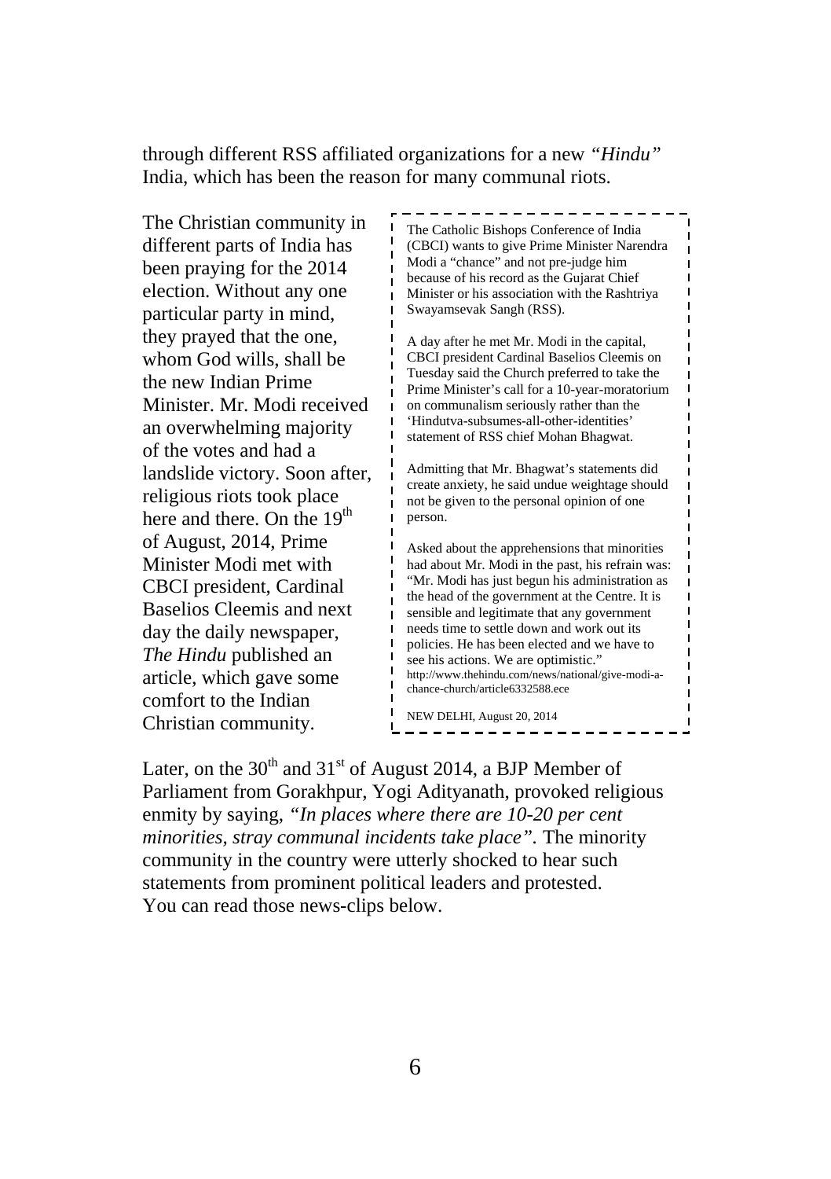through different RSS affiliated organizations for a new *"Hindu"* India, which has been the reason for many communal riots.

The Christian community in different parts of India has been praying for the 2014 election. Without any one particular party in mind, they prayed that the one, whom God wills, shall be the new Indian Prime Minister. Mr. Modi received an overwhelming majority of the votes and had a landslide victory. Soon after, religious riots took place here and there. On the 19th of August, 2014, Prime Minister Modi met with CBCI president, Cardinal Baselios Cleemis and next day the daily newspaper, *The Hindu* published an article, which gave some comfort to the Indian Christian community.

> The Catholic Bishops Conference of India (CBCI) wants to give Prime Minister Narendra Modi a "chance" and not pre-judge him because of his record as the Gujarat Chief Minister or his association with the Rashtriya Swayamsevak Sangh (RSS).
>
> A day after he met Mr. Modi in the capital, CBCI president Cardinal Baselios Cleemis on Tuesday said the Church preferred to take the Prime Minister's call for a 10-year-moratorium on communalism seriously rather than the 'Hindutva-subsumes-all-other-identities' statement of RSS chief Mohan Bhagwat.
>
> Admitting that Mr. Bhagwat's statements did create anxiety, he said undue weightage should not be given to the personal opinion of one person.
>
> Asked about the apprehensions that minorities had about Mr. Modi in the past, his refrain was: "Mr. Modi has just begun his administration as the head of the government at the Centre. It is sensible and legitimate that any government needs time to settle down and work out its policies. He has been elected and we have to see his actions. We are optimistic."
> http://www.thehindu.com/news/national/give-modi-a-chance-church/article6332588.ece
>
> NEW DELHI, August 20, 2014

Later, on the 30th and 31st of August 2014, a BJP Member of Parliament from Gorakhpur, Yogi Adityanath, provoked religious enmity by saying, *"In places where there are 10-20 per cent minorities, stray communal incidents take place".* The minority community in the country were utterly shocked to hear such statements from prominent political leaders and protested. You can read those news-clips below.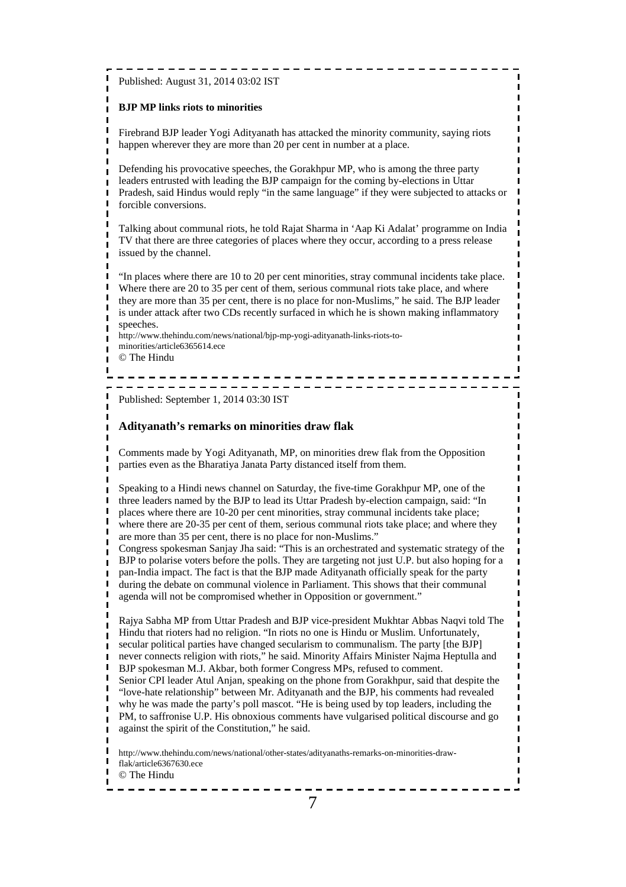Published: August 31, 2014 03:02 IST

**BJP MP links riots to minorities**

Firebrand BJP leader Yogi Adityanath has attacked the minority community, saying riots happen wherever they are more than 20 per cent in number at a place.

Defending his provocative speeches, the Gorakhpur MP, who is among the three party leaders entrusted with leading the BJP campaign for the coming by-elections in Uttar Pradesh, said Hindus would reply "in the same language" if they were subjected to attacks or forcible conversions.

Talking about communal riots, he told Rajat Sharma in 'Aap Ki Adalat' programme on India TV that there are three categories of places where they occur, according to a press release issued by the channel.

"In places where there are 10 to 20 per cent minorities, stray communal incidents take place. Where there are 20 to 35 per cent of them, serious communal riots take place, and where they are more than 35 per cent, there is no place for non-Muslims," he said. The BJP leader is under attack after two CDs recently surfaced in which he is shown making inflammatory speeches.

http://www.thehindu.com/news/national/bjp-mp-yogi-adityanath-links-riots-to-minorities/article6365614.ece

© The Hindu

---

Published: September 1, 2014 03:30 IST

## Adityanath's remarks on minorities draw flak

Comments made by Yogi Adityanath, MP, on minorities drew flak from the Opposition parties even as the Bharatiya Janata Party distanced itself from them.

Speaking to a Hindi news channel on Saturday, the five-time Gorakhpur MP, one of the three leaders named by the BJP to lead its Uttar Pradesh by-election campaign, said: "In places where there are 10-20 per cent minorities, stray communal incidents take place; where there are 20-35 per cent of them, serious communal riots take place; and where they are more than 35 per cent, there is no place for non-Muslims."

Congress spokesman Sanjay Jha said: "This is an orchestrated and systematic strategy of the BJP to polarise voters before the polls. They are targeting not just U.P. but also hoping for a pan-India impact. The fact is that the BJP made Adityanath officially speak for the party during the debate on communal violence in Parliament. This shows that their communal agenda will not be compromised whether in Opposition or government."

Rajya Sabha MP from Uttar Pradesh and BJP vice-president Mukhtar Abbas Naqvi told The Hindu that rioters had no religion. "In riots no one is Hindu or Muslim. Unfortunately, secular political parties have changed secularism to communalism. The party [the BJP] never connects religion with riots," he said. Minority Affairs Minister Najma Heptulla and BJP spokesman M.J. Akbar, both former Congress MPs, refused to comment.

Senior CPI leader Atul Anjan, speaking on the phone from Gorakhpur, said that despite the "love-hate relationship" between Mr. Adityanath and the BJP, his comments had revealed why he was made the party's poll mascot. "He is being used by top leaders, including the PM, to saffronise U.P. His obnoxious comments have vulgarised political discourse and go against the spirit of the Constitution," he said.

http://www.thehindu.com/news/national/other-states/adityanaths-remarks-on-minorities-draw-flak/article6367630.ece

© The Hindu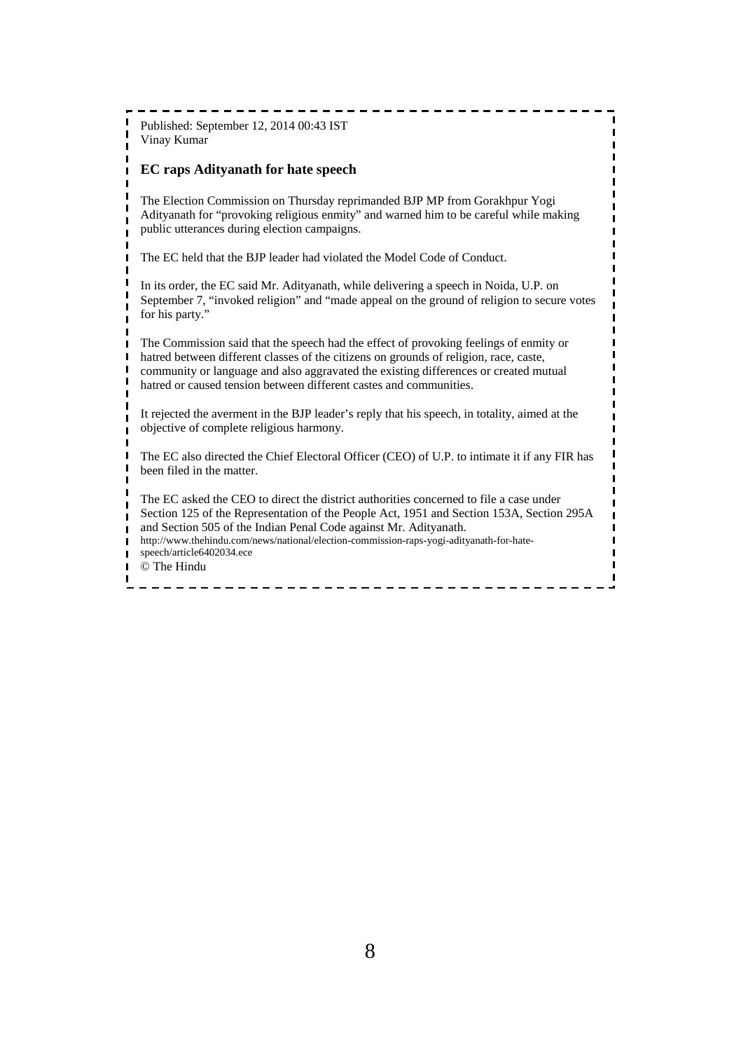Published: September 12, 2014 00:43 IST
Vinay Kumar

**EC raps Adityanath for hate speech**

The Election Commission on Thursday reprimanded BJP MP from Gorakhpur Yogi Adityanath for "provoking religious enmity" and warned him to be careful while making public utterances during election campaigns.

The EC held that the BJP leader had violated the Model Code of Conduct.

In its order, the EC said Mr. Adityanath, while delivering a speech in Noida, U.P. on September 7, "invoked religion" and "made appeal on the ground of religion to secure votes for his party."

The Commission said that the speech had the effect of provoking feelings of enmity or hatred between different classes of the citizens on grounds of religion, race, caste, community or language and also aggravated the existing differences or created mutual hatred or caused tension between different castes and communities.

It rejected the averment in the BJP leader's reply that his speech, in totality, aimed at the objective of complete religious harmony.

The EC also directed the Chief Electoral Officer (CEO) of U.P. to intimate it if any FIR has been filed in the matter.

The EC asked the CEO to direct the district authorities concerned to file a case under Section 125 of the Representation of the People Act, 1951 and Section 153A, Section 295A and Section 505 of the Indian Penal Code against Mr. Adityanath.

http://www.thehindu.com/news/national/election-commission-raps-yogi-adityanath-for-hate-speech/article6402034.ece

© The Hindu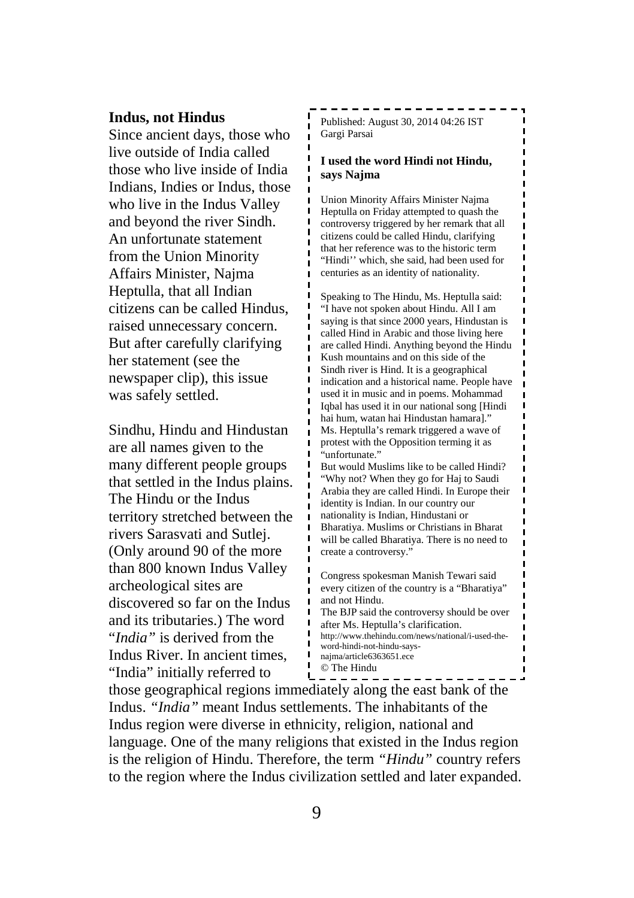## Indus, not Hindus

Since ancient days, those who live outside of India called those who live inside of India Indians, Indies or Indus, those who live in the Indus Valley and beyond the river Sindh. An unfortunate statement from the Union Minority Affairs Minister, Najma Heptulla, that all Indian citizens can be called Hindus, raised unnecessary concern. But after carefully clarifying her statement (see the newspaper clip), this issue was safely settled.

Sindhu, Hindu and Hindustan are all names given to the many different people groups that settled in the Indus plains. The Hindu or the Indus territory stretched between the rivers Sarasvati and Sutlej. (Only around 90 of the more than 800 known Indus Valley archeological sites are discovered so far on the Indus and its tributaries.) The word "*India*" is derived from the Indus River. In ancient times, "India" initially referred to those geographical regions immediately along the east bank of the Indus. "*India*" meant Indus settlements. The inhabitants of the Indus region were diverse in ethnicity, religion, national and language. One of the many religions that existed in the Indus region is the religion of Hindu. Therefore, the term "*Hindu*" country refers to the region where the Indus civilization settled and later expanded.

---

Published: August 30, 2014 04:26 IST
Gargi Parsai

**I used the word Hindi not Hindu, says Najma**

Union Minority Affairs Minister Najma Heptulla on Friday attempted to quash the controversy triggered by her remark that all citizens could be called Hindu, clarifying that her reference was to the historic term "Hindi'' which, she said, had been used for centuries as an identity of nationality.

Speaking to The Hindu, Ms. Heptulla said: "I have not spoken about Hindu. All I am saying is that since 2000 years, Hindustan is called Hind in Arabic and those living here are called Hindi. Anything beyond the Hindu Kush mountains and on this side of the Sindh river is Hind. It is a geographical indication and a historical name. People have used it in music and in poems. Mohammad Iqbal has used it in our national song [Hindi hai hum, watan hai Hindustan hamara]." Ms. Heptulla's remark triggered a wave of protest with the Opposition terming it as "unfortunate."

But would Muslims like to be called Hindi? "Why not? When they go for Haj to Saudi Arabia they are called Hindi. In Europe their identity is Indian. In our country our nationality is Indian, Hindustani or Bharatiya. Muslims or Christians in Bharat will be called Bharatiya. There is no need to create a controversy."

Congress spokesman Manish Tewari said every citizen of the country is a "Bharatiya" and not Hindu.

The BJP said the controversy should be over after Ms. Heptulla's clarification.

http://www.thehindu.com/news/national/i-used-the-word-hindi-not-hindu-says-najma/article6363651.ece

© The Hindu

---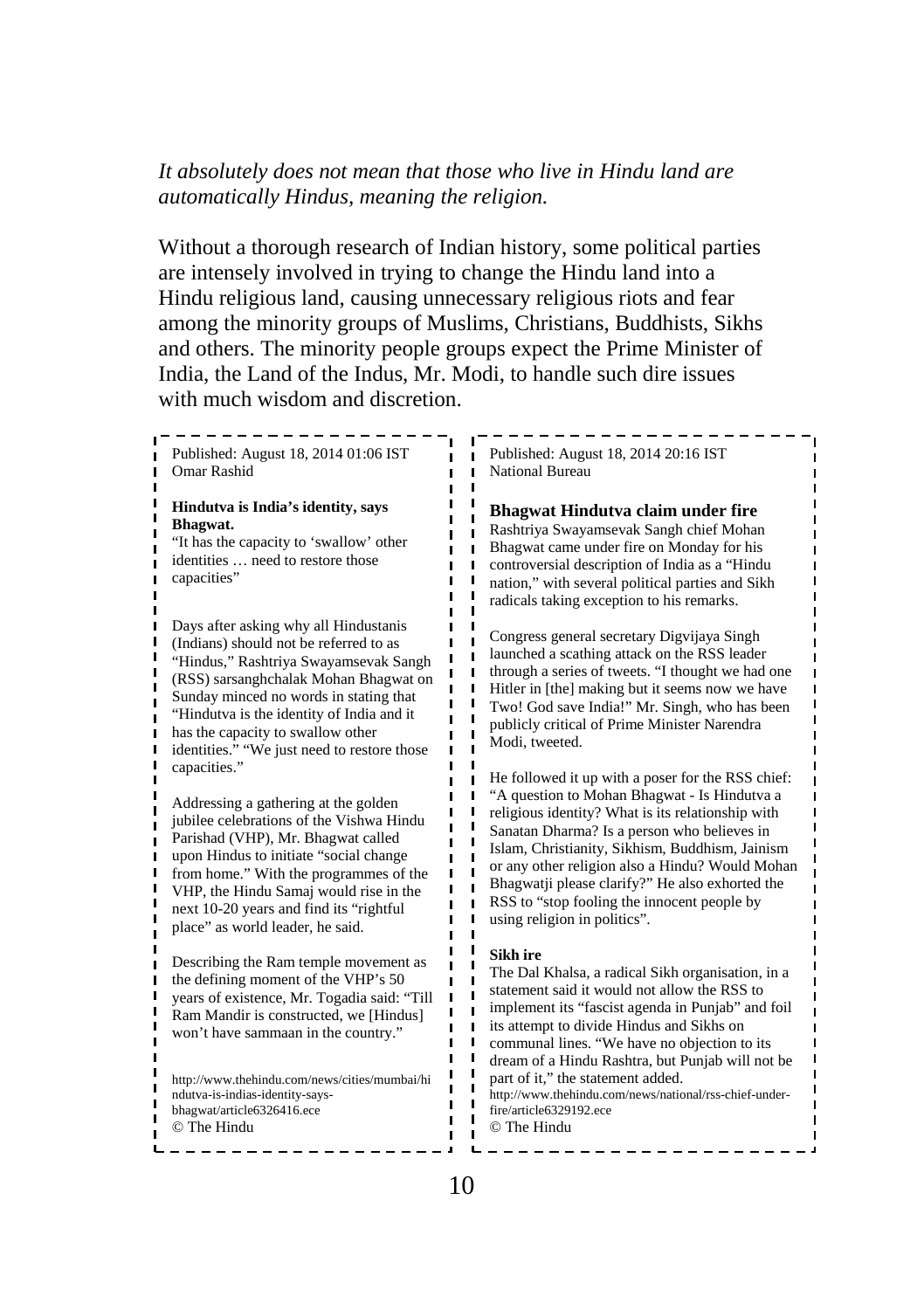*It absolutely does not mean that those who live in Hindu land are automatically Hindus, meaning the religion.*

Without a thorough research of Indian history, some political parties are intensely involved in trying to change the Hindu land into a Hindu religious land, causing unnecessary religious riots and fear among the minority groups of Muslims, Christians, Buddhists, Sikhs and others. The minority people groups expect the Prime Minister of India, the Land of the Indus, Mr. Modi, to handle such dire issues with much wisdom and discretion.

---

Published: August 18, 2014 01:06 IST
Omar Rashid

**Hindutva is India's identity, says Bhagwat.**

"It has the capacity to 'swallow' other identities … need to restore those capacities"

Days after asking why all Hindustanis (Indians) should not be referred to as "Hindus," Rashtriya Swayamsevak Sangh (RSS) sarsanghchalak Mohan Bhagwat on Sunday minced no words in stating that "Hindutva is the identity of India and it has the capacity to swallow other identities." "We just need to restore those capacities."

Addressing a gathering at the golden jubilee celebrations of the Vishwa Hindu Parishad (VHP), Mr. Bhagwat called upon Hindus to initiate "social change from home." With the programmes of the VHP, the Hindu Samaj would rise in the next 10-20 years and find its "rightful place" as world leader, he said.

Describing the Ram temple movement as the defining moment of the VHP's 50 years of existence, Mr. Togadia said: "Till Ram Mandir is constructed, we [Hindus] won't have sammaan in the country."

http://www.thehindu.com/news/cities/mumbai/hindutva-is-indias-identity-says-bhagwat/article6326416.ece
© The Hindu

---

Published: August 18, 2014 20:16 IST
National Bureau

**Bhagwat Hindutva claim under fire**

Rashtriya Swayamsevak Sangh chief Mohan Bhagwat came under fire on Monday for his controversial description of India as a "Hindu nation," with several political parties and Sikh radicals taking exception to his remarks.

Congress general secretary Digvijaya Singh launched a scathing attack on the RSS leader through a series of tweets. "I thought we had one Hitler in [the] making but it seems now we have Two! God save India!" Mr. Singh, who has been publicly critical of Prime Minister Narendra Modi, tweeted.

He followed it up with a poser for the RSS chief: "A question to Mohan Bhagwat - Is Hindutva a religious identity? What is its relationship with Sanatan Dharma? Is a person who believes in Islam, Christianity, Sikhism, Buddhism, Jainism or any other religion also a Hindu? Would Mohan Bhagwatji please clarify?" He also exhorted the RSS to "stop fooling the innocent people by using religion in politics".

**Sikh ire**

The Dal Khalsa, a radical Sikh organisation, in a statement said it would not allow the RSS to implement its "fascist agenda in Punjab" and foil its attempt to divide Hindus and Sikhs on communal lines. "We have no objection to its dream of a Hindu Rashtra, but Punjab will not be part of it," the statement added.

http://www.thehindu.com/news/national/rss-chief-under-fire/article6329192.ece
© The Hindu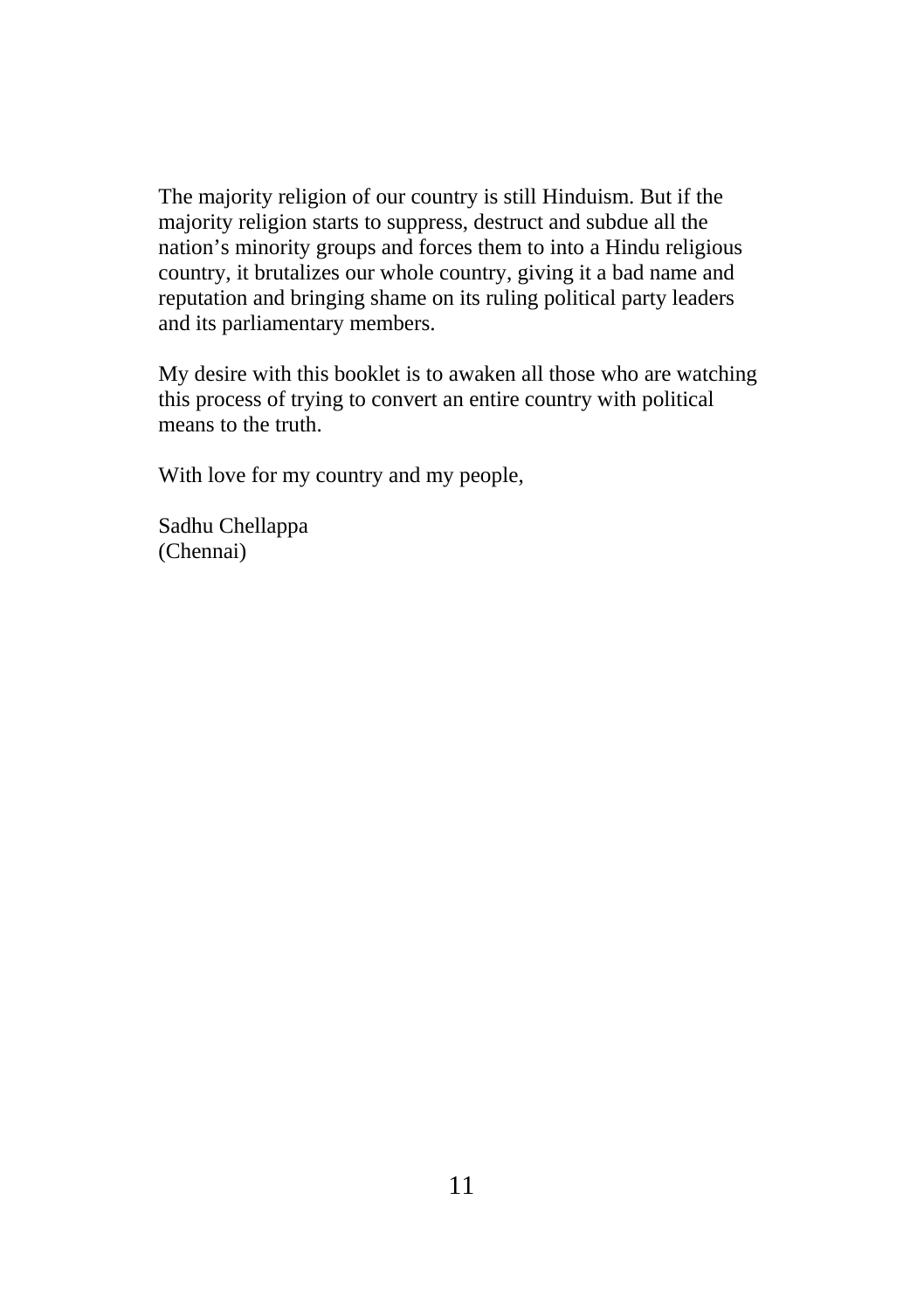The majority religion of our country is still Hinduism. But if the majority religion starts to suppress, destruct and subdue all the nation's minority groups and forces them to into a Hindu religious country, it brutalizes our whole country, giving it a bad name and reputation and bringing shame on its ruling political party leaders and its parliamentary members.

My desire with this booklet is to awaken all those who are watching this process of trying to convert an entire country with political means to the truth.

With love for my country and my people,

Sadhu Chellappa
(Chennai)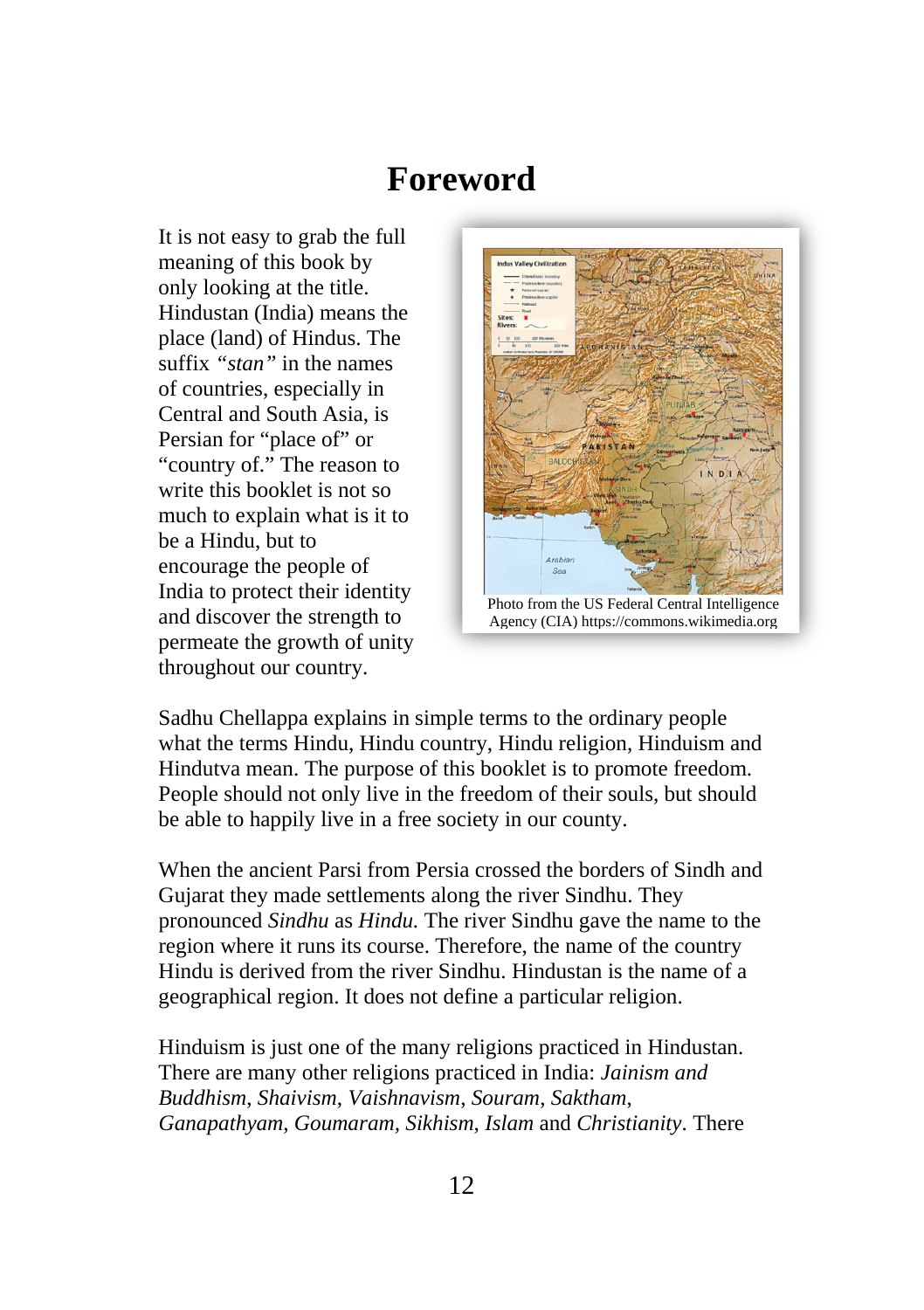# Foreword

It is not easy to grab the full meaning of this book by only looking at the title. Hindustan (India) means the place (land) of Hindus. The suffix *"stan"* in the names of countries, especially in Central and South Asia, is Persian for "place of" or "country of." The reason to write this booklet is not so much to explain what is it to be a Hindu, but to encourage the people of India to protect their identity and discover the strength to permeate the growth of unity throughout our country.

Photo from the US Federal Central Intelligence Agency (CIA) https://commons.wikimedia.org

Sadhu Chellappa explains in simple terms to the ordinary people what the terms Hindu, Hindu country, Hindu religion, Hinduism and Hindutva mean. The purpose of this booklet is to promote freedom. People should not only live in the freedom of their souls, but should be able to happily live in a free society in our county.

When the ancient Parsi from Persia crossed the borders of Sindh and Gujarat they made settlements along the river Sindhu. They pronounced *Sindhu* as *Hindu.* The river Sindhu gave the name to the region where it runs its course. Therefore, the name of the country Hindu is derived from the river Sindhu. Hindustan is the name of a geographical region. It does not define a particular religion.

Hinduism is just one of the many religions practiced in Hindustan. There are many other religions practiced in India: *Jainism and Buddhism*, *Shaivism*, *Vaishnavism*, *Souram*, *Saktham*, *Ganapathyam*, *Goumaram, Sikhism*, *Islam* and *Christianity*. There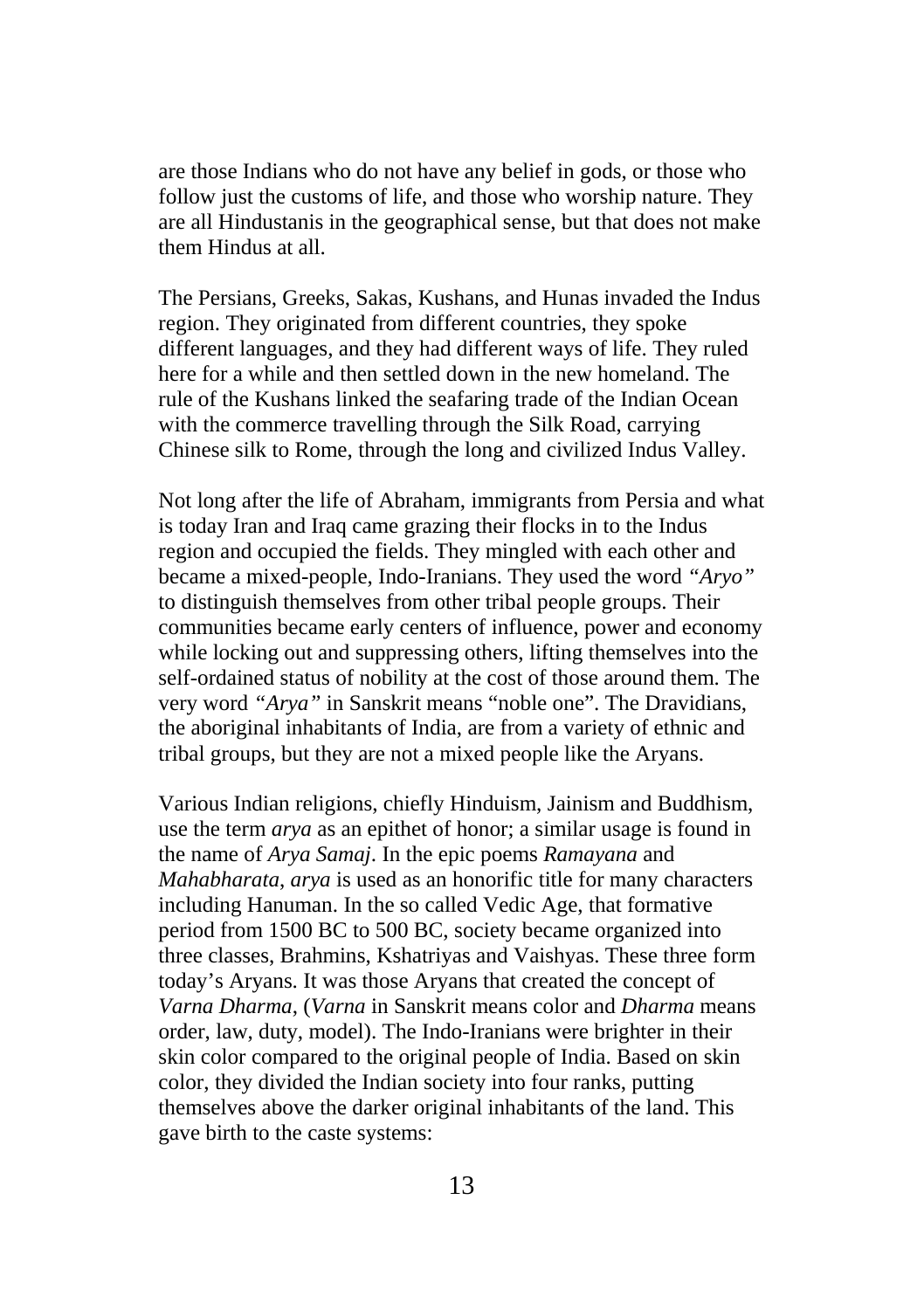are those Indians who do not have any belief in gods, or those who follow just the customs of life, and those who worship nature. They are all Hindustanis in the geographical sense, but that does not make them Hindus at all.

The Persians, Greeks, Sakas, Kushans, and Hunas invaded the Indus region. They originated from different countries, they spoke different languages, and they had different ways of life. They ruled here for a while and then settled down in the new homeland. The rule of the Kushans linked the seafaring trade of the Indian Ocean with the commerce travelling through the Silk Road, carrying Chinese silk to Rome, through the long and civilized Indus Valley.

Not long after the life of Abraham, immigrants from Persia and what is today Iran and Iraq came grazing their flocks in to the Indus region and occupied the fields. They mingled with each other and became a mixed-people, Indo-Iranians. They used the word *"Aryo"* to distinguish themselves from other tribal people groups. Their communities became early centers of influence, power and economy while locking out and suppressing others, lifting themselves into the self-ordained status of nobility at the cost of those around them. The very word *"Arya"* in Sanskrit means "noble one". The Dravidians, the aboriginal inhabitants of India, are from a variety of ethnic and tribal groups, but they are not a mixed people like the Aryans.

Various Indian religions, chiefly Hinduism, Jainism and Buddhism, use the term *arya* as an epithet of honor; a similar usage is found in the name of *Arya Samaj*. In the epic poems *Ramayana* and *Mahabharata*, *arya* is used as an honorific title for many characters including Hanuman. In the so called Vedic Age, that formative period from 1500 BC to 500 BC, society became organized into three classes, Brahmins, Kshatriyas and Vaishyas. These three form today's Aryans. It was those Aryans that created the concept of *Varna Dharma*, (*Varna* in Sanskrit means color and *Dharma* means order, law, duty, model). The Indo-Iranians were brighter in their skin color compared to the original people of India. Based on skin color, they divided the Indian society into four ranks, putting themselves above the darker original inhabitants of the land. This gave birth to the caste systems: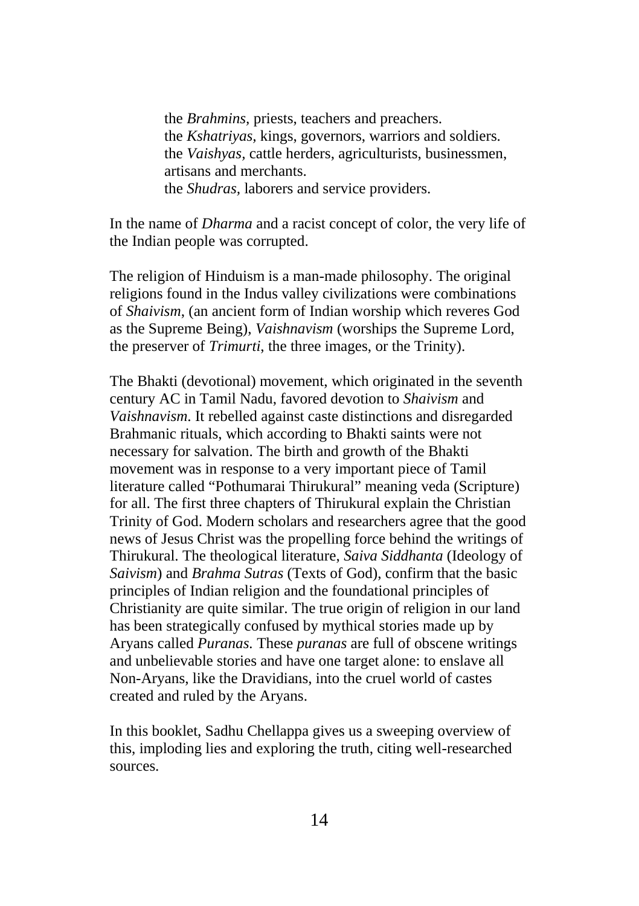the *Brahmins*, priests, teachers and preachers.
the *Kshatriyas*, kings, governors, warriors and soldiers.
the *Vaishyas*, cattle herders, agriculturists, businessmen, artisans and merchants.
the *Shudras*, laborers and service providers.

In the name of *Dharma* and a racist concept of color, the very life of the Indian people was corrupted.

The religion of Hinduism is a man-made philosophy. The original religions found in the Indus valley civilizations were combinations of *Shaivism*, (an ancient form of Indian worship which reveres God as the Supreme Being), *Vaishnavism* (worships the Supreme Lord, the preserver of *Trimurti*, the three images, or the Trinity).

The Bhakti (devotional) movement, which originated in the seventh century AC in Tamil Nadu, favored devotion to *Shaivism* and *Vaishnavism*. It rebelled against caste distinctions and disregarded Brahmanic rituals, which according to Bhakti saints were not necessary for salvation. The birth and growth of the Bhakti movement was in response to a very important piece of Tamil literature called "Pothumarai Thirukural" meaning veda (Scripture) for all. The first three chapters of Thirukural explain the Christian Trinity of God. Modern scholars and researchers agree that the good news of Jesus Christ was the propelling force behind the writings of Thirukural. The theological literature, *Saiva Siddhanta* (Ideology of *Saivism*) and *Brahma Sutras* (Texts of God), confirm that the basic principles of Indian religion and the foundational principles of Christianity are quite similar. The true origin of religion in our land has been strategically confused by mythical stories made up by Aryans called *Puranas*. These *puranas* are full of obscene writings and unbelievable stories and have one target alone: to enslave all Non-Aryans, like the Dravidians, into the cruel world of castes created and ruled by the Aryans.

In this booklet, Sadhu Chellappa gives us a sweeping overview of this, imploding lies and exploring the truth, citing well-researched sources.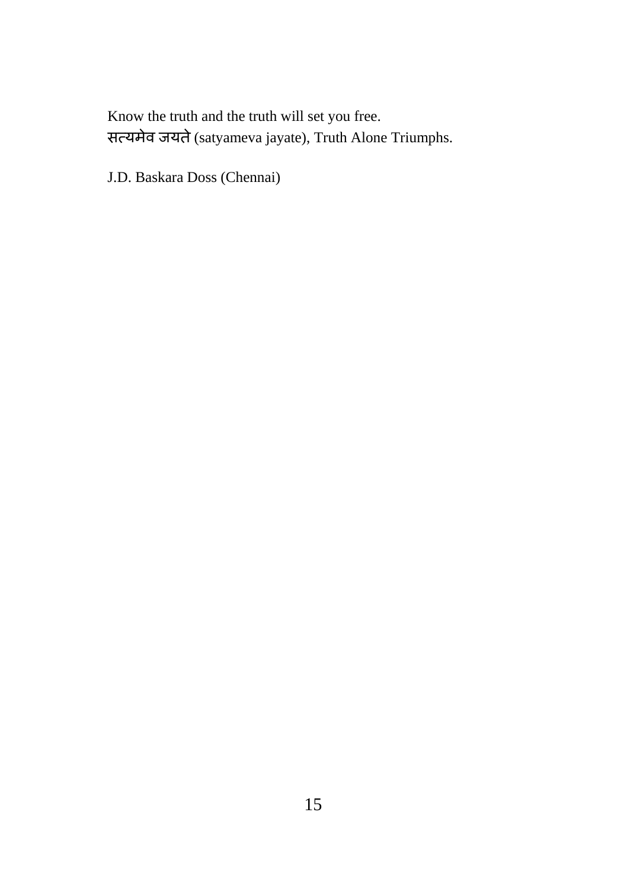Know the truth and the truth will set you free.
सत्यमेव जयते (satyameva jayate), Truth Alone Triumphs.

J.D. Baskara Doss (Chennai)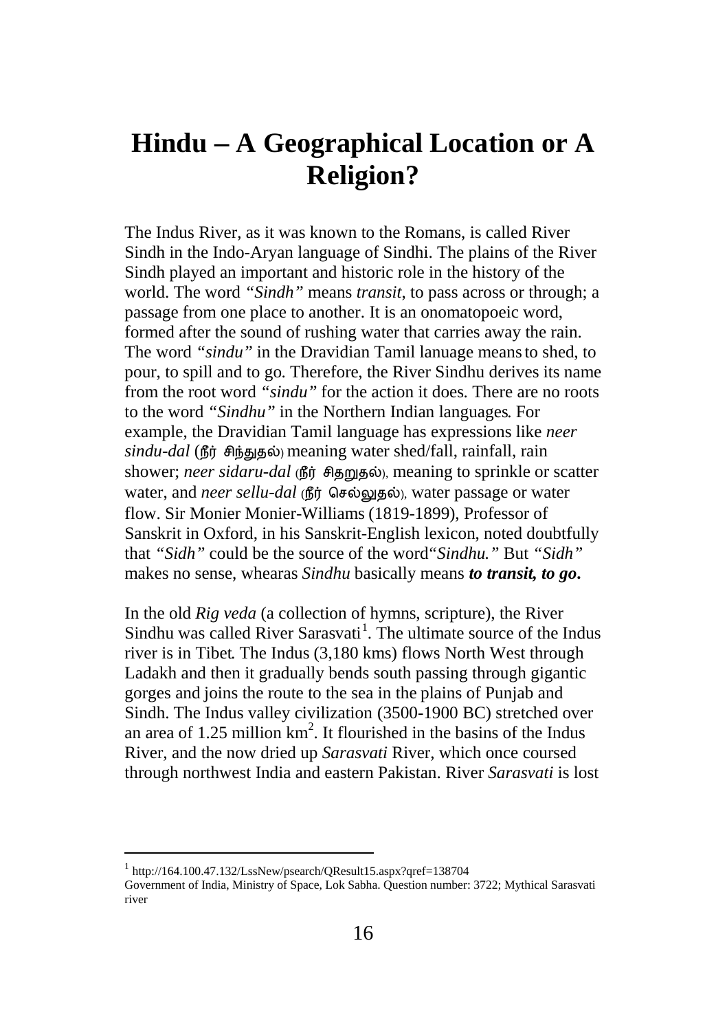# Hindu – A Geographical Location or A Religion?

The Indus River, as it was known to the Romans, is called River Sindh in the Indo-Aryan language of Sindhi. The plains of the River Sindh played an important and historic role in the history of the world. The word *"Sindh"* means *transit*, to pass across or through; a passage from one place to another. It is an onomatopoeic word, formed after the sound of rushing water that carries away the rain. The word *"sindu"* in the Dravidian Tamil lanuage means to shed, to pour, to spill and to go. Therefore, the River Sindhu derives its name from the root word *"sindu"* for the action it does. There are no roots to the word *"Sindhu"* in the Northern Indian languages. For example, the Dravidian Tamil language has expressions like *neer sindu-dal* (நீர் சிந்துதல்) meaning water shed/fall, rainfall, rain shower; *neer sidaru-dal* (நீர் சிதறுதல்), meaning to sprinkle or scatter water, and *neer sellu-dal* (நீர் செல்லுதல்), water passage or water flow. Sir Monier Monier-Williams (1819-1899), Professor of Sanskrit in Oxford, in his Sanskrit-English lexicon, noted doubtfully that *"Sidh"* could be the source of the word *"Sindhu."* But *"Sidh"* makes no sense, whearas *Sindhu* basically means ***to transit, to go*.**

In the old *Rig veda* (a collection of hymns, scripture), the River Sindhu was called River Sarasvati[1]. The ultimate source of the Indus river is in Tibet. The Indus (3,180 kms) flows North West through Ladakh and then it gradually bends south passing through gigantic gorges and joins the route to the sea in the plains of Punjab and Sindh. The Indus valley civilization (3500-1900 BC) stretched over an area of 1.25 million km$^2$. It flourished in the basins of the Indus River, and the now dried up *Sarasvati* River, which once coursed through northwest India and eastern Pakistan. River *Sarasvati* is lost

---

[1] http://164.100.47.132/LssNew/psearch/QResult15.aspx?qref=138704
Government of India, Ministry of Space, Lok Sabha. Question number: 3722; Mythical Sarasvati river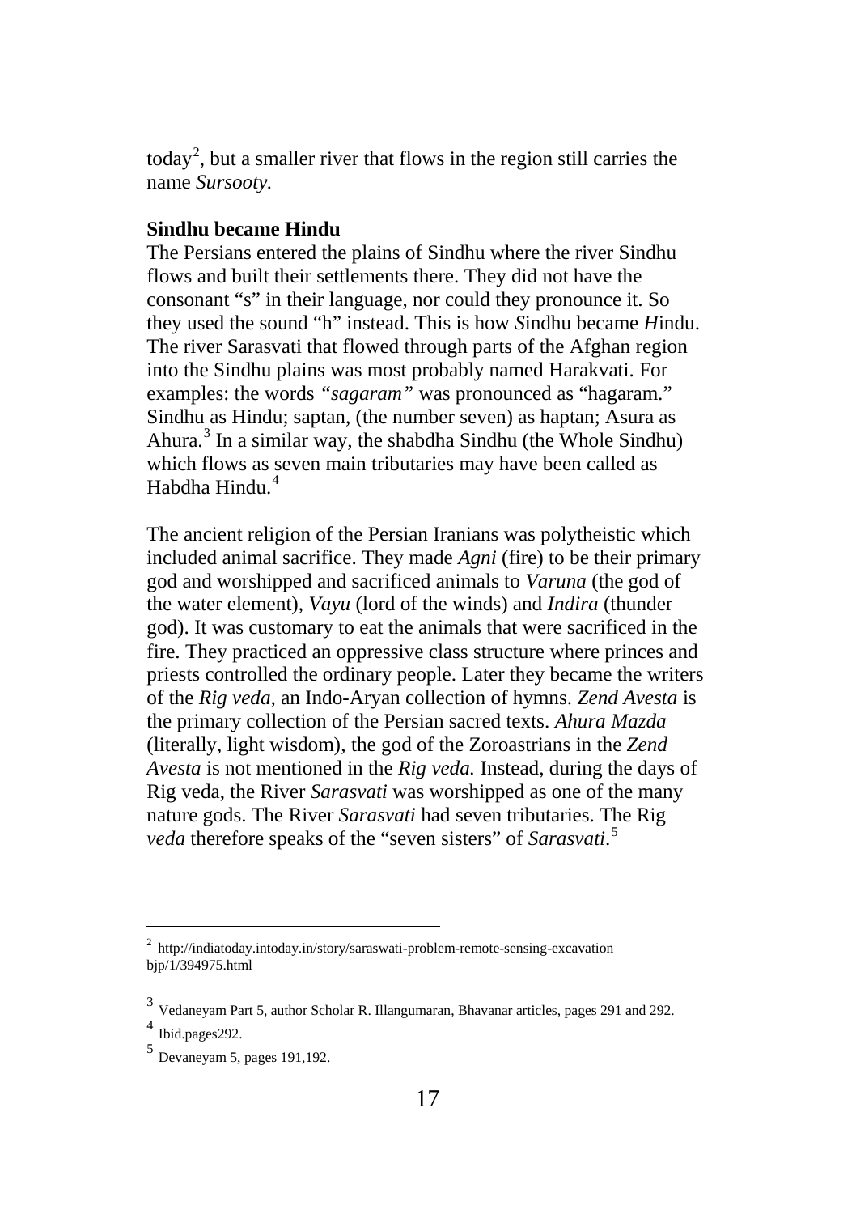today[2], but a smaller river that flows in the region still carries the name *Sursooty.*

**Sindhu became Hindu**

The Persians entered the plains of Sindhu where the river Sindhu flows and built their settlements there. They did not have the consonant "s" in their language, nor could they pronounce it. So they used the sound "h" instead. This is how *S*indhu became *H*indu. The river Sarasvati that flowed through parts of the Afghan region into the Sindhu plains was most probably named Harakvati. For examples: the words *"sagaram"* was pronounced as "hagaram." Sindhu as Hindu; saptan, (the number seven) as haptan; Asura as Ahura.[3] In a similar way, the shabdha Sindhu (the Whole Sindhu) which flows as seven main tributaries may have been called as Habdha Hindu.[4]

The ancient religion of the Persian Iranians was polytheistic which included animal sacrifice. They made *Agni* (fire) to be their primary god and worshipped and sacrificed animals to *Varuna* (the god of the water element), *Vayu* (lord of the winds) and *Indira* (thunder god). It was customary to eat the animals that were sacrificed in the fire. They practiced an oppressive class structure where princes and priests controlled the ordinary people. Later they became the writers of the *Rig veda*, an Indo-Aryan collection of hymns. *Zend Avesta* is the primary collection of the Persian sacred texts. *Ahura Mazda* (literally, light wisdom), the god of the Zoroastrians in the *Zend Avesta* is not mentioned in the *Rig veda.* Instead, during the days of Rig veda, the River *Sarasvati* was worshipped as one of the many nature gods. The River *Sarasvati* had seven tributaries. The Rig *veda* therefore speaks of the "seven sisters" of *Sarasvati*.[5]

---

[2] http://indiatoday.intoday.in/story/saraswati-problem-remote-sensing-excavation bjp/1/394975.html

[3] Vedaneyam Part 5, author Scholar R. Illangumaran, Bhavanar articles, pages 291 and 292.

[4] Ibid.pages292.

[5] Devaneyam 5, pages 191,192.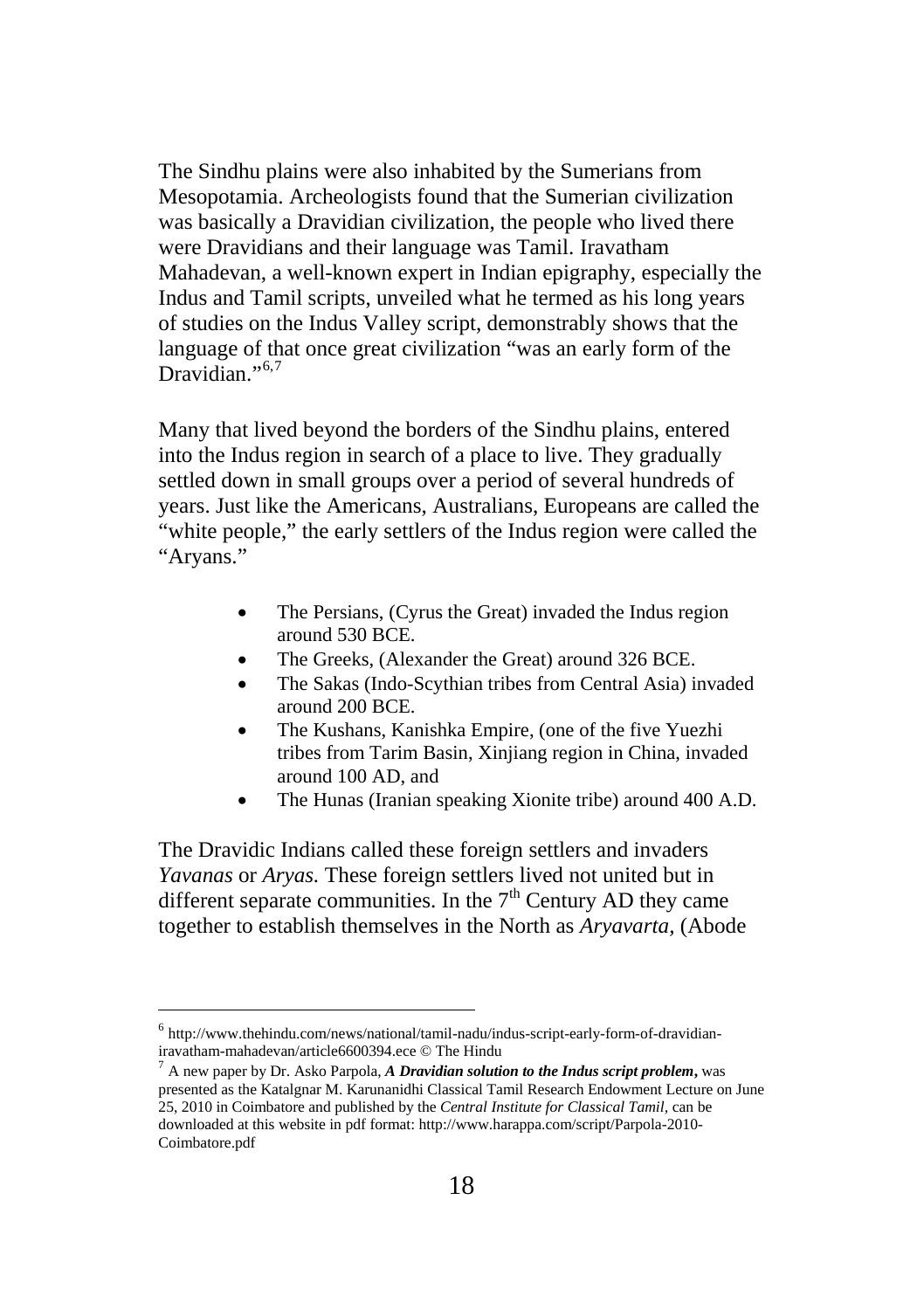The Sindhu plains were also inhabited by the Sumerians from Mesopotamia. Archeologists found that the Sumerian civilization was basically a Dravidian civilization, the people who lived there were Dravidians and their language was Tamil. Iravatham Mahadevan, a well-known expert in Indian epigraphy, especially the Indus and Tamil scripts, unveiled what he termed as his long years of studies on the Indus Valley script, demonstrably shows that the language of that once great civilization "was an early form of the Dravidian."[6,7]

Many that lived beyond the borders of the Sindhu plains, entered into the Indus region in search of a place to live. They gradually settled down in small groups over a period of several hundreds of years. Just like the Americans, Australians, Europeans are called the "white people," the early settlers of the Indus region were called the "Aryans."

- The Persians, (Cyrus the Great) invaded the Indus region around 530 BCE.
- The Greeks, (Alexander the Great) around 326 BCE.
- The Sakas (Indo-Scythian tribes from Central Asia) invaded around 200 BCE.
- The Kushans, Kanishka Empire, (one of the five Yuezhi tribes from Tarim Basin, Xinjiang region in China, invaded around 100 AD, and
- The Hunas (Iranian speaking Xionite tribe) around 400 A.D.

The Dravidic Indians called these foreign settlers and invaders *Yavanas* or *Aryas.* These foreign settlers lived not united but in different separate communities. In the 7th Century AD they came together to establish themselves in the North as *Aryavarta*, (Abode

---

[6] http://www.thehindu.com/news/national/tamil-nadu/indus-script-early-form-of-dravidian-iravatham-mahadevan/article6600394.ece © The Hindu

[7] A new paper by Dr. Asko Parpola, ***A Dravidian solution to the Indus script problem*****,** was presented as the Katalgnar M. Karunanidhi Classical Tamil Research Endowment Lecture on June 25, 2010 in Coimbatore and published by the *Central Institute for Classical Tamil*, can be downloaded at this website in pdf format: http://www.harappa.com/script/Parpola-2010-Coimbatore.pdf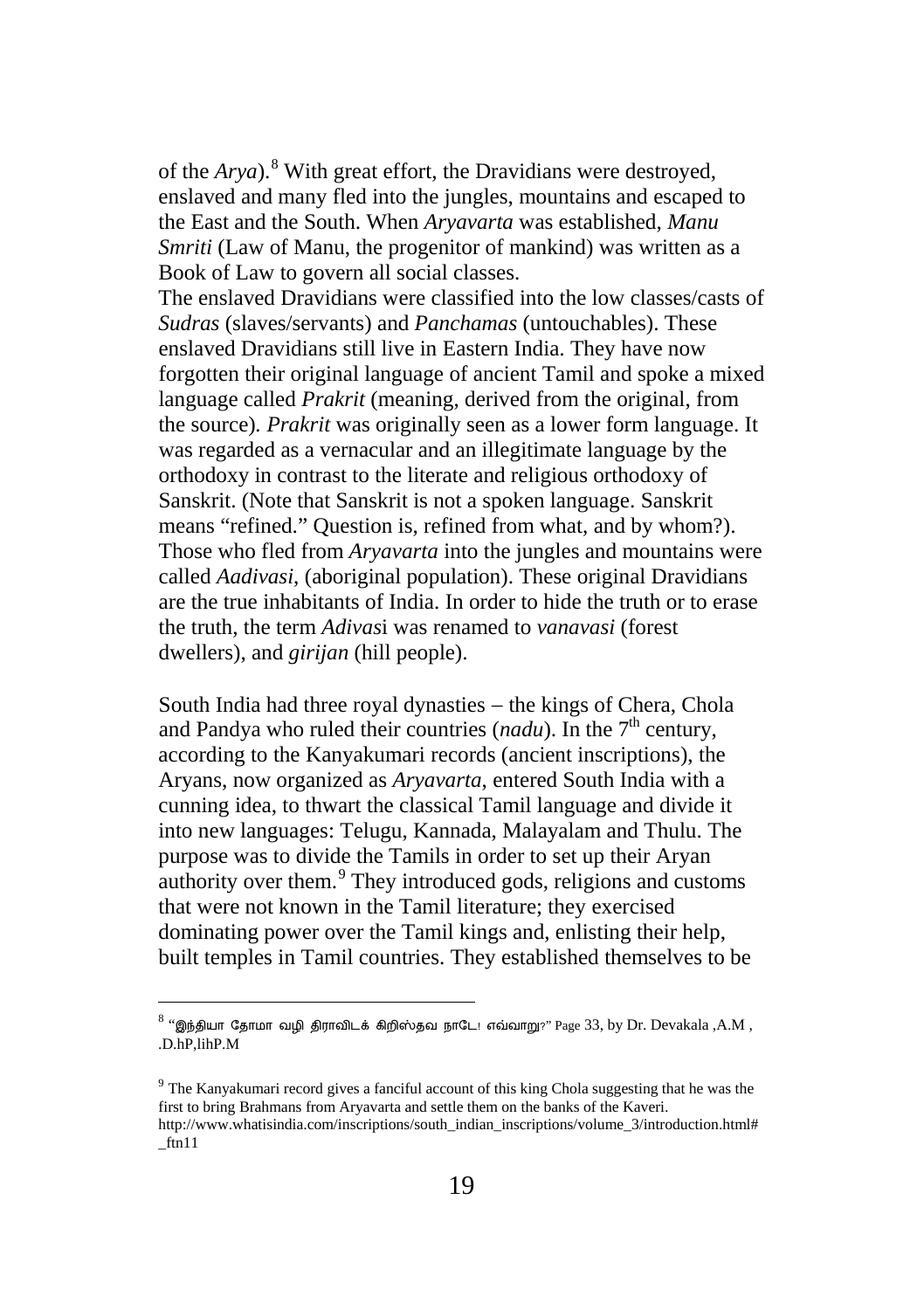of the *Arya*).[8] With great effort, the Dravidians were destroyed, enslaved and many fled into the jungles, mountains and escaped to the East and the South. When *Aryavarta* was established, *Manu Smriti* (Law of Manu, the progenitor of mankind) was written as a Book of Law to govern all social classes.

The enslaved Dravidians were classified into the low classes/casts of *Sudras* (slaves/servants) and *Panchamas* (untouchables). These enslaved Dravidians still live in Eastern India. They have now forgotten their original language of ancient Tamil and spoke a mixed language called *Prakrit* (meaning, derived from the original, from the source). *Prakrit* was originally seen as a lower form language. It was regarded as a vernacular and an illegitimate language by the orthodoxy in contrast to the literate and religious orthodoxy of Sanskrit. (Note that Sanskrit is not a spoken language. Sanskrit means "refined." Question is, refined from what, and by whom?). Those who fled from *Aryavarta* into the jungles and mountains were called *Aadivasi*, (aboriginal population). These original Dravidians are the true inhabitants of India. In order to hide the truth or to erase the truth, the term *Adivas*i was renamed to *vanavasi* (forest dwellers), and *girijan* (hill people).

South India had three royal dynasties – the kings of Chera, Chola and Pandya who ruled their countries (*nadu*). In the 7th century, according to the Kanyakumari records (ancient inscriptions), the Aryans, now organized as *Aryavarta*, entered South India with a cunning idea, to thwart the classical Tamil language and divide it into new languages: Telugu, Kannada, Malayalam and Thulu. The purpose was to divide the Tamils in order to set up their Aryan authority over them.[9] They introduced gods, religions and customs that were not known in the Tamil literature; they exercised dominating power over the Tamil kings and, enlisting their help, built temples in Tamil countries. They established themselves to be

---

[8] "இந்தியா தோமா வழி திராவிடக் கிறிஸ்தவ நாடே! எவ்வாறு?" Page 33, by Dr. Devakala ,A.M , .D.hP,lihP.M

[9] The Kanyakumari record gives a fanciful account of this king Chola suggesting that he was the first to bring Brahmans from Aryavarta and settle them on the banks of the Kaveri. http://www.whatisindia.com/inscriptions/south_indian_inscriptions/volume_3/introduction.html#_ftn11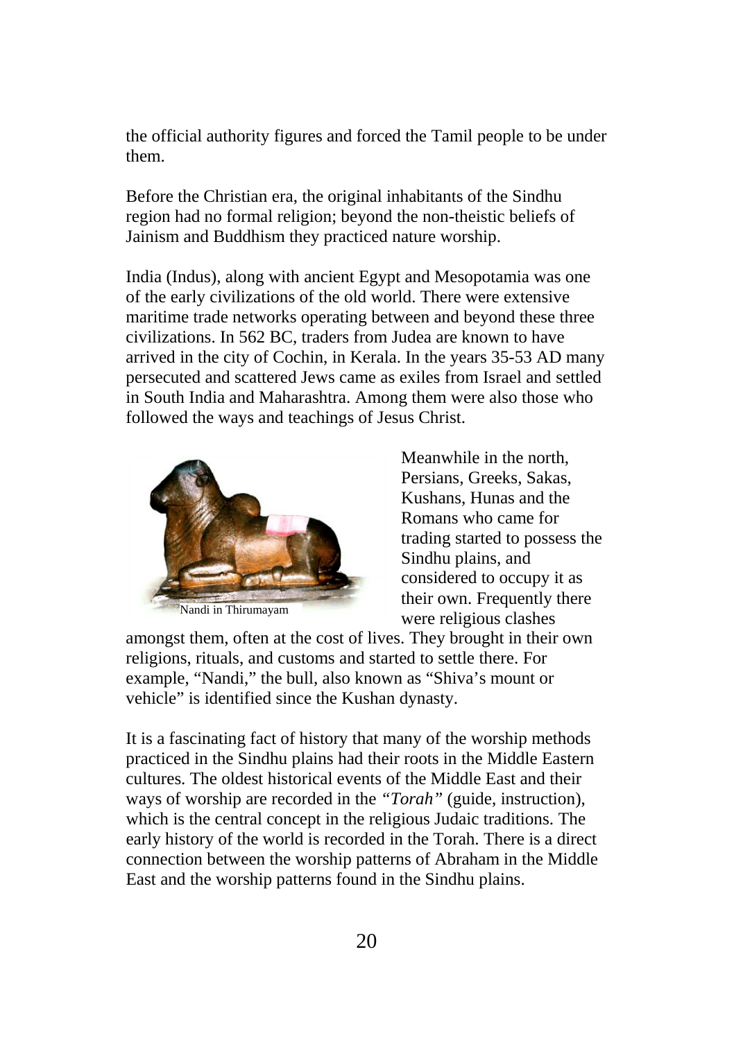the official authority figures and forced the Tamil people to be under them.

Before the Christian era, the original inhabitants of the Sindhu region had no formal religion; beyond the non-theistic beliefs of Jainism and Buddhism they practiced nature worship.

India (Indus), along with ancient Egypt and Mesopotamia was one of the early civilizations of the old world. There were extensive maritime trade networks operating between and beyond these three civilizations. In 562 BC, traders from Judea are known to have arrived in the city of Cochin, in Kerala. In the years 35-53 AD many persecuted and scattered Jews came as exiles from Israel and settled in South India and Maharashtra. Among them were also those who followed the ways and teachings of Jesus Christ.

Nandi in Thirumayam

Meanwhile in the north, Persians, Greeks, Sakas, Kushans, Hunas and the Romans who came for trading started to possess the Sindhu plains, and considered to occupy it as their own. Frequently there were religious clashes amongst them, often at the cost of lives. They brought in their own religions, rituals, and customs and started to settle there. For example, "Nandi," the bull, also known as "Shiva's mount or vehicle" is identified since the Kushan dynasty.

It is a fascinating fact of history that many of the worship methods practiced in the Sindhu plains had their roots in the Middle Eastern cultures. The oldest historical events of the Middle East and their ways of worship are recorded in the *"Torah"* (guide, instruction), which is the central concept in the religious Judaic traditions. The early history of the world is recorded in the Torah. There is a direct connection between the worship patterns of Abraham in the Middle East and the worship patterns found in the Sindhu plains.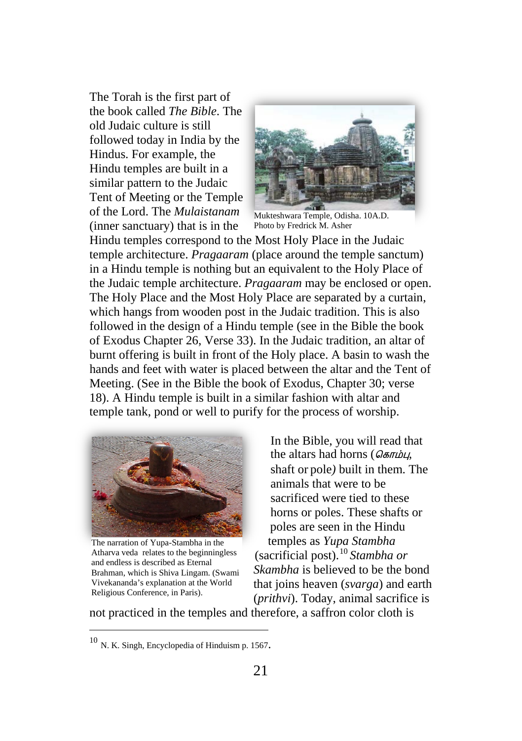The Torah is the first part of the book called *The Bible*. The old Judaic culture is still followed today in India by the Hindus. For example, the Hindu temples are built in a similar pattern to the Judaic Tent of Meeting or the Temple of the Lord. The *Mulaistanam* (inner sanctuary) that is in the Hindu temples correspond to the Most Holy Place in the Judaic temple architecture. *Pragaaram* (place around the temple sanctum) in a Hindu temple is nothing but an equivalent to the Holy Place of the Judaic temple architecture. *Pragaaram* may be enclosed or open. The Holy Place and the Most Holy Place are separated by a curtain, which hangs from wooden post in the Judaic tradition. This is also followed in the design of a Hindu temple (see in the Bible the book of Exodus Chapter 26, Verse 33). In the Judaic tradition, an altar of burnt offering is built in front of the Holy place. A basin to wash the hands and feet with water is placed between the altar and the Tent of Meeting. (See in the Bible the book of Exodus, Chapter 30; verse 18). A Hindu temple is built in a similar fashion with altar and temple tank, pond or well to purify for the process of worship.

Mukteshwara Temple, Odisha. 10A.D. Photo by Fredrick M. Asher

In the Bible, you will read that the altars had horns (*கொம்பு*, shaft or pole*)* built in them. The animals that were to be sacrificed were tied to these horns or poles. These shafts or poles are seen in the Hindu temples as *Yupa Stambha* (sacrificial post).[10] *Stambha or Skambha* is believed to be the bond that joins heaven (*svarga*) and earth (*prithvi*). Today, animal sacrifice is not practiced in the temples and therefore, a saffron color cloth is

The narration of Yupa-Stambha in the Atharva veda relates to the beginningless and endless is described as Eternal Brahman, which is Shiva Lingam. (Swami Vivekananda's explanation at the World Religious Conference, in Paris).

---

[10] N. K. Singh, Encyclopedia of Hinduism p. 1567.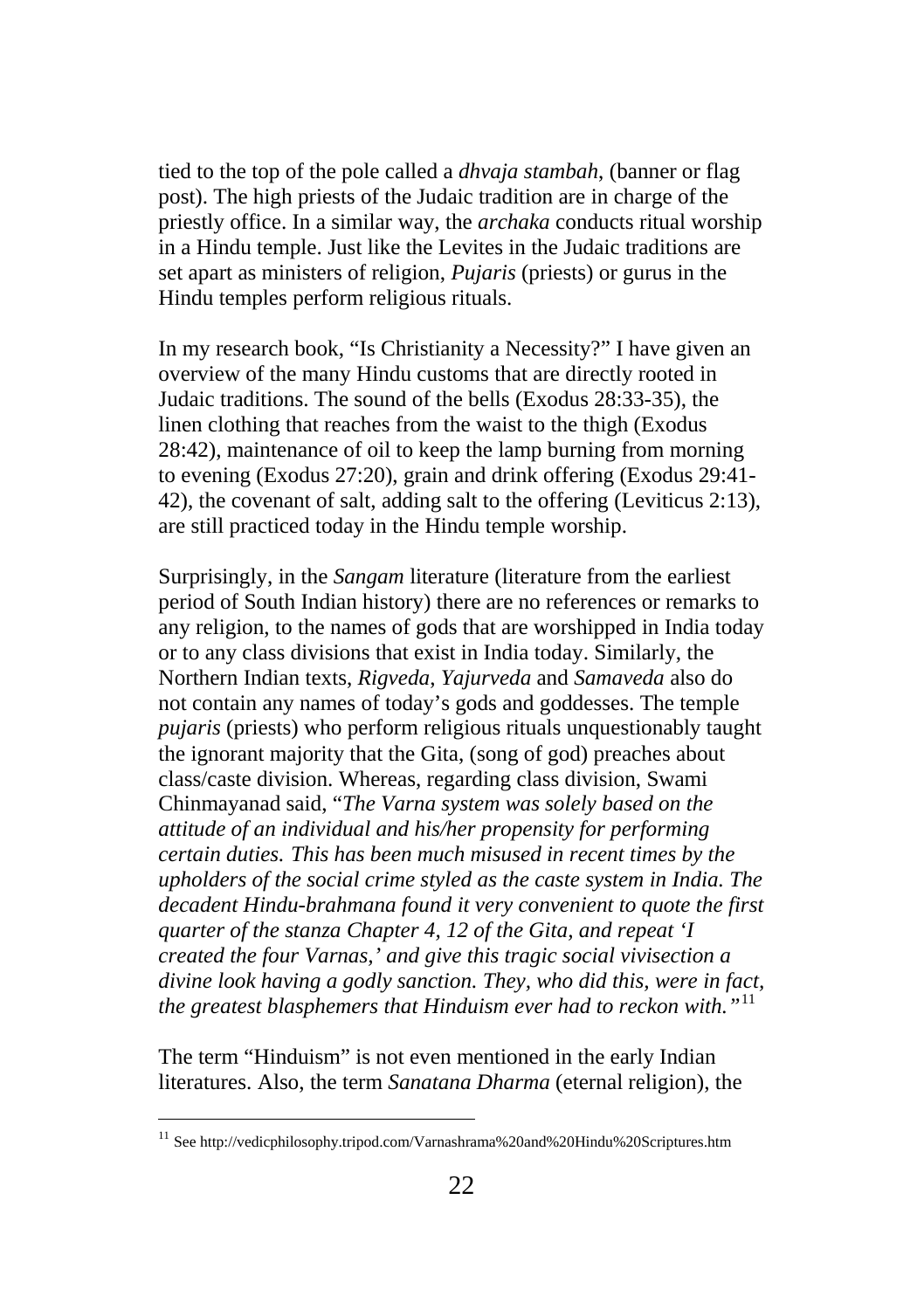tied to the top of the pole called a *dhvaja stambah*, (banner or flag post). The high priests of the Judaic tradition are in charge of the priestly office. In a similar way, the *archaka* conducts ritual worship in a Hindu temple. Just like the Levites in the Judaic traditions are set apart as ministers of religion, *Pujaris* (priests) or gurus in the Hindu temples perform religious rituals.

In my research book, "Is Christianity a Necessity?" I have given an overview of the many Hindu customs that are directly rooted in Judaic traditions. The sound of the bells (Exodus 28:33-35), the linen clothing that reaches from the waist to the thigh (Exodus 28:42), maintenance of oil to keep the lamp burning from morning to evening (Exodus 27:20), grain and drink offering (Exodus 29:41-42), the covenant of salt, adding salt to the offering (Leviticus 2:13), are still practiced today in the Hindu temple worship.

Surprisingly, in the *Sangam* literature (literature from the earliest period of South Indian history) there are no references or remarks to any religion, to the names of gods that are worshipped in India today or to any class divisions that exist in India today. Similarly, the Northern Indian texts*, Rigveda*, *Yajurveda* and *Samaveda* also do not contain any names of today's gods and goddesses. The temple *pujaris* (priests) who perform religious rituals unquestionably taught the ignorant majority that the Gita, (song of god) preaches about class/caste division. Whereas, regarding class division, Swami Chinmayanad said, "*The Varna system was solely based on the attitude of an individual and his/her propensity for performing certain duties. This has been much misused in recent times by the upholders of the social crime styled as the caste system in India. The decadent Hindu-brahmana found it very convenient to quote the first quarter of the stanza Chapter 4, 12 of the Gita, and repeat 'I created the four Varnas,' and give this tragic social vivisection a divine look having a godly sanction. They, who did this, were in fact, the greatest blasphemers that Hinduism ever had to reckon with."*[11]

The term "Hinduism" is not even mentioned in the early Indian literatures. Also, the term *Sanatana Dharma* (eternal religion), the

[11] See http://vedicphilosophy.tripod.com/Varnashrama%20and%20Hindu%20Scriptures.htm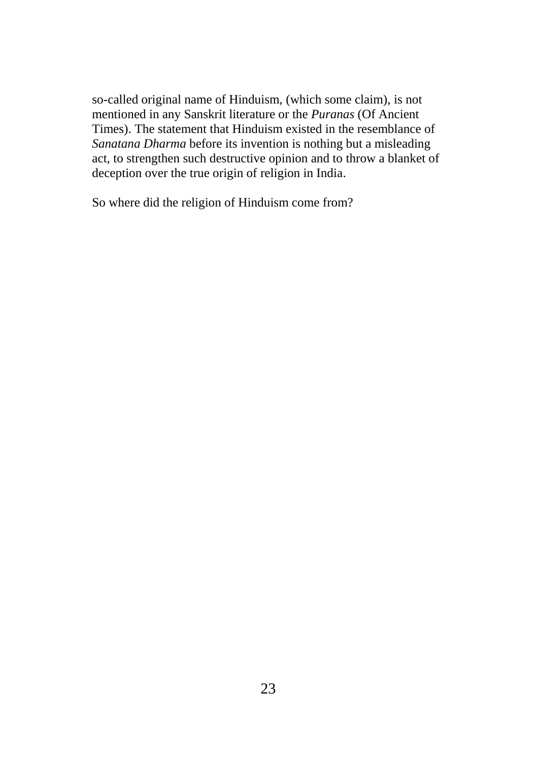so-called original name of Hinduism, (which some claim), is not mentioned in any Sanskrit literature or the *Puranas* (Of Ancient Times). The statement that Hinduism existed in the resemblance of *Sanatana Dharma* before its invention is nothing but a misleading act, to strengthen such destructive opinion and to throw a blanket of deception over the true origin of religion in India.

So where did the religion of Hinduism come from?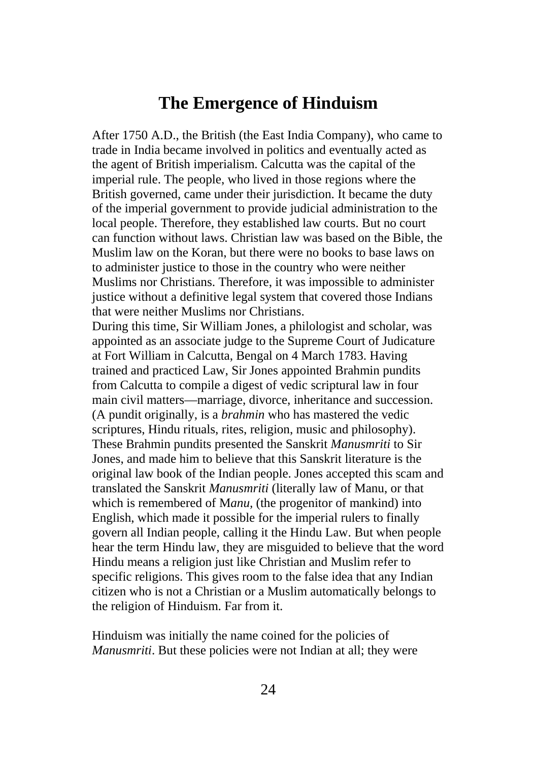# The Emergence of Hinduism

After 1750 A.D., the British (the East India Company), who came to trade in India became involved in politics and eventually acted as the agent of British imperialism. Calcutta was the capital of the imperial rule. The people, who lived in those regions where the British governed, came under their jurisdiction. It became the duty of the imperial government to provide judicial administration to the local people. Therefore, they established law courts. But no court can function without laws. Christian law was based on the Bible, the Muslim law on the Koran, but there were no books to base laws on to administer justice to those in the country who were neither Muslims nor Christians. Therefore, it was impossible to administer justice without a definitive legal system that covered those Indians that were neither Muslims nor Christians.

During this time, Sir William Jones, a philologist and scholar, was appointed as an associate judge to the Supreme Court of Judicature at Fort William in Calcutta, Bengal on 4 March 1783. Having trained and practiced Law, Sir Jones appointed Brahmin pundits from Calcutta to compile a digest of vedic scriptural law in four main civil matters—marriage, divorce, inheritance and succession. (A pundit originally, is a *brahmin* who has mastered the vedic scriptures, Hindu rituals, rites, religion, music and philosophy). These Brahmin pundits presented the Sanskrit *Manusmriti* to Sir Jones, and made him to believe that this Sanskrit literature is the original law book of the Indian people. Jones accepted this scam and translated the Sanskrit *Manusmriti* (literally law of Manu, or that which is remembered of M*anu*, (the progenitor of mankind) into English, which made it possible for the imperial rulers to finally govern all Indian people, calling it the Hindu Law. But when people hear the term Hindu law, they are misguided to believe that the word Hindu means a religion just like Christian and Muslim refer to specific religions. This gives room to the false idea that any Indian citizen who is not a Christian or a Muslim automatically belongs to the religion of Hinduism. Far from it.

Hinduism was initially the name coined for the policies of *Manusmriti*. But these policies were not Indian at all; they were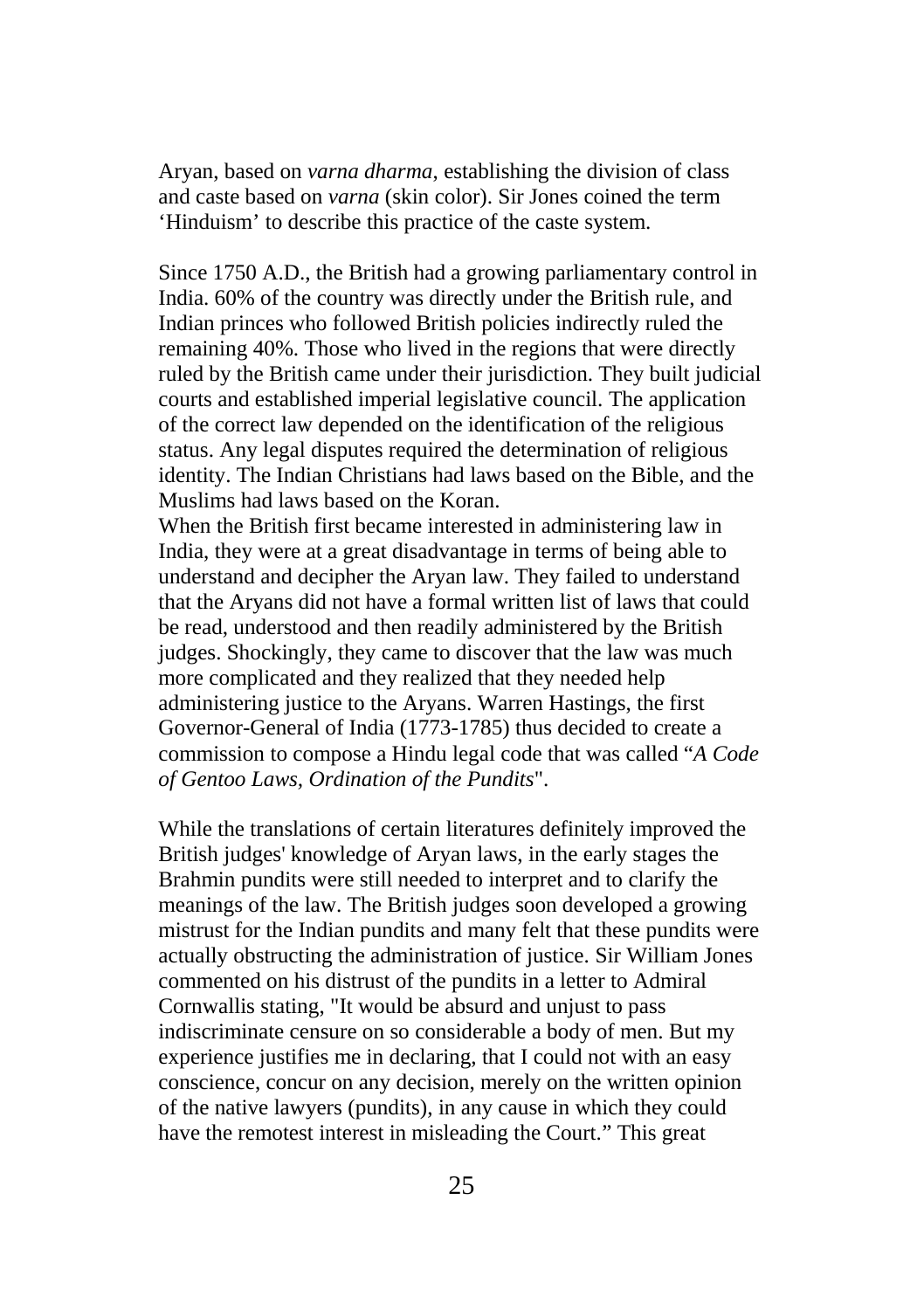Aryan, based on *varna dharma*, establishing the division of class and caste based on *varna* (skin color). Sir Jones coined the term 'Hinduism' to describe this practice of the caste system.

Since 1750 A.D., the British had a growing parliamentary control in India. 60% of the country was directly under the British rule, and Indian princes who followed British policies indirectly ruled the remaining 40%. Those who lived in the regions that were directly ruled by the British came under their jurisdiction. They built judicial courts and established imperial legislative council. The application of the correct law depended on the identification of the religious status. Any legal disputes required the determination of religious identity. The Indian Christians had laws based on the Bible, and the Muslims had laws based on the Koran.
When the British first became interested in administering law in India, they were at a great disadvantage in terms of being able to understand and decipher the Aryan law. They failed to understand that the Aryans did not have a formal written list of laws that could be read, understood and then readily administered by the British judges. Shockingly, they came to discover that the law was much more complicated and they realized that they needed help administering justice to the Aryans. Warren Hastings, the first Governor-General of India (1773-1785) thus decided to create a commission to compose a Hindu legal code that was called "*A Code of Gentoo Laws, Ordination of the Pundits*".

While the translations of certain literatures definitely improved the British judges' knowledge of Aryan laws, in the early stages the Brahmin pundits were still needed to interpret and to clarify the meanings of the law. The British judges soon developed a growing mistrust for the Indian pundits and many felt that these pundits were actually obstructing the administration of justice. Sir William Jones commented on his distrust of the pundits in a letter to Admiral Cornwallis stating, "It would be absurd and unjust to pass indiscriminate censure on so considerable a body of men. But my experience justifies me in declaring, that I could not with an easy conscience, concur on any decision, merely on the written opinion of the native lawyers (pundits), in any cause in which they could have the remotest interest in misleading the Court." This great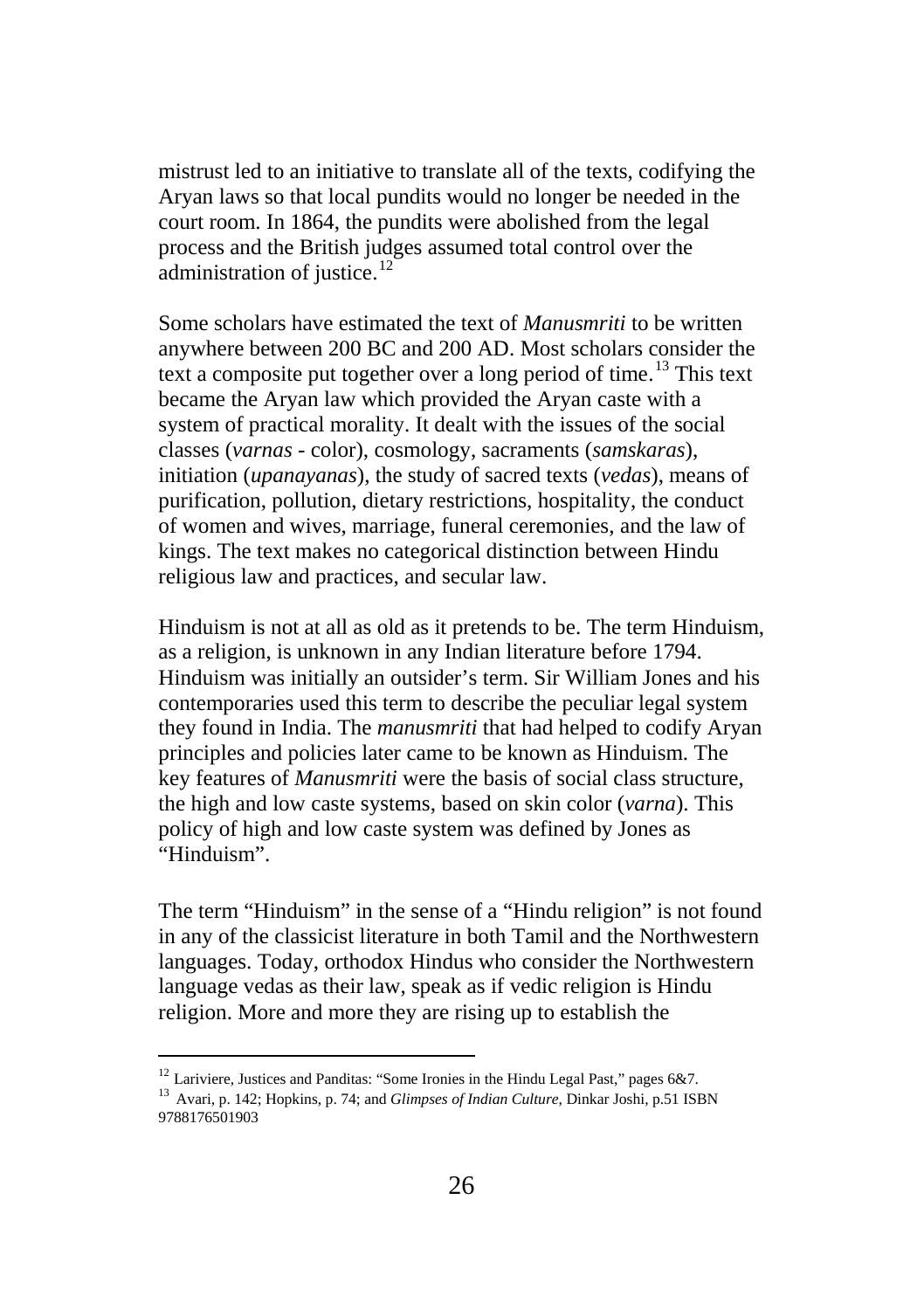mistrust led to an initiative to translate all of the texts, codifying the Aryan laws so that local pundits would no longer be needed in the court room. In 1864, the pundits were abolished from the legal process and the British judges assumed total control over the administration of justice.[12]

Some scholars have estimated the text of *Manusmriti* to be written anywhere between 200 BC and 200 AD. Most scholars consider the text a composite put together over a long period of time.[13] This text became the Aryan law which provided the Aryan caste with a system of practical morality. It dealt with the issues of the social classes (*varnas* - color), cosmology, sacraments (*samskaras*), initiation (*upanayanas*), the study of sacred texts (*vedas*), means of purification, pollution, dietary restrictions, hospitality, the conduct of women and wives, marriage, funeral ceremonies, and the law of kings. The text makes no categorical distinction between Hindu religious law and practices, and secular law.

Hinduism is not at all as old as it pretends to be. The term Hinduism, as a religion, is unknown in any Indian literature before 1794. Hinduism was initially an outsider's term. Sir William Jones and his contemporaries used this term to describe the peculiar legal system they found in India. The *manusmriti* that had helped to codify Aryan principles and policies later came to be known as Hinduism. The key features of *Manusmriti* were the basis of social class structure, the high and low caste systems, based on skin color (*varna*). This policy of high and low caste system was defined by Jones as "Hinduism".

The term "Hinduism" in the sense of a "Hindu religion" is not found in any of the classicist literature in both Tamil and the Northwestern languages. Today, orthodox Hindus who consider the Northwestern language vedas as their law, speak as if vedic religion is Hindu religion. More and more they are rising up to establish the

---

[12] Lariviere, Justices and Panditas: "Some Ironies in the Hindu Legal Past," pages 6&7.

[13] Avari, p. 142; Hopkins, p. 74; and *Glimpses of Indian Culture*, Dinkar Joshi, p.51 ISBN 9788176501903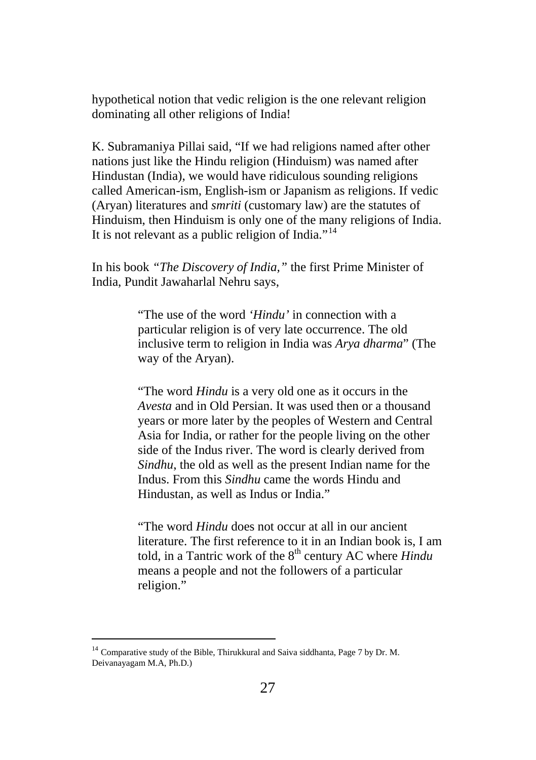hypothetical notion that vedic religion is the one relevant religion dominating all other religions of India!

K. Subramaniya Pillai said, "If we had religions named after other nations just like the Hindu religion (Hinduism) was named after Hindustan (India), we would have ridiculous sounding religions called American-ism, English-ism or Japanism as religions. If vedic (Aryan) literatures and *smriti* (customary law) are the statutes of Hinduism, then Hinduism is only one of the many religions of India. It is not relevant as a public religion of India."[14]

In his book *"The Discovery of India,"* the first Prime Minister of India, Pundit Jawaharlal Nehru says,

> "The use of the word *'Hindu'* in connection with a particular religion is of very late occurrence. The old inclusive term to religion in India was *Arya dharma*" (The way of the Aryan).
>
> "The word *Hindu* is a very old one as it occurs in the *Avesta* and in Old Persian. It was used then or a thousand years or more later by the peoples of Western and Central Asia for India, or rather for the people living on the other side of the Indus river. The word is clearly derived from *Sindhu*, the old as well as the present Indian name for the Indus. From this *Sindhu* came the words Hindu and Hindustan, as well as Indus or India."
>
> "The word *Hindu* does not occur at all in our ancient literature. The first reference to it in an Indian book is, I am told, in a Tantric work of the 8th century AC where *Hindu* means a people and not the followers of a particular religion."

---

[14] Comparative study of the Bible, Thirukkural and Saiva siddhanta, Page 7 by Dr. M. Deivanayagam M.A, Ph.D.)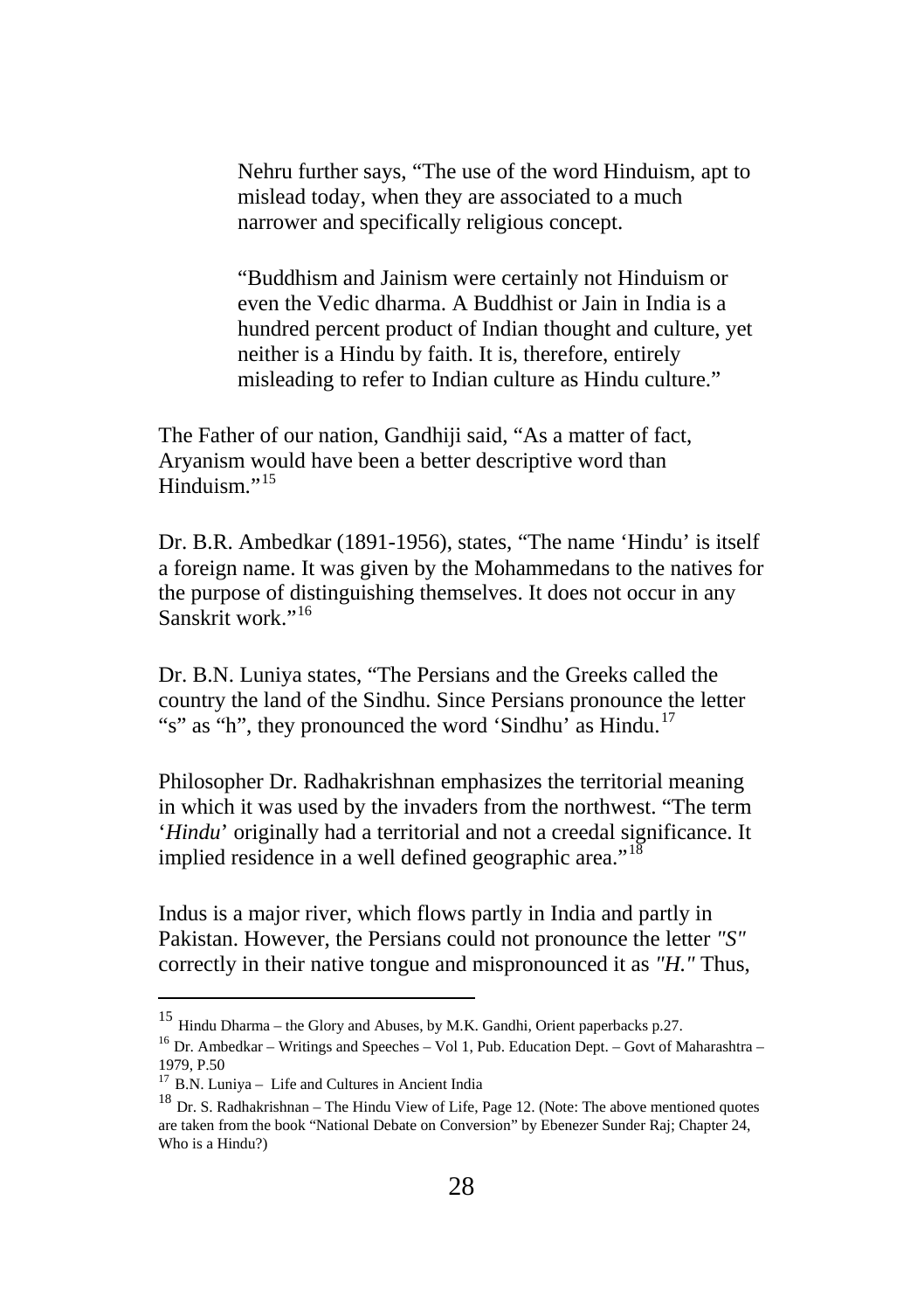> Nehru further says, “The use of the word Hinduism, apt to mislead today, when they are associated to a much narrower and specifically religious concept.
>
> “Buddhism and Jainism were certainly not Hinduism or even the Vedic dharma. A Buddhist or Jain in India is a hundred percent product of Indian thought and culture, yet neither is a Hindu by faith. It is, therefore, entirely misleading to refer to Indian culture as Hindu culture.”

The Father of our nation, Gandhiji said, “As a matter of fact, Aryanism would have been a better descriptive word than Hinduism.”[15]

Dr. B.R. Ambedkar (1891-1956), states, “The name ‘Hindu’ is itself a foreign name. It was given by the Mohammedans to the natives for the purpose of distinguishing themselves. It does not occur in any Sanskrit work.”[16]

Dr. B.N. Luniya states, “The Persians and the Greeks called the country the land of the Sindhu. Since Persians pronounce the letter “s” as “h”, they pronounced the word ‘Sindhu’ as Hindu.[17]

Philosopher Dr. Radhakrishnan emphasizes the territorial meaning in which it was used by the invaders from the northwest. “The term ‘*Hindu*’ originally had a territorial and not a creedal significance. It implied residence in a well defined geographic area.”[18]

Indus is a major river, which flows partly in India and partly in Pakistan. However, the Persians could not pronounce the letter *"S"* correctly in their native tongue and mispronounced it as *"H."* Thus,

---

[15] Hindu Dharma – the Glory and Abuses, by M.K. Gandhi, Orient paperbacks p.27.

[16] Dr. Ambedkar – Writings and Speeches – Vol 1, Pub. Education Dept. – Govt of Maharashtra – 1979, P.50

[17] B.N. Luniya – Life and Cultures in Ancient India

[18] Dr. S. Radhakrishnan – The Hindu View of Life, Page 12. (Note: The above mentioned quotes are taken from the book “National Debate on Conversion” by Ebenezer Sunder Raj; Chapter 24, Who is a Hindu?)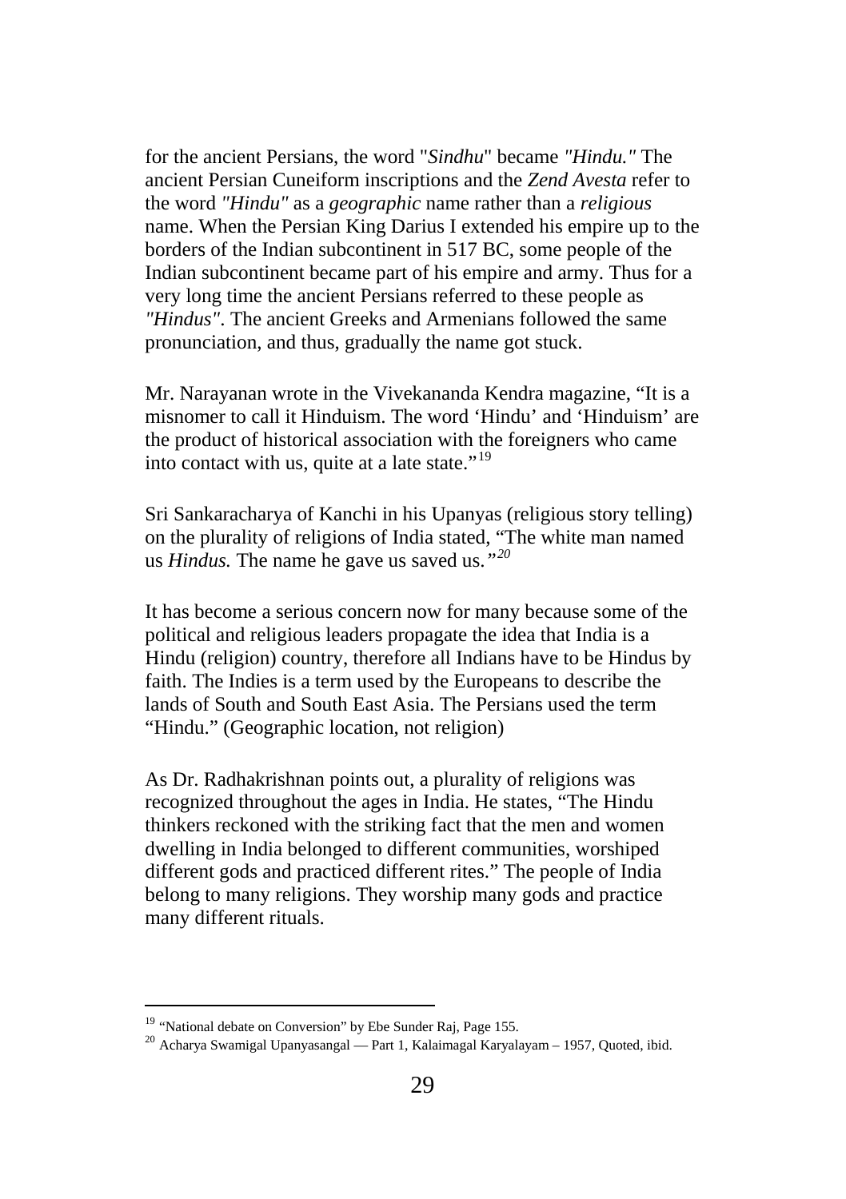for the ancient Persians, the word "*Sindhu*" became *"Hindu."* The ancient Persian Cuneiform inscriptions and the *Zend Avesta* refer to the word *"Hindu"* as a *geographic* name rather than a *religious* name. When the Persian King Darius I extended his empire up to the borders of the Indian subcontinent in 517 BC, some people of the Indian subcontinent became part of his empire and army. Thus for a very long time the ancient Persians referred to these people as *"Hindus"*. The ancient Greeks and Armenians followed the same pronunciation, and thus, gradually the name got stuck.

Mr. Narayanan wrote in the Vivekananda Kendra magazine, "It is a misnomer to call it Hinduism. The word 'Hindu' and 'Hinduism' are the product of historical association with the foreigners who came into contact with us, quite at a late state."[19]

Sri Sankaracharya of Kanchi in his Upanyas (religious story telling) on the plurality of religions of India stated, "The white man named us *Hindus.* The name he gave us saved us.*"*[20]

It has become a serious concern now for many because some of the political and religious leaders propagate the idea that India is a Hindu (religion) country, therefore all Indians have to be Hindus by faith. The Indies is a term used by the Europeans to describe the lands of South and South East Asia. The Persians used the term "Hindu." (Geographic location, not religion)

As Dr. Radhakrishnan points out, a plurality of religions was recognized throughout the ages in India. He states, "The Hindu thinkers reckoned with the striking fact that the men and women dwelling in India belonged to different communities, worshiped different gods and practiced different rites." The people of India belong to many religions. They worship many gods and practice many different rituals.

---

[19] "National debate on Conversion" by Ebe Sunder Raj, Page 155.

[20] Acharya Swamigal Upanyasangal — Part 1, Kalaimagal Karyalayam – 1957, Quoted, ibid.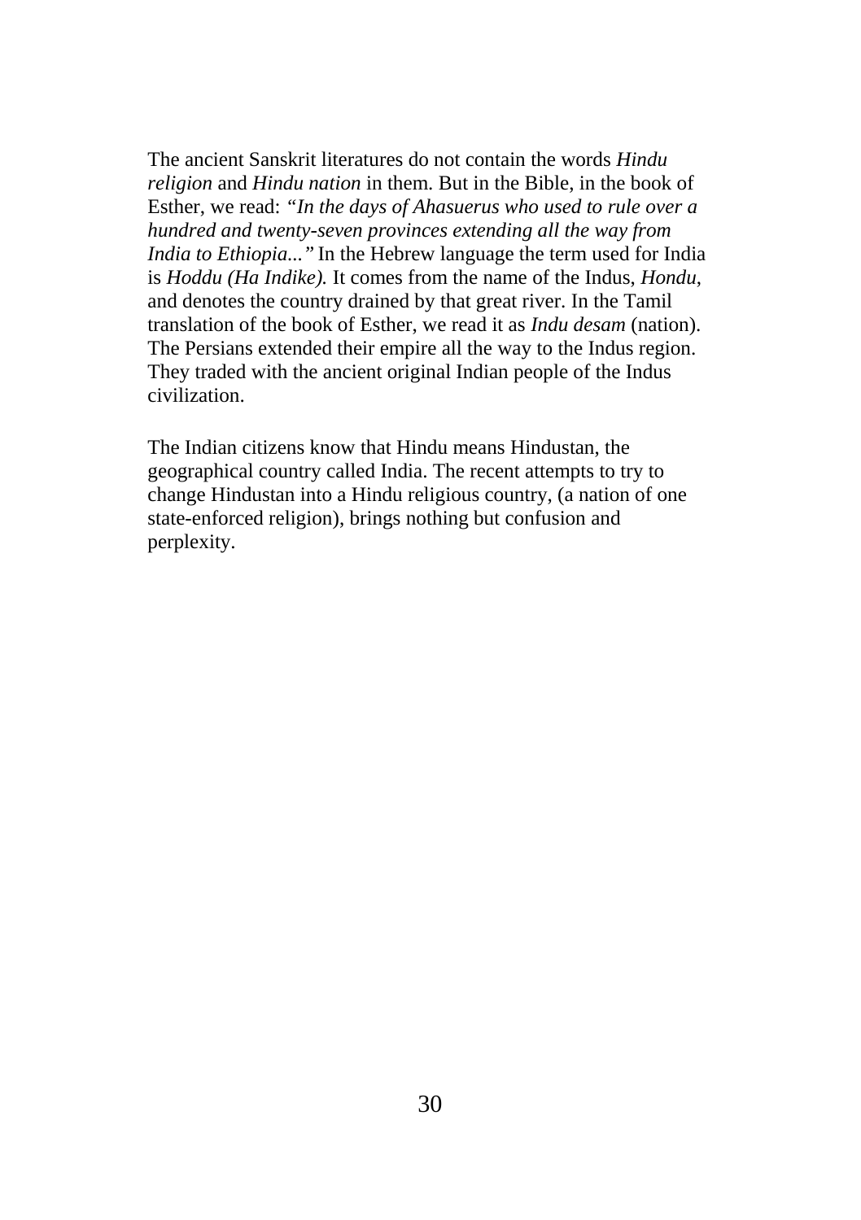The ancient Sanskrit literatures do not contain the words *Hindu religion* and *Hindu nation* in them. But in the Bible, in the book of Esther, we read: *"In the days of Ahasuerus who used to rule over a hundred and twenty-seven provinces extending all the way from India to Ethiopia..."* In the Hebrew language the term used for India is *Hoddu (Ha Indike).* It comes from the name of the Indus, *Hondu*, and denotes the country drained by that great river. In the Tamil translation of the book of Esther, we read it as *Indu desam* (nation). The Persians extended their empire all the way to the Indus region. They traded with the ancient original Indian people of the Indus civilization.

The Indian citizens know that Hindu means Hindustan, the geographical country called India. The recent attempts to try to change Hindustan into a Hindu religious country, (a nation of one state-enforced religion), brings nothing but confusion and perplexity.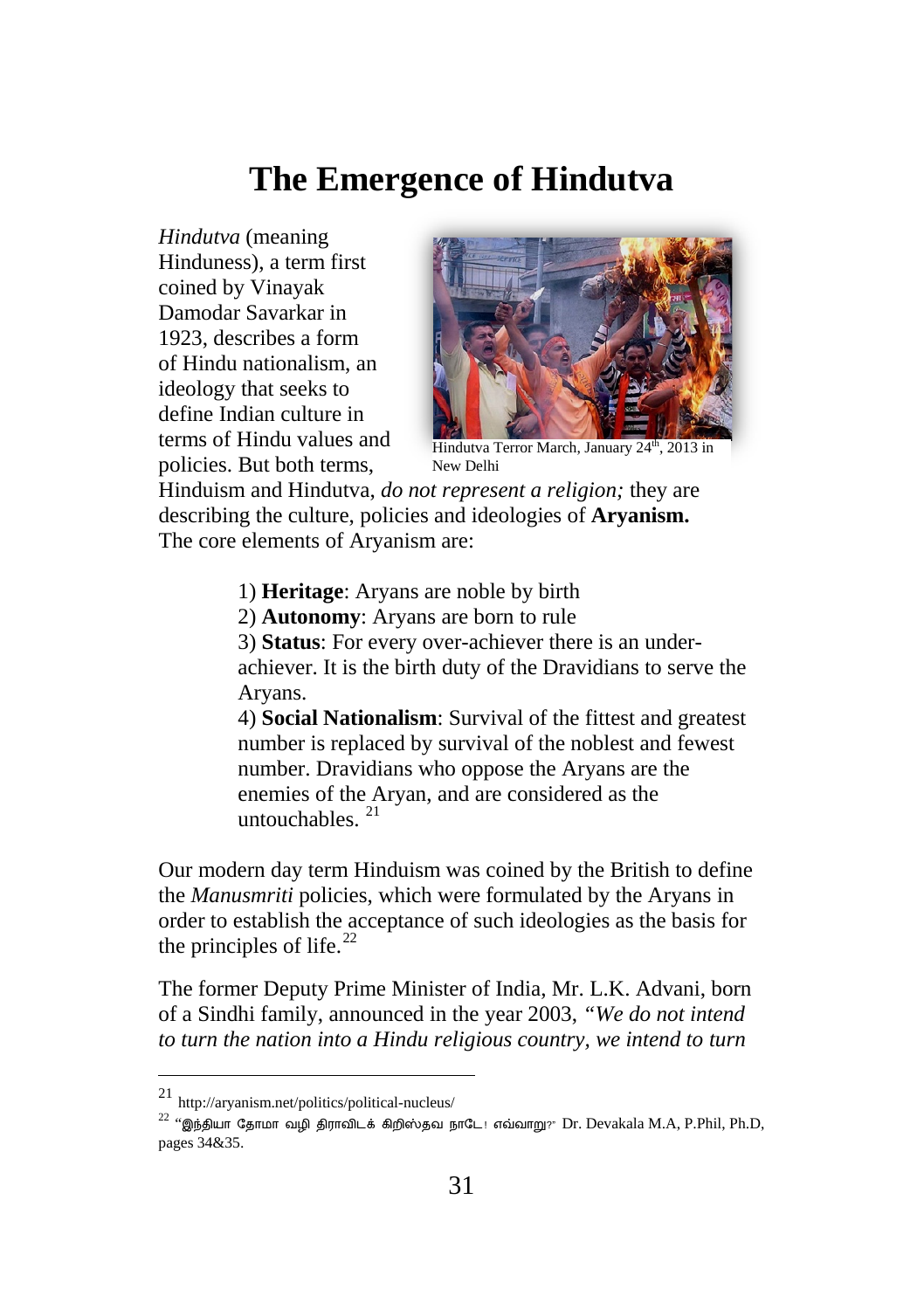# The Emergence of Hindutva

*Hindutva* (meaning Hinduness), a term first coined by Vinayak Damodar Savarkar in 1923, describes a form of Hindu nationalism, an ideology that seeks to define Indian culture in terms of Hindu values and policies. But both terms, Hinduism and Hindutva, *do not represent a religion;* they are describing the culture, policies and ideologies of **Aryanism.** The core elements of Aryanism are:

Hindutva Terror March, January 24th, 2013 in New Delhi

1) **Heritage**: Aryans are noble by birth
2) **Autonomy**: Aryans are born to rule
3) **Status**: For every over-achiever there is an under-achiever. It is the birth duty of the Dravidians to serve the Aryans.
4) **Social Nationalism**: Survival of the fittest and greatest number is replaced by survival of the noblest and fewest number. Dravidians who oppose the Aryans are the enemies of the Aryan, and are considered as the untouchables. [21]

Our modern day term Hinduism was coined by the British to define the *Manusmriti* policies, which were formulated by the Aryans in order to establish the acceptance of such ideologies as the basis for the principles of life.[22]

The former Deputy Prime Minister of India, Mr. L.K. Advani, born of a Sindhi family, announced in the year 2003, *"We do not intend to turn the nation into a Hindu religious country, we intend to turn*

---

[21] http://aryanism.net/politics/political-nucleus/

[22] "இந்தியா தோமா வழி திராவிடக் கிறிஸ்தவ நாடே! எவ்வாறு?" Dr. Devakala M.A, P.Phil, Ph.D, pages 34&35.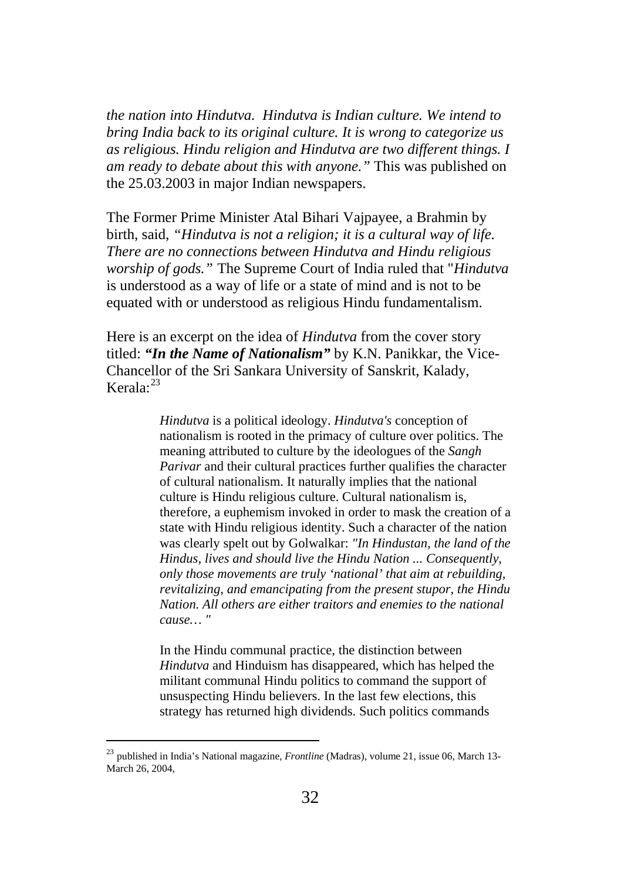*the nation into Hindutva. Hindutva is Indian culture. We intend to bring India back to its original culture. It is wrong to categorize us as religious. Hindu religion and Hindutva are two different things. I am ready to debate about this with anyone."* This was published on the 25.03.2003 in major Indian newspapers.

The Former Prime Minister Atal Bihari Vajpayee, a Brahmin by birth, said, *"Hindutva is not a religion; it is a cultural way of life. There are no connections between Hindutva and Hindu religious worship of gods."* The Supreme Court of India ruled that "*Hindutva* is understood as a way of life or a state of mind and is not to be equated with or understood as religious Hindu fundamentalism.

Here is an excerpt on the idea of *Hindutva* from the cover story titled: ***"In the Name of Nationalism"*** by K.N. Panikkar, the Vice-Chancellor of the Sri Sankara University of Sanskrit, Kalady, Kerala:[23]

> *Hindutva* is a political ideology. *Hindutva's* conception of nationalism is rooted in the primacy of culture over politics. The meaning attributed to culture by the ideologues of the *Sangh Parivar* and their cultural practices further qualifies the character of cultural nationalism. It naturally implies that the national culture is Hindu religious culture. Cultural nationalism is, therefore, a euphemism invoked in order to mask the creation of a state with Hindu religious identity. Such a character of the nation was clearly spelt out by Golwalkar: *"In Hindustan, the land of the Hindus, lives and should live the Hindu Nation ... Consequently, only those movements are truly 'national' that aim at rebuilding, revitalizing, and emancipating from the present stupor, the Hindu Nation. All others are either traitors and enemies to the national cause… "*
>
> In the Hindu communal practice, the distinction between *Hindutva* and Hinduism has disappeared, which has helped the militant communal Hindu politics to command the support of unsuspecting Hindu believers. In the last few elections, this strategy has returned high dividends. Such politics commands

[23] published in India's National magazine, *Frontline* (Madras), volume 21, issue 06, March 13-March 26, 2004,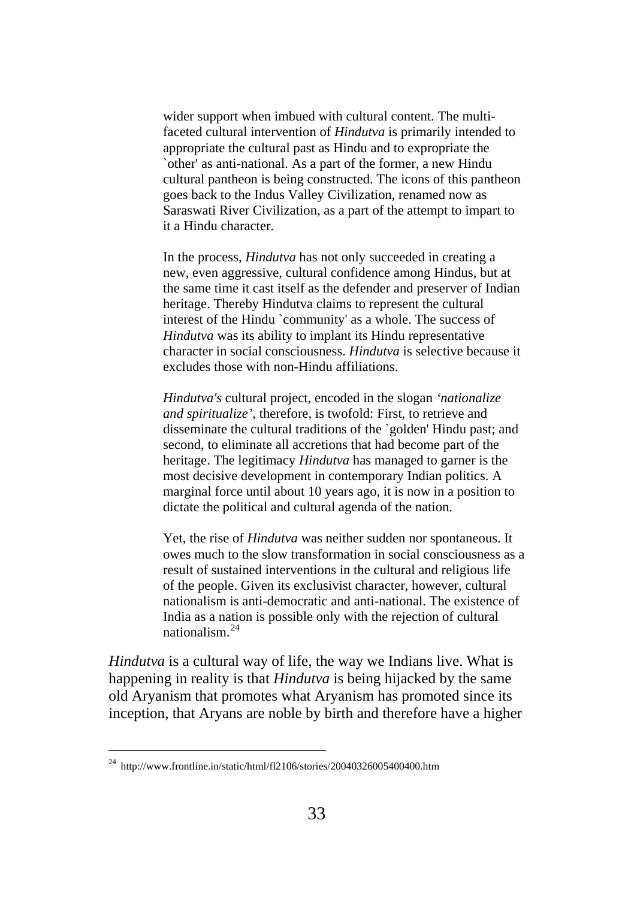> wider support when imbued with cultural content. The multi-faceted cultural intervention of *Hindutva* is primarily intended to appropriate the cultural past as Hindu and to expropriate the `other' as anti-national. As a part of the former, a new Hindu cultural pantheon is being constructed. The icons of this pantheon goes back to the Indus Valley Civilization, renamed now as Saraswati River Civilization, as a part of the attempt to impart to it a Hindu character.
>
> In the process, *Hindutva* has not only succeeded in creating a new, even aggressive, cultural confidence among Hindus, but at the same time it cast itself as the defender and preserver of Indian heritage. Thereby Hindutva claims to represent the cultural interest of the Hindu `community' as a whole. The success of *Hindutva* was its ability to implant its Hindu representative character in social consciousness. *Hindutva* is selective because it excludes those with non-Hindu affiliations.
>
> *Hindutva's* cultural project, encoded in the slogan *'nationalize and spiritualize'*, therefore, is twofold: First, to retrieve and disseminate the cultural traditions of the `golden' Hindu past; and second, to eliminate all accretions that had become part of the heritage. The legitimacy *Hindutva* has managed to garner is the most decisive development in contemporary Indian politics. A marginal force until about 10 years ago, it is now in a position to dictate the political and cultural agenda of the nation.
>
> Yet, the rise of *Hindutva* was neither sudden nor spontaneous. It owes much to the slow transformation in social consciousness as a result of sustained interventions in the cultural and religious life of the people. Given its exclusivist character, however, cultural nationalism is anti-democratic and anti-national. The existence of India as a nation is possible only with the rejection of cultural nationalism.[24]

*Hindutva* is a cultural way of life, the way we Indians live. What is happening in reality is that *Hindutva* is being hijacked by the same old Aryanism that promotes what Aryanism has promoted since its inception, that Aryans are noble by birth and therefore have a higher

---

[24] http://www.frontline.in/static/html/fl2106/stories/20040326005400400.htm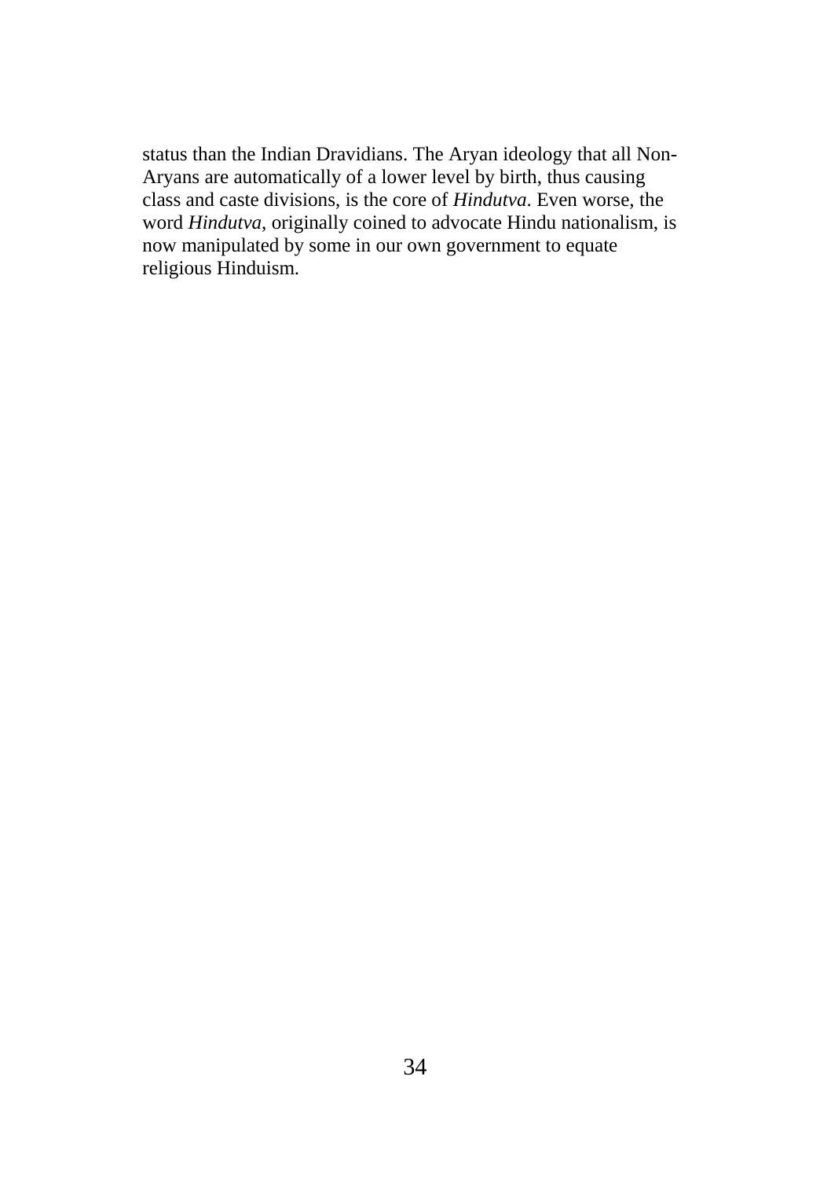status than the Indian Dravidians. The Aryan ideology that all Non-Aryans are automatically of a lower level by birth, thus causing class and caste divisions, is the core of *Hindutva*. Even worse, the word *Hindutva*, originally coined to advocate Hindu nationalism, is now manipulated by some in our own government to equate religious Hinduism.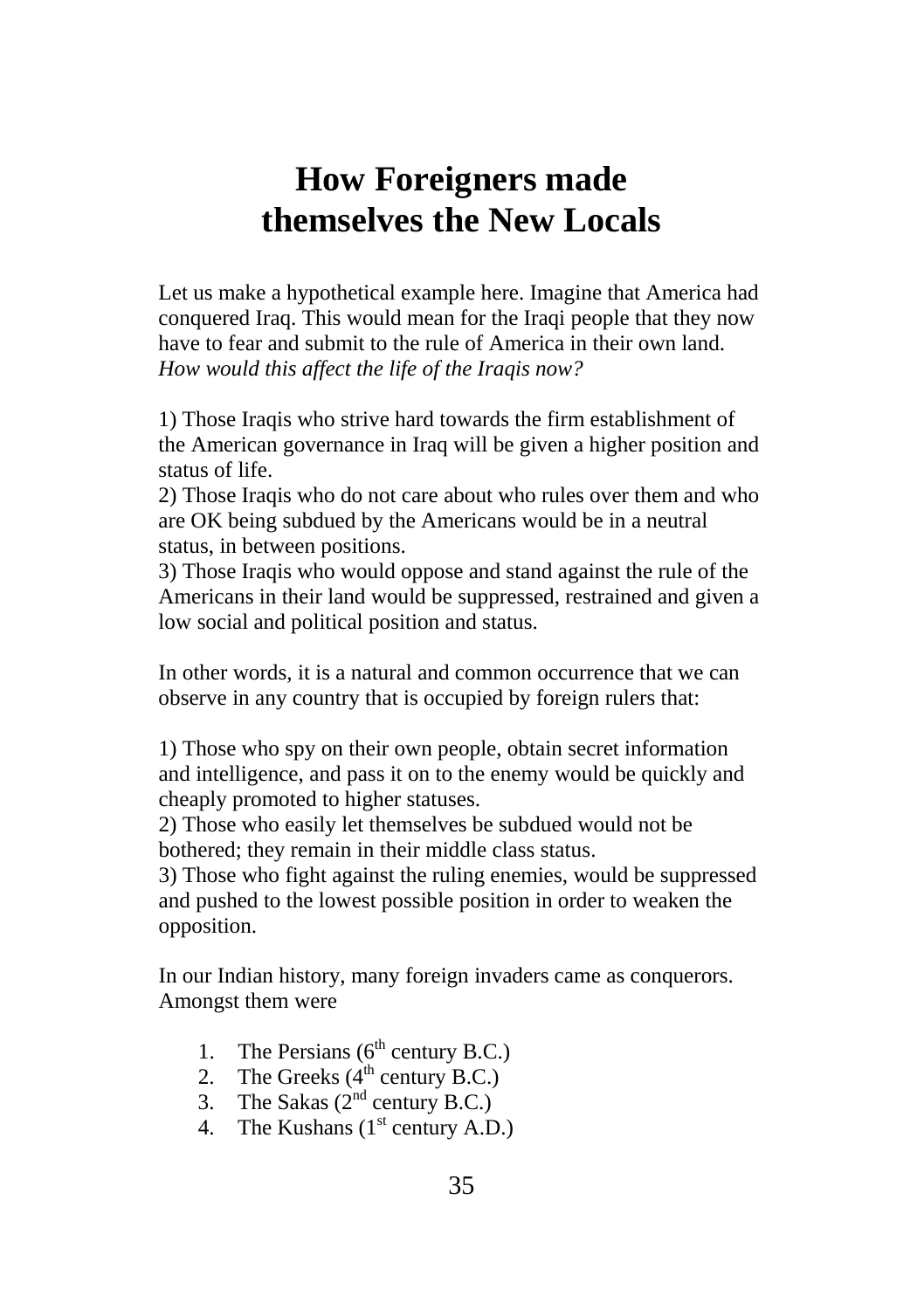# How Foreigners made themselves the New Locals

Let us make a hypothetical example here. Imagine that America had conquered Iraq. This would mean for the Iraqi people that they now have to fear and submit to the rule of America in their own land. *How would this affect the life of the Iraqis now?*

1) Those Iraqis who strive hard towards the firm establishment of the American governance in Iraq will be given a higher position and status of life.
2) Those Iraqis who do not care about who rules over them and who are OK being subdued by the Americans would be in a neutral status, in between positions.
3) Those Iraqis who would oppose and stand against the rule of the Americans in their land would be suppressed, restrained and given a low social and political position and status.

In other words, it is a natural and common occurrence that we can observe in any country that is occupied by foreign rulers that:

1) Those who spy on their own people, obtain secret information and intelligence, and pass it on to the enemy would be quickly and cheaply promoted to higher statuses.
2) Those who easily let themselves be subdued would not be bothered; they remain in their middle class status.
3) Those who fight against the ruling enemies, would be suppressed and pushed to the lowest possible position in order to weaken the opposition.

In our Indian history, many foreign invaders came as conquerors. Amongst them were

1. The Persians (6th century B.C.)
2. The Greeks (4th century B.C.)
3. The Sakas (2nd century B.C.)
4. The Kushans (1st century A.D.)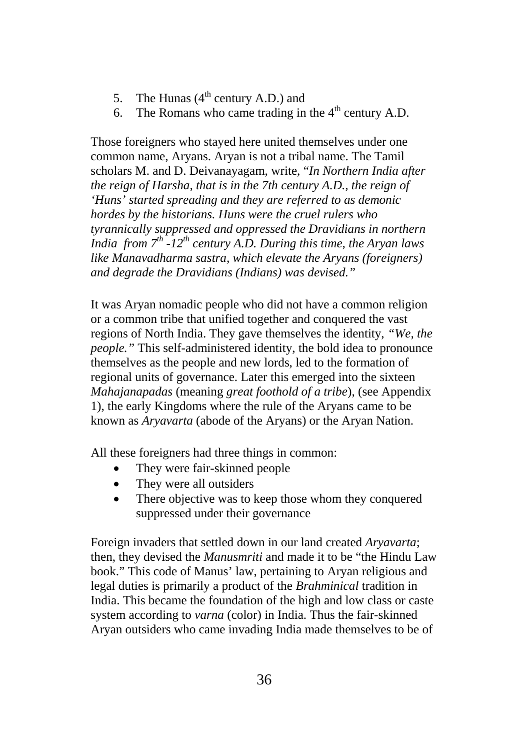5. The Hunas (4th century A.D.) and
6. The Romans who came trading in the 4th century A.D.

Those foreigners who stayed here united themselves under one common name, Aryans. Aryan is not a tribal name. The Tamil scholars M. and D. Deivanayagam, write, "*In Northern India after the reign of Harsha, that is in the 7th century A.D., the reign of 'Huns' started spreading and they are referred to as demonic hordes by the historians. Huns were the cruel rulers who tyrannically suppressed and oppressed the Dravidians in northern India from 7th -12th century A.D. During this time, the Aryan laws like Manavadharma sastra, which elevate the Aryans (foreigners) and degrade the Dravidians (Indians) was devised.*"

It was Aryan nomadic people who did not have a common religion or a common tribe that unified together and conquered the vast regions of North India. They gave themselves the identity, *"We, the people."* This self-administered identity, the bold idea to pronounce themselves as the people and new lords, led to the formation of regional units of governance. Later this emerged into the sixteen *Mahajanapadas* (meaning *great foothold of a tribe*), (see Appendix 1), the early Kingdoms where the rule of the Aryans came to be known as *Aryavarta* (abode of the Aryans) or the Aryan Nation.

All these foreigners had three things in common:

- They were fair-skinned people
- They were all outsiders
- There objective was to keep those whom they conquered suppressed under their governance

Foreign invaders that settled down in our land created *Aryavarta*; then, they devised the *Manusmriti* and made it to be "the Hindu Law book." This code of Manus' law, pertaining to Aryan religious and legal duties is primarily a product of the *Brahminical* tradition in India. This became the foundation of the high and low class or caste system according to *varna* (color) in India. Thus the fair-skinned Aryan outsiders who came invading India made themselves to be of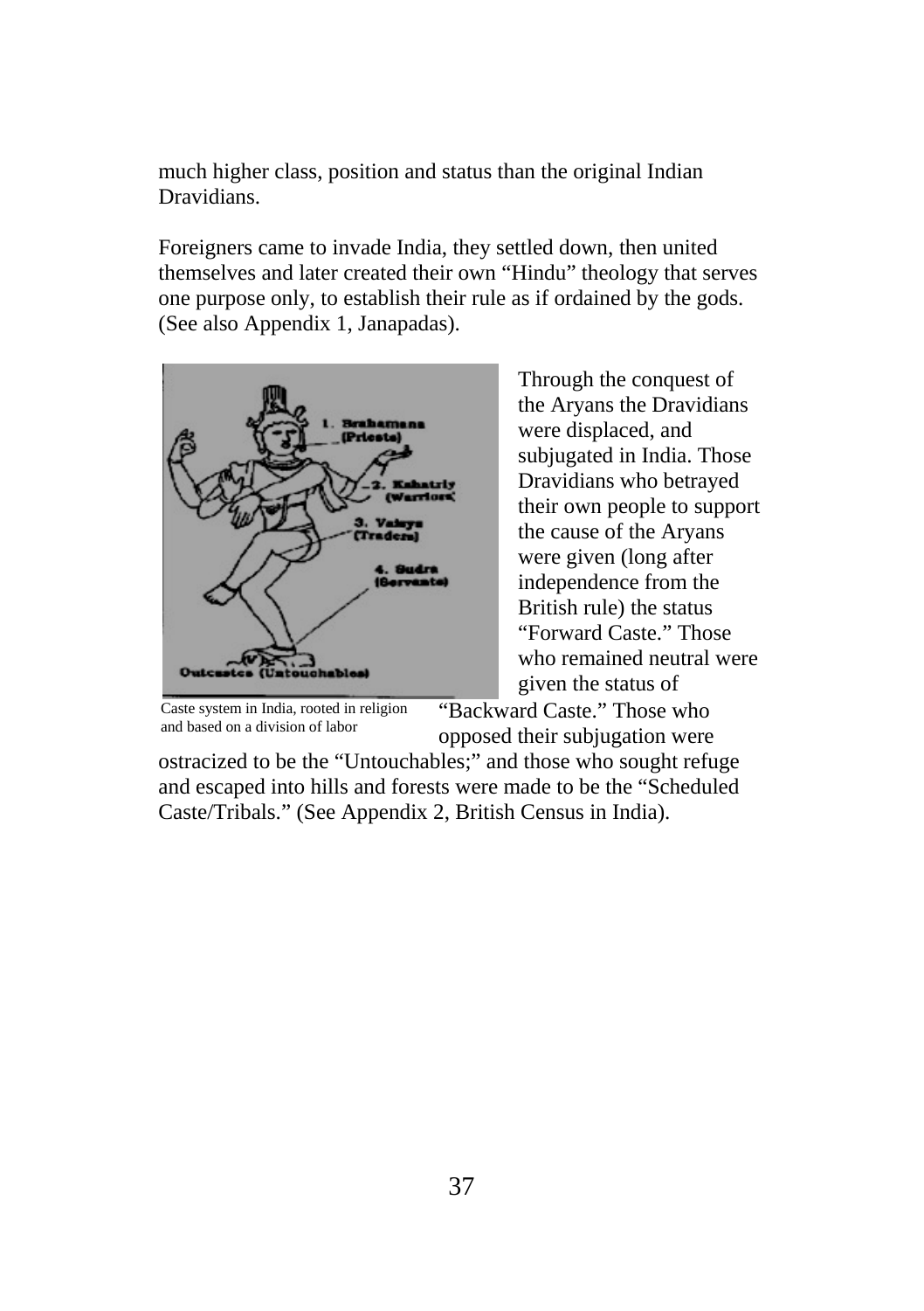much higher class, position and status than the original Indian Dravidians.

Foreigners came to invade India, they settled down, then united themselves and later created their own "Hindu" theology that serves one purpose only, to establish their rule as if ordained by the gods. (See also Appendix 1, Janapadas).

Caste system in India, rooted in religion and based on a division of labor

Through the conquest of the Aryans the Dravidians were displaced, and subjugated in India. Those Dravidians who betrayed their own people to support the cause of the Aryans were given (long after independence from the British rule) the status "Forward Caste." Those who remained neutral were given the status of "Backward Caste." Those who opposed their subjugation were ostracized to be the "Untouchables;" and those who sought refuge and escaped into hills and forests were made to be the "Scheduled Caste/Tribals." (See Appendix 2, British Census in India).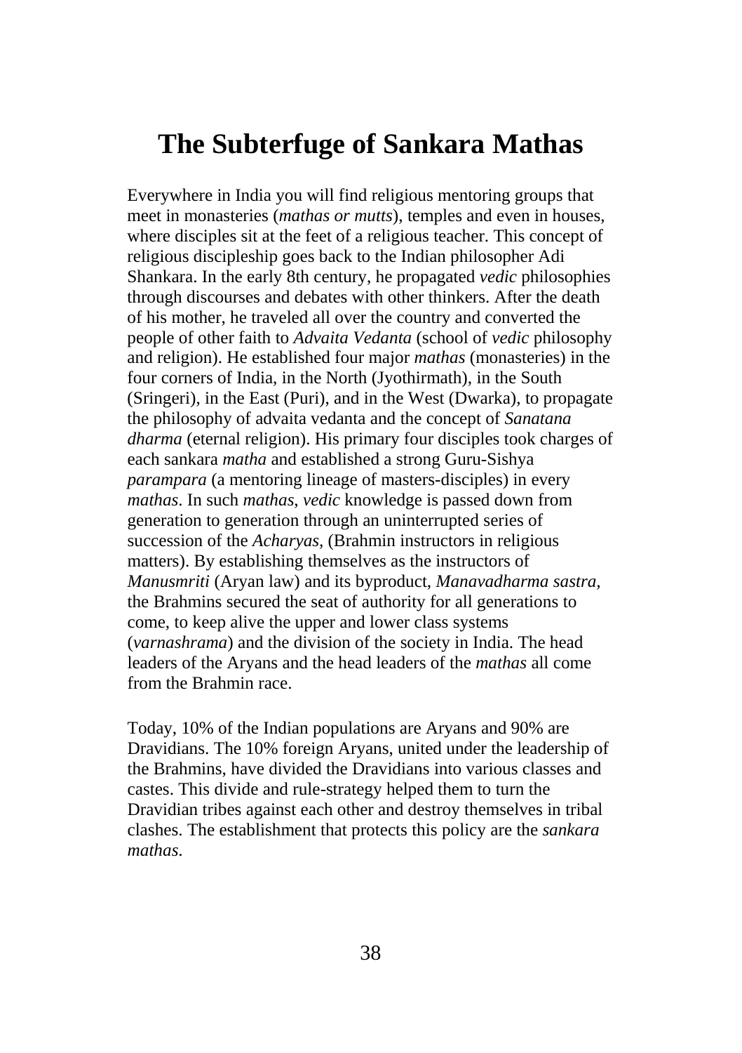# The Subterfuge of Sankara Mathas

Everywhere in India you will find religious mentoring groups that meet in monasteries (*mathas or mutts*), temples and even in houses, where disciples sit at the feet of a religious teacher. This concept of religious discipleship goes back to the Indian philosopher Adi Shankara. In the early 8th century, he propagated *vedic* philosophies through discourses and debates with other thinkers. After the death of his mother, he traveled all over the country and converted the people of other faith to *Advaita Vedanta* (school of *vedic* philosophy and religion). He established four major *mathas* (monasteries) in the four corners of India, in the North (Jyothirmath), in the South (Sringeri), in the East (Puri), and in the West (Dwarka), to propagate the philosophy of advaita vedanta and the concept of *Sanatana dharma* (eternal religion). His primary four disciples took charges of each sankara *matha* and established a strong Guru-Sishya *parampara* (a mentoring lineage of masters-disciples) in every *mathas*. In such *mathas*, *vedic* knowledge is passed down from generation to generation through an uninterrupted series of succession of the *Acharyas*, (Brahmin instructors in religious matters). By establishing themselves as the instructors of *Manusmriti* (Aryan law) and its byproduct, *Manavadharma sastra,* the Brahmins secured the seat of authority for all generations to come, to keep alive the upper and lower class systems (*varnashrama*) and the division of the society in India. The head leaders of the Aryans and the head leaders of the *mathas* all come from the Brahmin race.

Today, 10% of the Indian populations are Aryans and 90% are Dravidians. The 10% foreign Aryans, united under the leadership of the Brahmins, have divided the Dravidians into various classes and castes. This divide and rule-strategy helped them to turn the Dravidian tribes against each other and destroy themselves in tribal clashes. The establishment that protects this policy are the *sankara mathas.*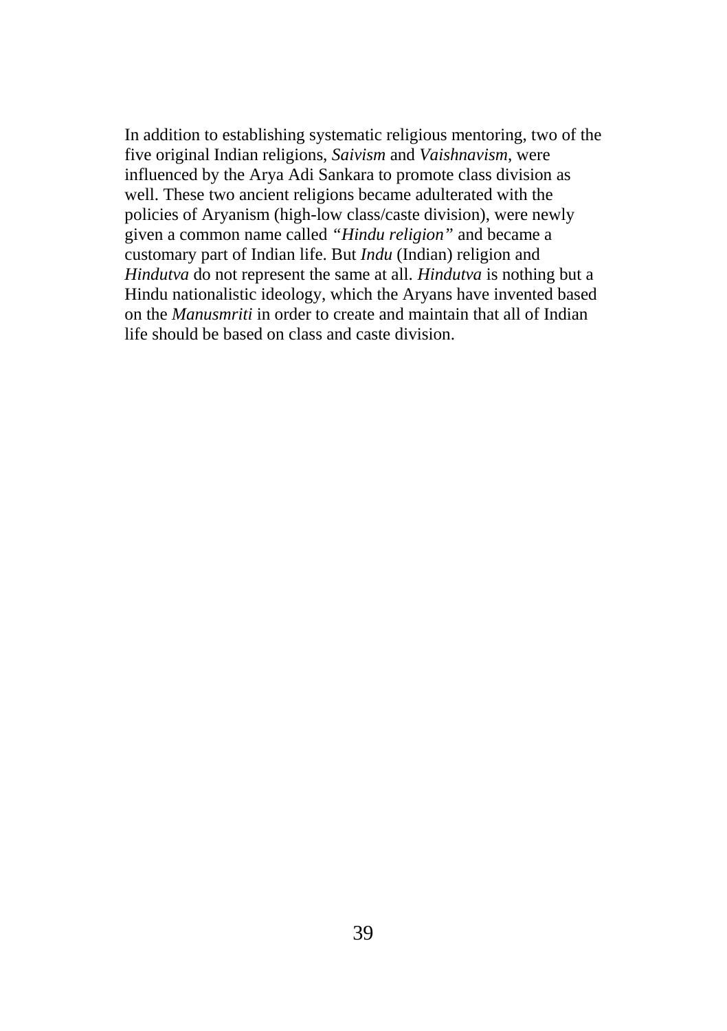In addition to establishing systematic religious mentoring, two of the five original Indian religions, *Saivism* and *Vaishnavism*, were influenced by the Arya Adi Sankara to promote class division as well. These two ancient religions became adulterated with the policies of Aryanism (high-low class/caste division), were newly given a common name called *"Hindu religion"* and became a customary part of Indian life. But *Indu* (Indian) religion and *Hindutva* do not represent the same at all. *Hindutva* is nothing but a Hindu nationalistic ideology, which the Aryans have invented based on the *Manusmriti* in order to create and maintain that all of Indian life should be based on class and caste division.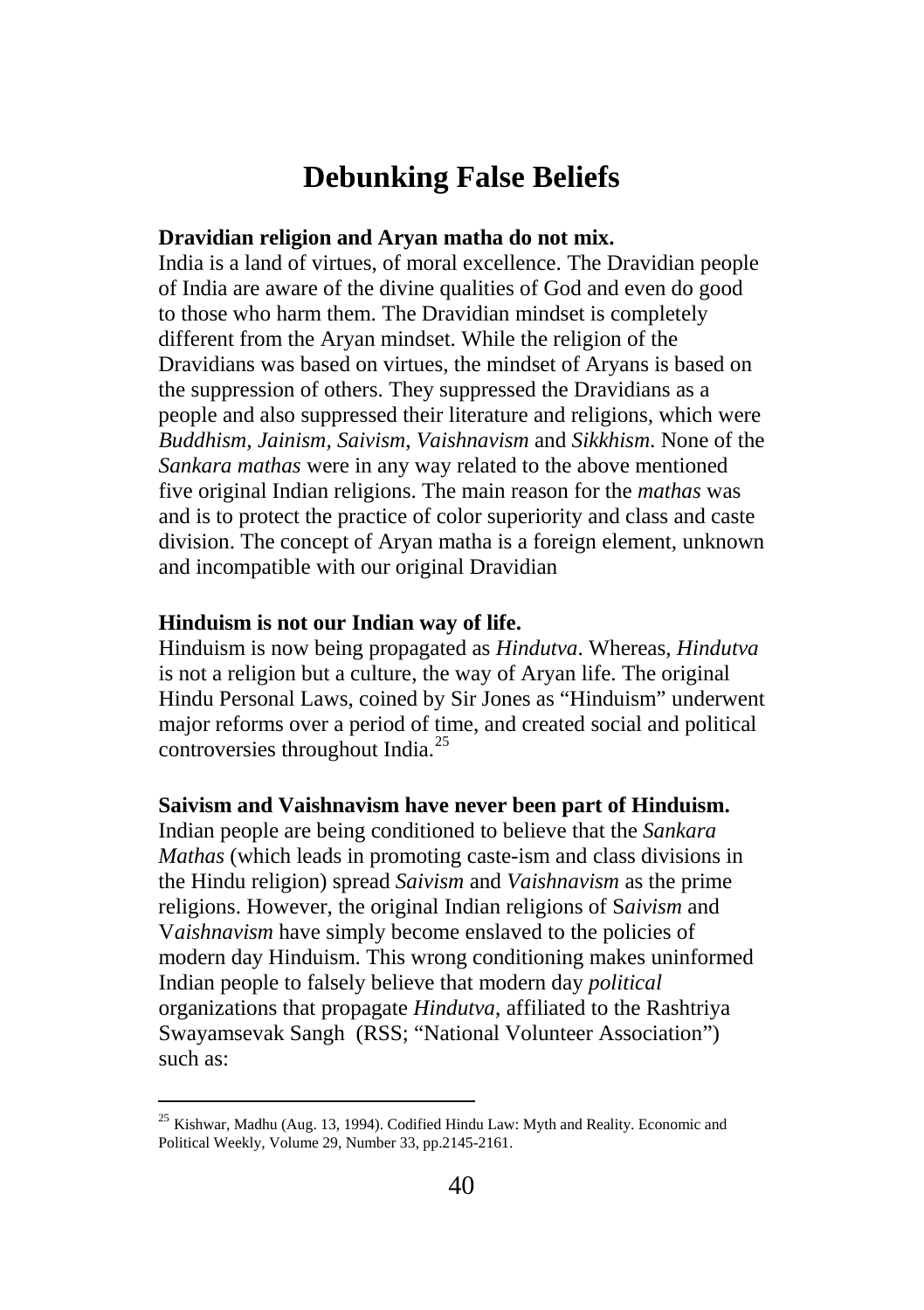# Debunking False Beliefs

**Dravidian religion and Aryan matha do not mix.**

India is a land of virtues, of moral excellence. The Dravidian people of India are aware of the divine qualities of God and even do good to those who harm them. The Dravidian mindset is completely different from the Aryan mindset. While the religion of the Dravidians was based on virtues, the mindset of Aryans is based on the suppression of others. They suppressed the Dravidians as a people and also suppressed their literature and religions, which were *Buddhism, Jainism, Saivism, Vaishnavism* and *Sikkhism*. None of the *Sankara mathas* were in any way related to the above mentioned five original Indian religions. The main reason for the *mathas* was and is to protect the practice of color superiority and class and caste division. The concept of Aryan matha is a foreign element, unknown and incompatible with our original Dravidian

**Hinduism is not our Indian way of life.**

Hinduism is now being propagated as *Hindutva*. Whereas, *Hindutva* is not a religion but a culture, the way of Aryan life. The original Hindu Personal Laws, coined by Sir Jones as "Hinduism" underwent major reforms over a period of time, and created social and political controversies throughout India.[25]

**Saivism and Vaishnavism have never been part of Hinduism.**

Indian people are being conditioned to believe that the *Sankara Mathas* (which leads in promoting caste-ism and class divisions in the Hindu religion) spread *Saivism* and *Vaishnavism* as the prime religions. However, the original Indian religions of S*aivism* and V*aishnavism* have simply become enslaved to the policies of modern day Hinduism. This wrong conditioning makes uninformed Indian people to falsely believe that modern day *political* organizations that propagate *Hindutva*, affiliated to the Rashtriya Swayamsevak Sangh (RSS; "National Volunteer Association") such as:

---

[25] Kishwar, Madhu (Aug. 13, 1994). Codified Hindu Law: Myth and Reality. Economic and Political Weekly, Volume 29, Number 33, pp.2145-2161.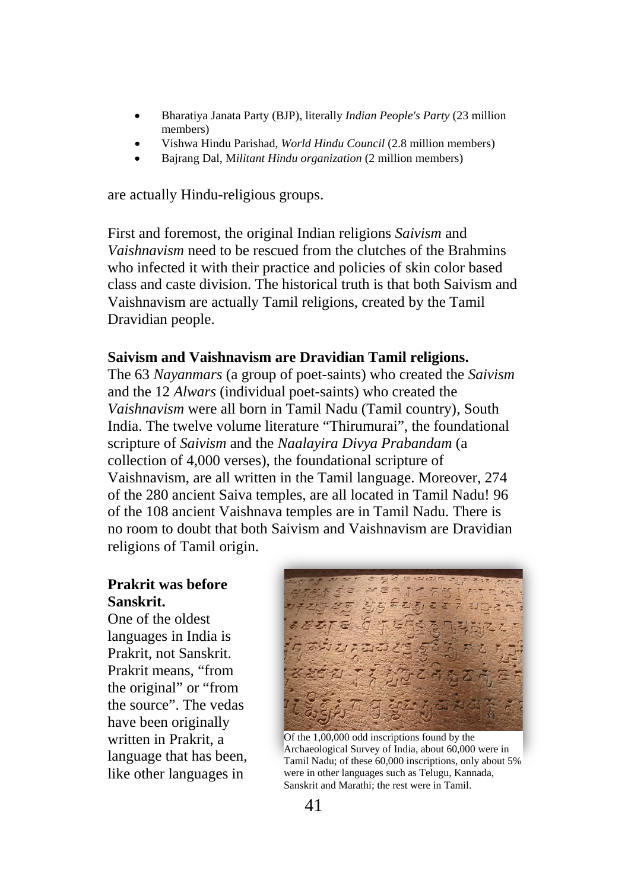- Bharatiya Janata Party (BJP), literally *Indian People's Party* (23 million members)
- Vishwa Hindu Parishad, *World Hindu Council* (2.8 million members)
- Bajrang Dal, M*ilitant Hindu organization* (2 million members)

are actually Hindu-religious groups.

First and foremost, the original Indian religions *Saivism* and *Vaishnavism* need to be rescued from the clutches of the Brahmins who infected it with their practice and policies of skin color based class and caste division. The historical truth is that both Saivism and Vaishnavism are actually Tamil religions, created by the Tamil Dravidian people.

**Saivism and Vaishnavism are Dravidian Tamil religions.**
The 63 *Nayanmars* (a group of poet-saints) who created the *Saivism* and the 12 *Alwars* (individual poet-saints) who created the *Vaishnavism* were all born in Tamil Nadu (Tamil country), South India. The twelve volume literature "Thirumurai", the foundational scripture of *Saivism* and the *Naalayira Divya Prabandam* (a collection of 4,000 verses), the foundational scripture of Vaishnavism, are all written in the Tamil language. Moreover, 274 of the 280 ancient Saiva temples, are all located in Tamil Nadu! 96 of the 108 ancient Vaishnava temples are in Tamil Nadu. There is no room to doubt that both Saivism and Vaishnavism are Dravidian religions of Tamil origin.

**Prakrit was before Sanskrit.**
One of the oldest languages in India is Prakrit, not Sanskrit. Prakrit means, "from the original" or "from the source". The vedas have been originally written in Prakrit, a language that has been, like other languages in

Of the 1,00,000 odd inscriptions found by the Archaeological Survey of India, about 60,000 were in Tamil Nadu; of these 60,000 inscriptions, only about 5% were in other languages such as Telugu, Kannada, Sanskrit and Marathi; the rest were in Tamil.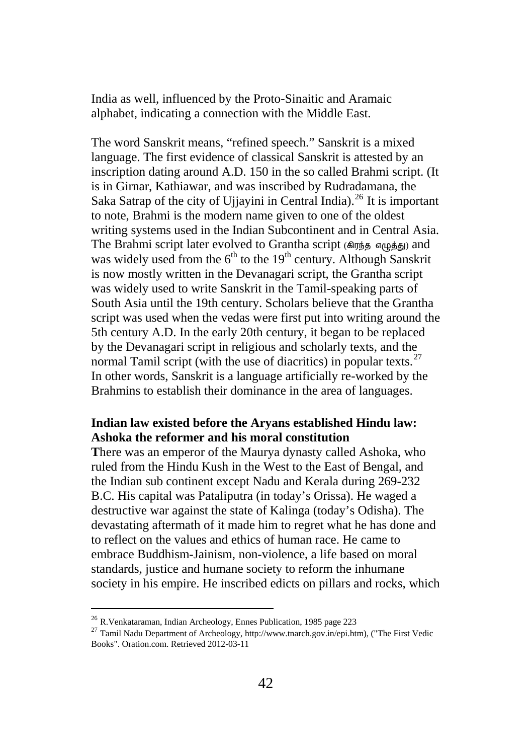India as well, influenced by the Proto-Sinaitic and Aramaic alphabet, indicating a connection with the Middle East.

The word Sanskrit means, "refined speech." Sanskrit is a mixed language. The first evidence of classical Sanskrit is attested by an inscription dating around A.D. 150 in the so called Brahmi script. (It is in Girnar, Kathiawar, and was inscribed by Rudradamana, the Saka Satrap of the city of Ujjayini in Central India).[26] It is important to note, Brahmi is the modern name given to one of the oldest writing systems used in the Indian Subcontinent and in Central Asia. The Brahmi script later evolved to Grantha script (கிரந்த எழுத்து) and was widely used from the 6th to the 19th century. Although Sanskrit is now mostly written in the Devanagari script, the Grantha script was widely used to write Sanskrit in the Tamil-speaking parts of South Asia until the 19th century. Scholars believe that the Grantha script was used when the vedas were first put into writing around the 5th century A.D. In the early 20th century, it began to be replaced by the Devanagari script in religious and scholarly texts, and the normal Tamil script (with the use of diacritics) in popular texts.[27] In other words, Sanskrit is a language artificially re-worked by the Brahmins to establish their dominance in the area of languages.

**Indian law existed before the Aryans established Hindu law: Ashoka the reformer and his moral constitution**

**T**here was an emperor of the Maurya dynasty called Ashoka, who ruled from the Hindu Kush in the West to the East of Bengal, and the Indian sub continent except Nadu and Kerala during 269-232 B.C. His capital was Pataliputra (in today's Orissa). He waged a destructive war against the state of Kalinga (today's Odisha). The devastating aftermath of it made him to regret what he has done and to reflect on the values and ethics of human race. He came to embrace Buddhism-Jainism, non-violence, a life based on moral standards, justice and humane society to reform the inhumane society in his empire. He inscribed edicts on pillars and rocks, which

---

[26] R.Venkataraman, Indian Archeology, Ennes Publication, 1985 page 223

[27] Tamil Nadu Department of Archeology, http://www.tnarch.gov.in/epi.htm), ("The First Vedic Books". Oration.com. Retrieved 2012-03-11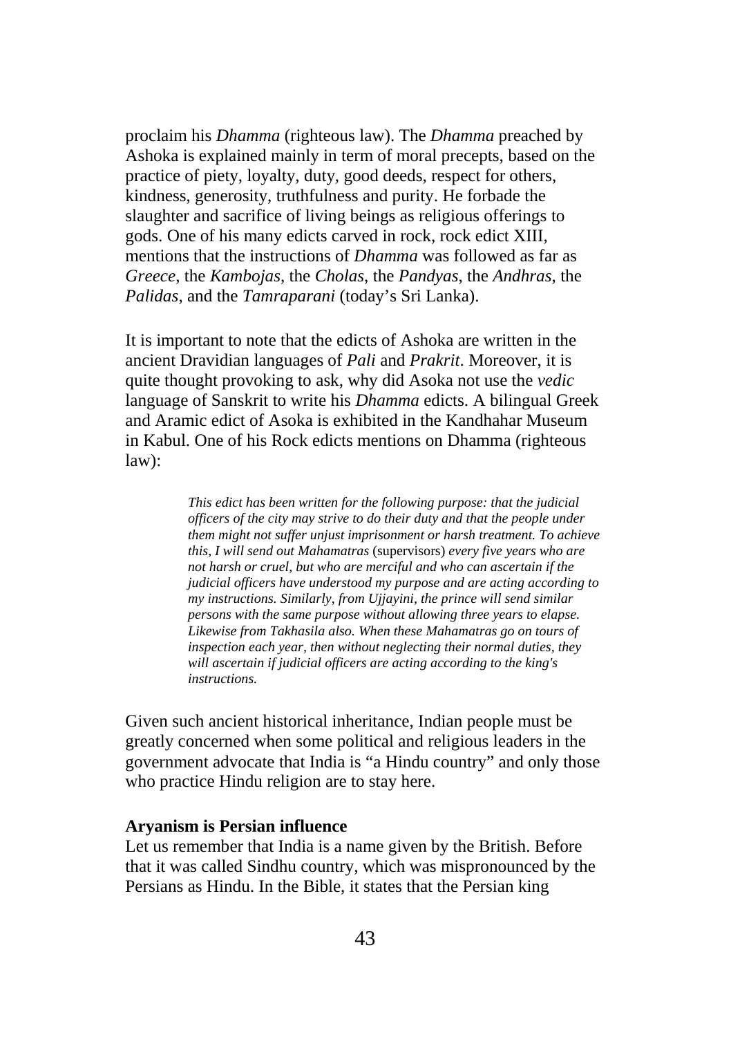proclaim his *Dhamma* (righteous law). The *Dhamma* preached by Ashoka is explained mainly in term of moral precepts, based on the practice of piety, loyalty, duty, good deeds, respect for others, kindness, generosity, truthfulness and purity. He forbade the slaughter and sacrifice of living beings as religious offerings to gods. One of his many edicts carved in rock, rock edict XIII, mentions that the instructions of *Dhamma* was followed as far as *Greece*, the *Kambojas*, the *Cholas*, the *Pandyas*, the *Andhras*, the *Palidas*, and the *Tamraparani* (today's Sri Lanka).

It is important to note that the edicts of Ashoka are written in the ancient Dravidian languages of *Pali* and *Prakrit*. Moreover, it is quite thought provoking to ask, why did Asoka not use the *vedic* language of Sanskrit to write his *Dhamma* edicts. A bilingual Greek and Aramic edict of Asoka is exhibited in the Kandhahar Museum in Kabul. One of his Rock edicts mentions on Dhamma (righteous law):

> *This edict has been written for the following purpose: that the judicial officers of the city may strive to do their duty and that the people under them might not suffer unjust imprisonment or harsh treatment. To achieve this, I will send out Mahamatras* (supervisors) *every five years who are not harsh or cruel, but who are merciful and who can ascertain if the judicial officers have understood my purpose and are acting according to my instructions. Similarly, from Ujjayini, the prince will send similar persons with the same purpose without allowing three years to elapse. Likewise from Takhasila also. When these Mahamatras go on tours of inspection each year, then without neglecting their normal duties, they will ascertain if judicial officers are acting according to the king's instructions.*

Given such ancient historical inheritance, Indian people must be greatly concerned when some political and religious leaders in the government advocate that India is "a Hindu country" and only those who practice Hindu religion are to stay here.

**Aryanism is Persian influence**

Let us remember that India is a name given by the British. Before that it was called Sindhu country, which was mispronounced by the Persians as Hindu. In the Bible, it states that the Persian king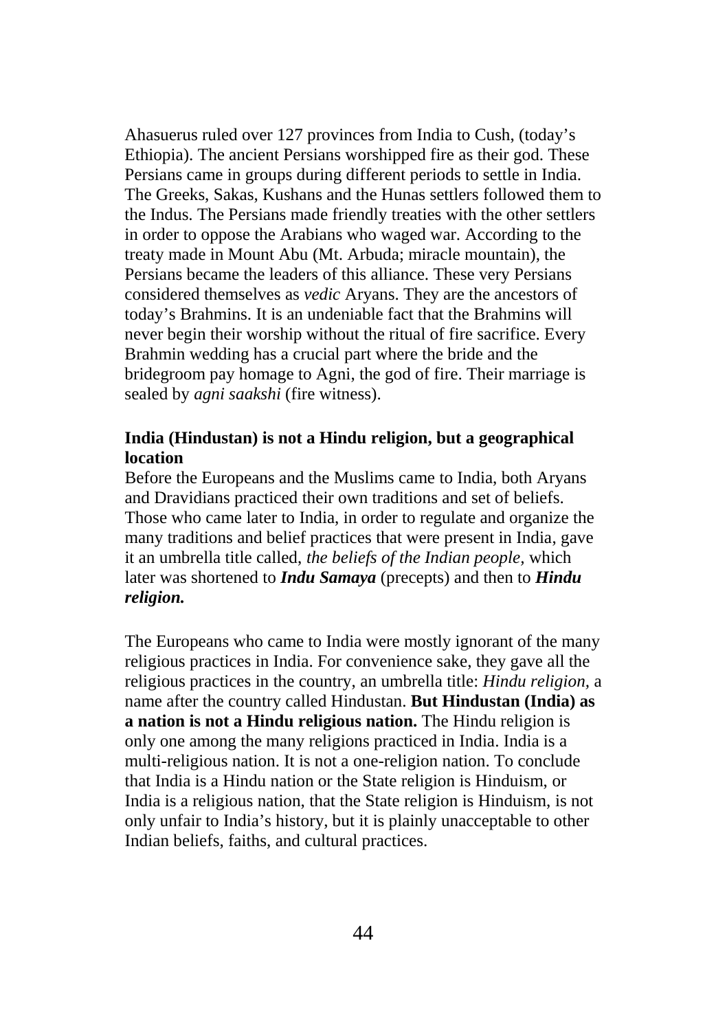Ahasuerus ruled over 127 provinces from India to Cush, (today's Ethiopia). The ancient Persians worshipped fire as their god. These Persians came in groups during different periods to settle in India. The Greeks, Sakas, Kushans and the Hunas settlers followed them to the Indus. The Persians made friendly treaties with the other settlers in order to oppose the Arabians who waged war. According to the treaty made in Mount Abu (Mt. Arbuda; miracle mountain), the Persians became the leaders of this alliance. These very Persians considered themselves as *vedic* Aryans. They are the ancestors of today's Brahmins. It is an undeniable fact that the Brahmins will never begin their worship without the ritual of fire sacrifice. Every Brahmin wedding has a crucial part where the bride and the bridegroom pay homage to Agni, the god of fire. Their marriage is sealed by *agni saakshi* (fire witness).

**India (Hindustan) is not a Hindu religion, but a geographical location**

Before the Europeans and the Muslims came to India, both Aryans and Dravidians practiced their own traditions and set of beliefs. Those who came later to India, in order to regulate and organize the many traditions and belief practices that were present in India, gave it an umbrella title called, *the beliefs of the Indian people,* which later was shortened to ***Indu Samaya*** (precepts) and then to ***Hindu religion.***

The Europeans who came to India were mostly ignorant of the many religious practices in India. For convenience sake, they gave all the religious practices in the country, an umbrella title: *Hindu religion,* a name after the country called Hindustan. **But Hindustan (India) as a nation is not a Hindu religious nation.** The Hindu religion is only one among the many religions practiced in India. India is a multi-religious nation. It is not a one-religion nation. To conclude that India is a Hindu nation or the State religion is Hinduism, or India is a religious nation, that the State religion is Hinduism, is not only unfair to India's history, but it is plainly unacceptable to other Indian beliefs, faiths, and cultural practices.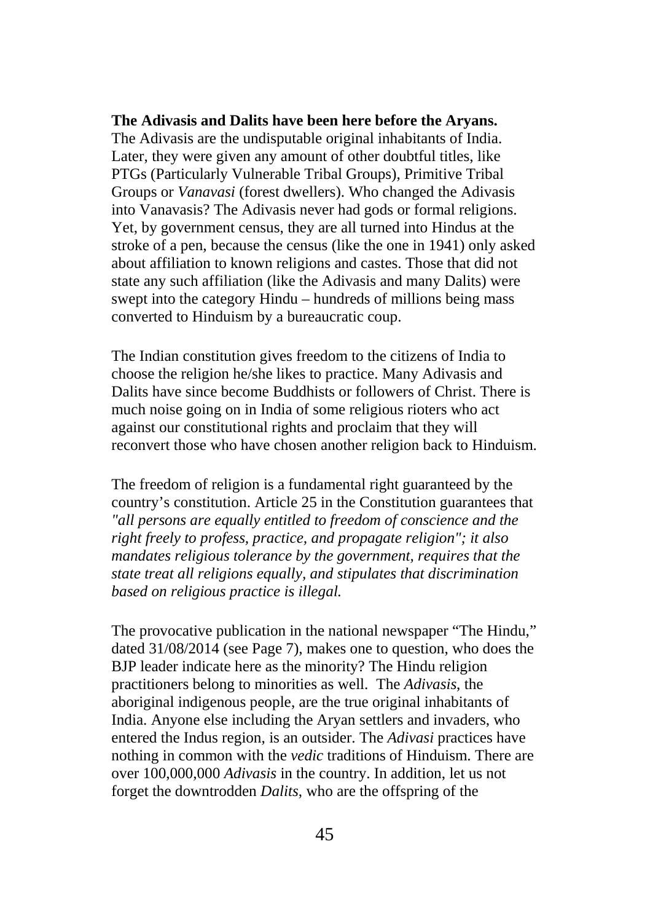**The Adivasis and Dalits have been here before the Aryans.** The Adivasis are the undisputable original inhabitants of India. Later, they were given any amount of other doubtful titles, like PTGs (Particularly Vulnerable Tribal Groups), Primitive Tribal Groups or *Vanavasi* (forest dwellers). Who changed the Adivasis into Vanavasis? The Adivasis never had gods or formal religions. Yet, by government census, they are all turned into Hindus at the stroke of a pen, because the census (like the one in 1941) only asked about affiliation to known religions and castes. Those that did not state any such affiliation (like the Adivasis and many Dalits) were swept into the category Hindu – hundreds of millions being mass converted to Hinduism by a bureaucratic coup.

The Indian constitution gives freedom to the citizens of India to choose the religion he/she likes to practice. Many Adivasis and Dalits have since become Buddhists or followers of Christ. There is much noise going on in India of some religious rioters who act against our constitutional rights and proclaim that they will reconvert those who have chosen another religion back to Hinduism.

The freedom of religion is a fundamental right guaranteed by the country's constitution. Article 25 in the Constitution guarantees that *"all persons are equally entitled to freedom of conscience and the right freely to profess, practice, and propagate religion"; it also mandates religious tolerance by the government, requires that the state treat all religions equally, and stipulates that discrimination based on religious practice is illegal.*

The provocative publication in the national newspaper "The Hindu," dated 31/08/2014 (see Page 7), makes one to question, who does the BJP leader indicate here as the minority? The Hindu religion practitioners belong to minorities as well. The *Adivasis*, the aboriginal indigenous people, are the true original inhabitants of India. Anyone else including the Aryan settlers and invaders, who entered the Indus region, is an outsider. The *Adivasi* practices have nothing in common with the *vedic* traditions of Hinduism. There are over 100,000,000 *Adivasis* in the country. In addition, let us not forget the downtrodden *Dalits*, who are the offspring of the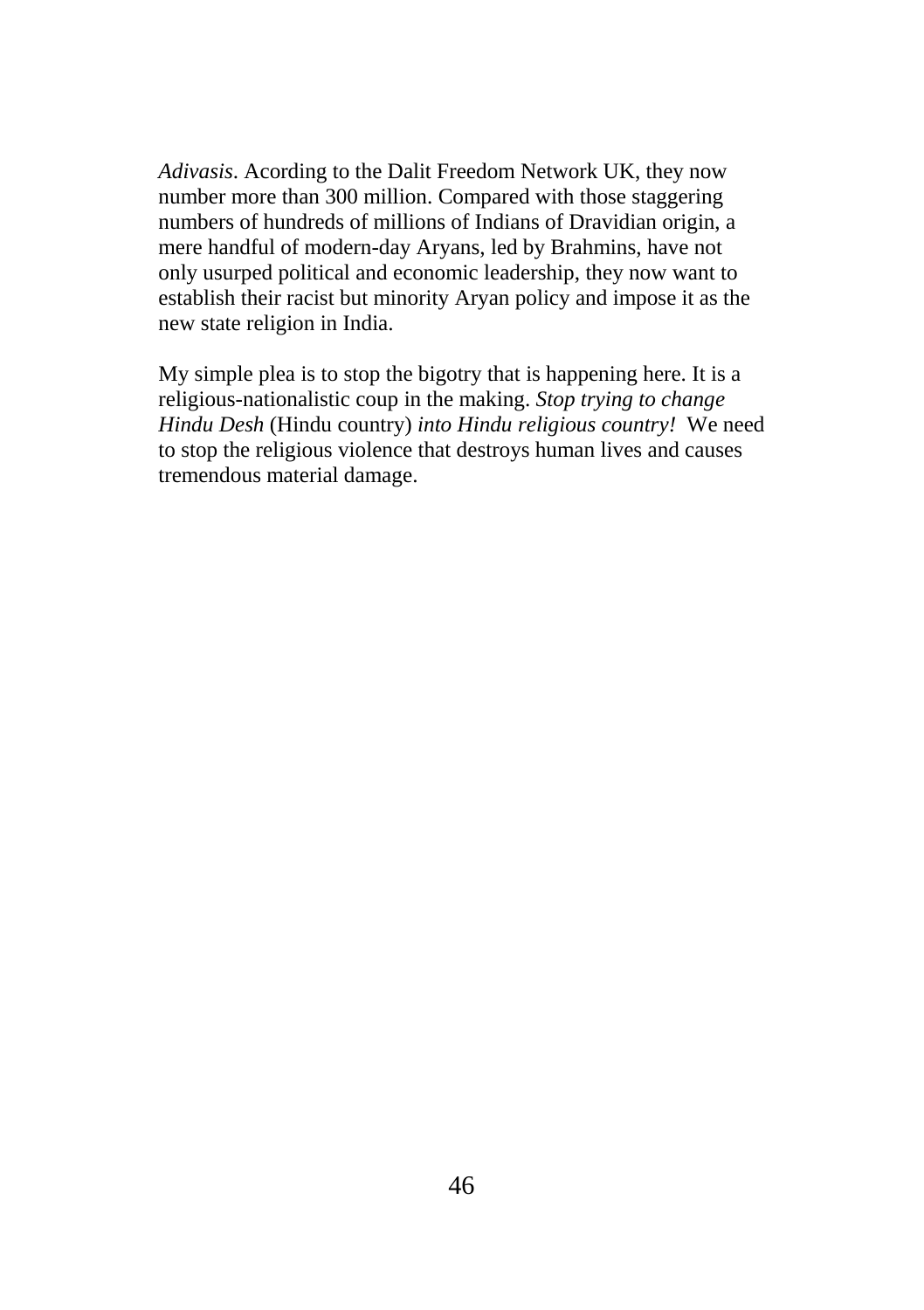*Adivasis*. Acording to the Dalit Freedom Network UK, they now number more than 300 million. Compared with those staggering numbers of hundreds of millions of Indians of Dravidian origin, a mere handful of modern-day Aryans, led by Brahmins, have not only usurped political and economic leadership, they now want to establish their racist but minority Aryan policy and impose it as the new state religion in India.

My simple plea is to stop the bigotry that is happening here. It is a religious-nationalistic coup in the making. *Stop trying to change Hindu Desh* (Hindu country) *into Hindu religious country!* We need to stop the religious violence that destroys human lives and causes tremendous material damage.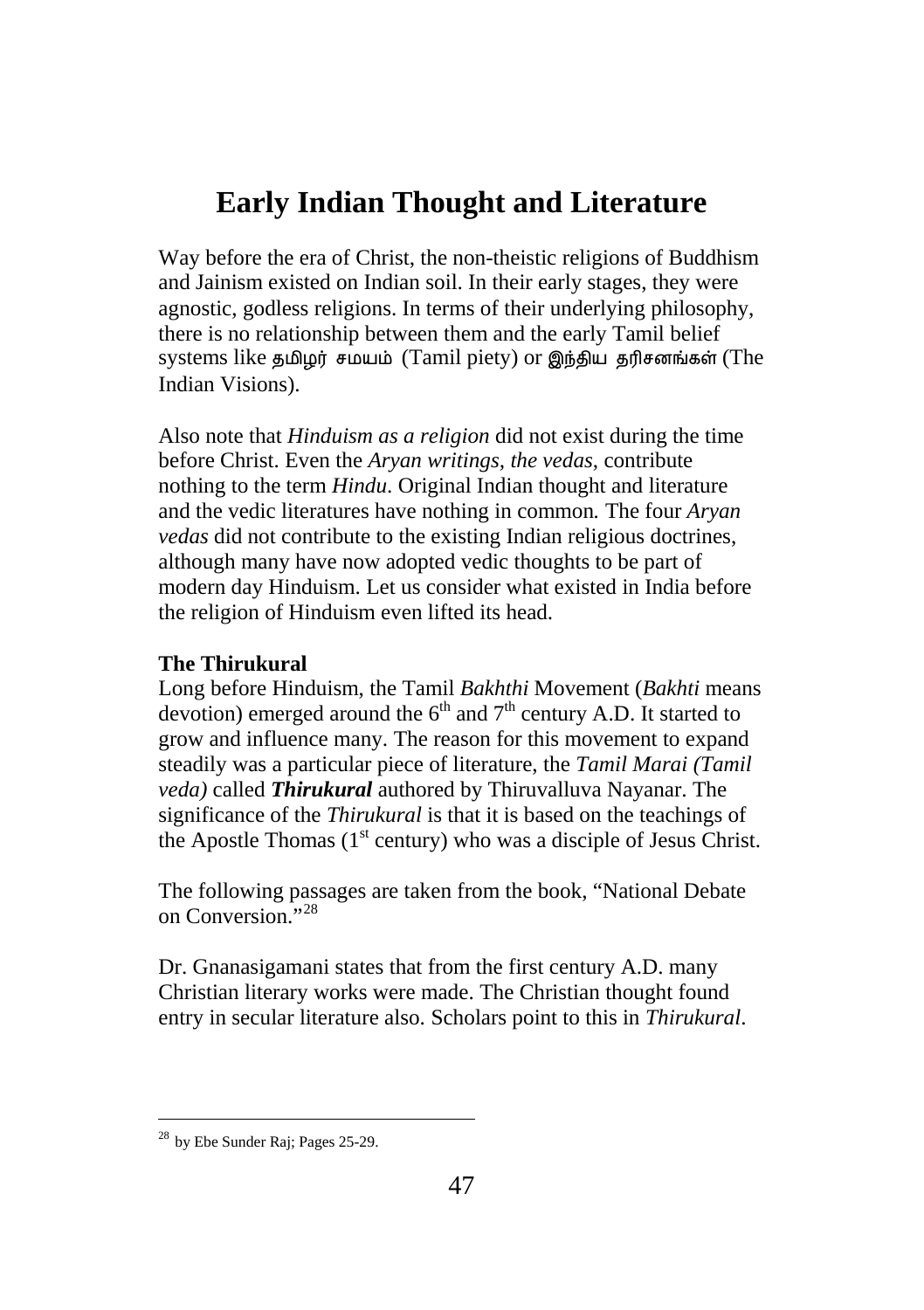# Early Indian Thought and Literature

Way before the era of Christ, the non-theistic religions of Buddhism and Jainism existed on Indian soil. In their early stages, they were agnostic, godless religions. In terms of their underlying philosophy, there is no relationship between them and the early Tamil belief systems like தமிழர் சமயம் (Tamil piety) or இந்திய தரிசனங்கள் (The Indian Visions).

Also note that *Hinduism as a religion* did not exist during the time before Christ. Even the *Aryan writings, the vedas*, contribute nothing to the term *Hindu*. Original Indian thought and literature and the vedic literatures have nothing in common. The four *Aryan vedas* did not contribute to the existing Indian religious doctrines, although many have now adopted vedic thoughts to be part of modern day Hinduism. Let us consider what existed in India before the religion of Hinduism even lifted its head.

**The Thirukural**

Long before Hinduism, the Tamil *Bakhthi* Movement (*Bakhti* means devotion) emerged around the 6th and 7th century A.D. It started to grow and influence many. The reason for this movement to expand steadily was a particular piece of literature, the *Tamil Marai (Tamil veda)* called ***Thirukural*** authored by Thiruvalluva Nayanar. The significance of the *Thirukural* is that it is based on the teachings of the Apostle Thomas (1st century) who was a disciple of Jesus Christ.

The following passages are taken from the book, "National Debate on Conversion."[28]

Dr. Gnanasigamani states that from the first century A.D. many Christian literary works were made. The Christian thought found entry in secular literature also. Scholars point to this in *Thirukural*.

---

[28] by Ebe Sunder Raj; Pages 25-29.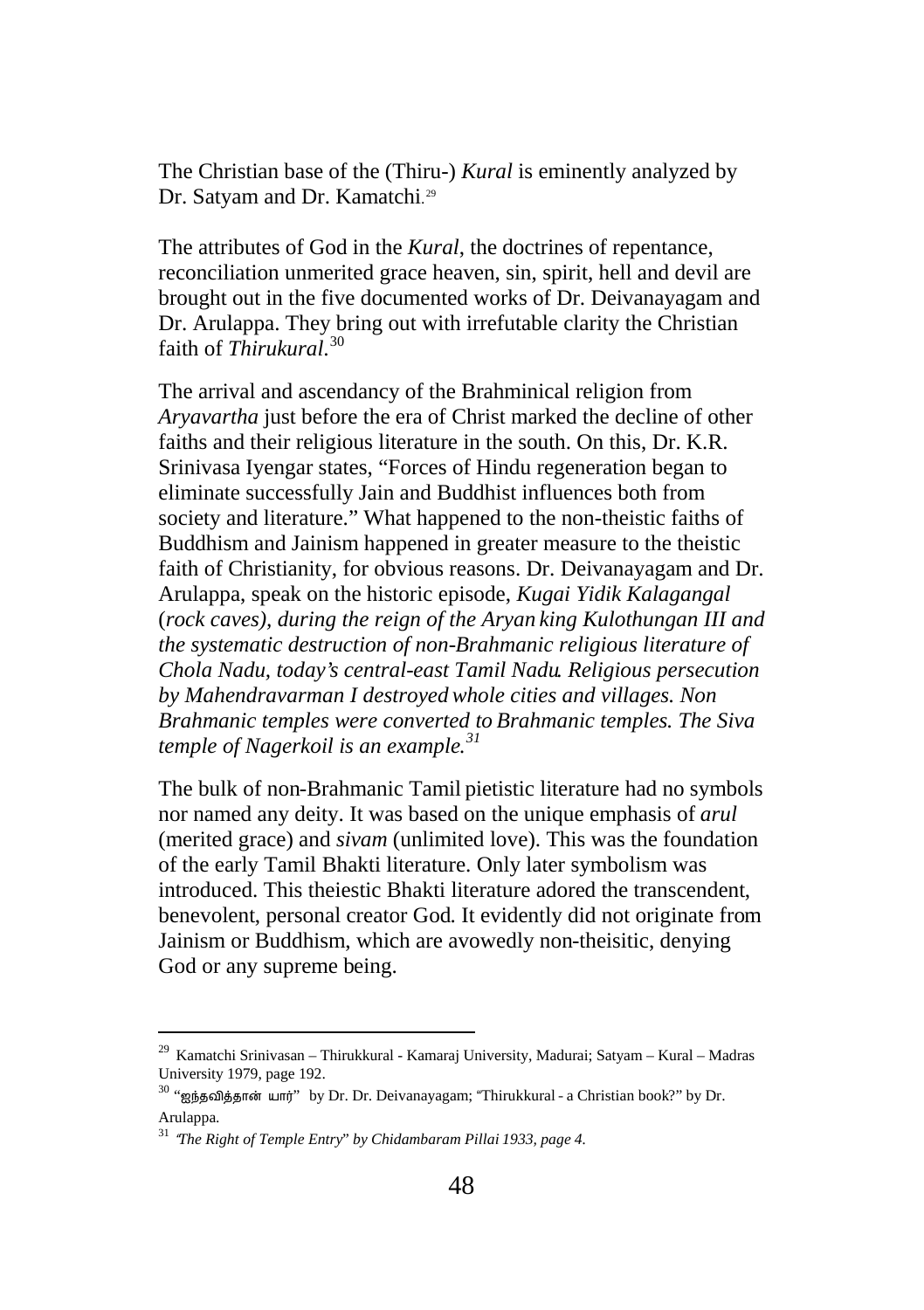The Christian base of the (Thiru-) *Kural* is eminently analyzed by Dr. Satyam and Dr. Kamatchi.[29]

The attributes of God in the *Kural*, the doctrines of repentance, reconciliation unmerited grace heaven, sin, spirit, hell and devil are brought out in the five documented works of Dr. Deivanayagam and Dr. Arulappa. They bring out with irrefutable clarity the Christian faith of *Thirukural*.[30]

The arrival and ascendancy of the Brahminical religion from *Aryavartha* just before the era of Christ marked the decline of other faiths and their religious literature in the south. On this, Dr. K.R. Srinivasa Iyengar states, "Forces of Hindu regeneration began to eliminate successfully Jain and Buddhist influences both from society and literature." What happened to the non-theistic faiths of Buddhism and Jainism happened in greater measure to the theistic faith of Christianity, for obvious reasons. Dr. Deivanayagam and Dr. Arulappa, speak on the historic episode, *Kugai Yidik Kalagangal* (*rock caves), during the reign of the Aryan king Kulothungan III and the systematic destruction of non-Brahmanic religious literature of Chola Nadu, today's central-east Tamil Nadu. Religious persecution by Mahendravarman I destroyed whole cities and villages. Non Brahmanic temples were converted to Brahmanic temples. The Siva temple of Nagerkoil is an example.*[31]

The bulk of non-Brahmanic Tamil pietistic literature had no symbols nor named any deity. It was based on the unique emphasis of *arul* (merited grace) and *sivam* (unlimited love). This was the foundation of the early Tamil Bhakti literature. Only later symbolism was introduced. This theiestic Bhakti literature adored the transcendent, benevolent, personal creator God. It evidently did not originate from Jainism or Buddhism, which are avowedly non-theisitic, denying God or any supreme being.

---

[29] Kamatchi Srinivasan – Thirukkural - Kamaraj University, Madurai; Satyam – Kural – Madras University 1979, page 192.

[30] "ஐந்தவித்தான் யார்" by Dr. Dr. Deivanayagam; "Thirukkural - a Christian book?" by Dr. Arulappa.

[31] *"The Right of Temple Entry" by Chidambaram Pillai 1933, page 4.*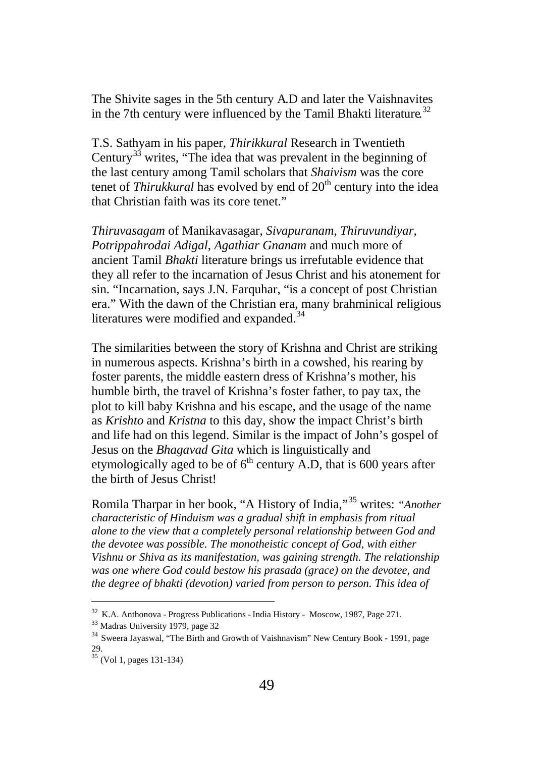The Shivite sages in the 5th century A.D and later the Vaishnavites in the 7th century were influenced by the Tamil Bhakti literature.[32]

T.S. Sathyam in his paper, *Thirikkural* Research in Twentieth Century[33] writes, "The idea that was prevalent in the beginning of the last century among Tamil scholars that *Shaivism* was the core tenet of *Thirukkural* has evolved by end of 20th century into the idea that Christian faith was its core tenet."

*Thiruvasagam* of Manikavasagar, *Sivapuranam*, *Thiruvundiyar*, *Potrippahrodai Adigal*, *Agathiar Gnanam* and much more of ancient Tamil *Bhakti* literature brings us irrefutable evidence that they all refer to the incarnation of Jesus Christ and his atonement for sin. "Incarnation, says J.N. Farquhar, "is a concept of post Christian era." With the dawn of the Christian era, many brahminical religious literatures were modified and expanded.[34]

The similarities between the story of Krishna and Christ are striking in numerous aspects. Krishna's birth in a cowshed, his rearing by foster parents, the middle eastern dress of Krishna's mother, his humble birth, the travel of Krishna's foster father, to pay tax, the plot to kill baby Krishna and his escape, and the usage of the name as *Krishto* and *Kristna* to this day, show the impact Christ's birth and life had on this legend. Similar is the impact of John's gospel of Jesus on the *Bhagavad Gita* which is linguistically and etymologically aged to be of 6th century A.D, that is 600 years after the birth of Jesus Christ!

Romila Tharpar in her book, "A History of India,"[35] writes: *"Another characteristic of Hinduism was a gradual shift in emphasis from ritual alone to the view that a completely personal relationship between God and the devotee was possible. The monotheistic concept of God, with either Vishnu or Shiva as its manifestation, was gaining strength. The relationship was one where God could bestow his prasada (grace) on the devotee, and the degree of bhakti (devotion) varied from person to person. This idea of*

---

[32] K.A. Anthonova - Progress Publications - India History - Moscow, 1987, Page 271.

[33] Madras University 1979, page 32

[34] Sweera Jayaswal, "The Birth and Growth of Vaishnavism" New Century Book - 1991, page 29.

[35] (Vol 1, pages 131-134)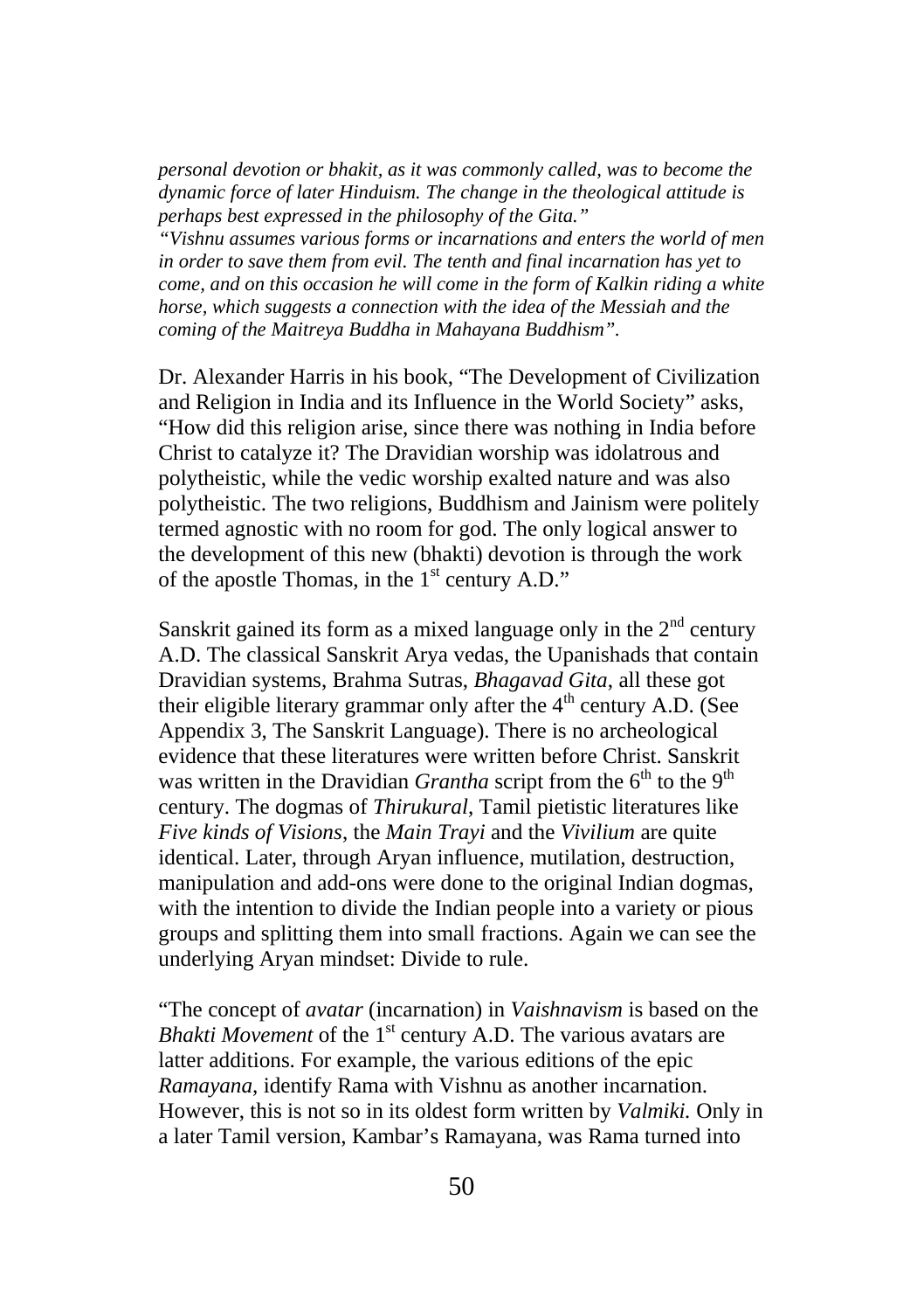*personal devotion or bhakit, as it was commonly called, was to become the dynamic force of later Hinduism. The change in the theological attitude is perhaps best expressed in the philosophy of the Gita."*

*"Vishnu assumes various forms or incarnations and enters the world of men in order to save them from evil. The tenth and final incarnation has yet to come, and on this occasion he will come in the form of Kalkin riding a white horse, which suggests a connection with the idea of the Messiah and the coming of the Maitreya Buddha in Mahayana Buddhism".*

Dr. Alexander Harris in his book, "The Development of Civilization and Religion in India and its Influence in the World Society" asks, "How did this religion arise, since there was nothing in India before Christ to catalyze it? The Dravidian worship was idolatrous and polytheistic, while the vedic worship exalted nature and was also polytheistic. The two religions, Buddhism and Jainism were politely termed agnostic with no room for god. The only logical answer to the development of this new (bhakti) devotion is through the work of the apostle Thomas, in the 1st century A.D."

Sanskrit gained its form as a mixed language only in the 2nd century A.D. The classical Sanskrit Arya vedas, the Upanishads that contain Dravidian systems, Brahma Sutras, *Bhagavad Gita*, all these got their eligible literary grammar only after the 4th century A.D. (See Appendix 3, The Sanskrit Language). There is no archeological evidence that these literatures were written before Christ. Sanskrit was written in the Dravidian *Grantha* script from the 6th to the 9th century. The dogmas of *Thirukural*, Tamil pietistic literatures like *Five kinds of Visions*, the *Main Trayi* and the *Vivilium* are quite identical. Later, through Aryan influence, mutilation, destruction, manipulation and add-ons were done to the original Indian dogmas, with the intention to divide the Indian people into a variety or pious groups and splitting them into small fractions. Again we can see the underlying Aryan mindset: Divide to rule.

"The concept of *avatar* (incarnation) in *Vaishnavism* is based on the *Bhakti Movement* of the 1st century A.D. The various avatars are latter additions. For example, the various editions of the epic *Ramayana*, identify Rama with Vishnu as another incarnation. However, this is not so in its oldest form written by *Valmiki.* Only in a later Tamil version, Kambar's Ramayana, was Rama turned into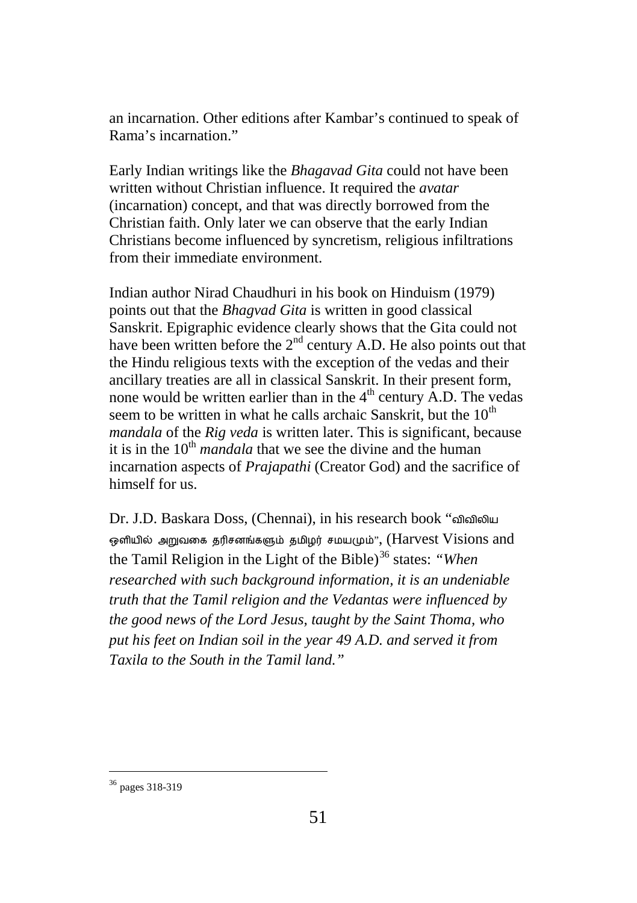an incarnation. Other editions after Kambar's continued to speak of Rama's incarnation."

Early Indian writings like the *Bhagavad Gita* could not have been written without Christian influence. It required the *avatar* (incarnation) concept, and that was directly borrowed from the Christian faith. Only later we can observe that the early Indian Christians become influenced by syncretism, religious infiltrations from their immediate environment.

Indian author Nirad Chaudhuri in his book on Hinduism (1979) points out that the *Bhagvad Gita* is written in good classical Sanskrit. Epigraphic evidence clearly shows that the Gita could not have been written before the 2nd century A.D. He also points out that the Hindu religious texts with the exception of the vedas and their ancillary treaties are all in classical Sanskrit. In their present form, none would be written earlier than in the 4th century A.D. The vedas seem to be written in what he calls archaic Sanskrit, but the 10th *mandala* of the *Rig veda* is written later. This is significant, because it is in the 10th *mandala* that we see the divine and the human incarnation aspects of *Prajapathi* (Creator God) and the sacrifice of himself for us.

Dr. J.D. Baskara Doss, (Chennai), in his research book "விவிலிய ஒளியில் அறுவகை தரிசனங்களும் தமிழர் சமயமும்", (Harvest Visions and the Tamil Religion in the Light of the Bible)[36] states: *"When researched with such background information, it is an undeniable truth that the Tamil religion and the Vedantas were influenced by the good news of the Lord Jesus, taught by the Saint Thoma, who put his feet on Indian soil in the year 49 A.D. and served it from Taxila to the South in the Tamil land."*

---

[36] pages 318-319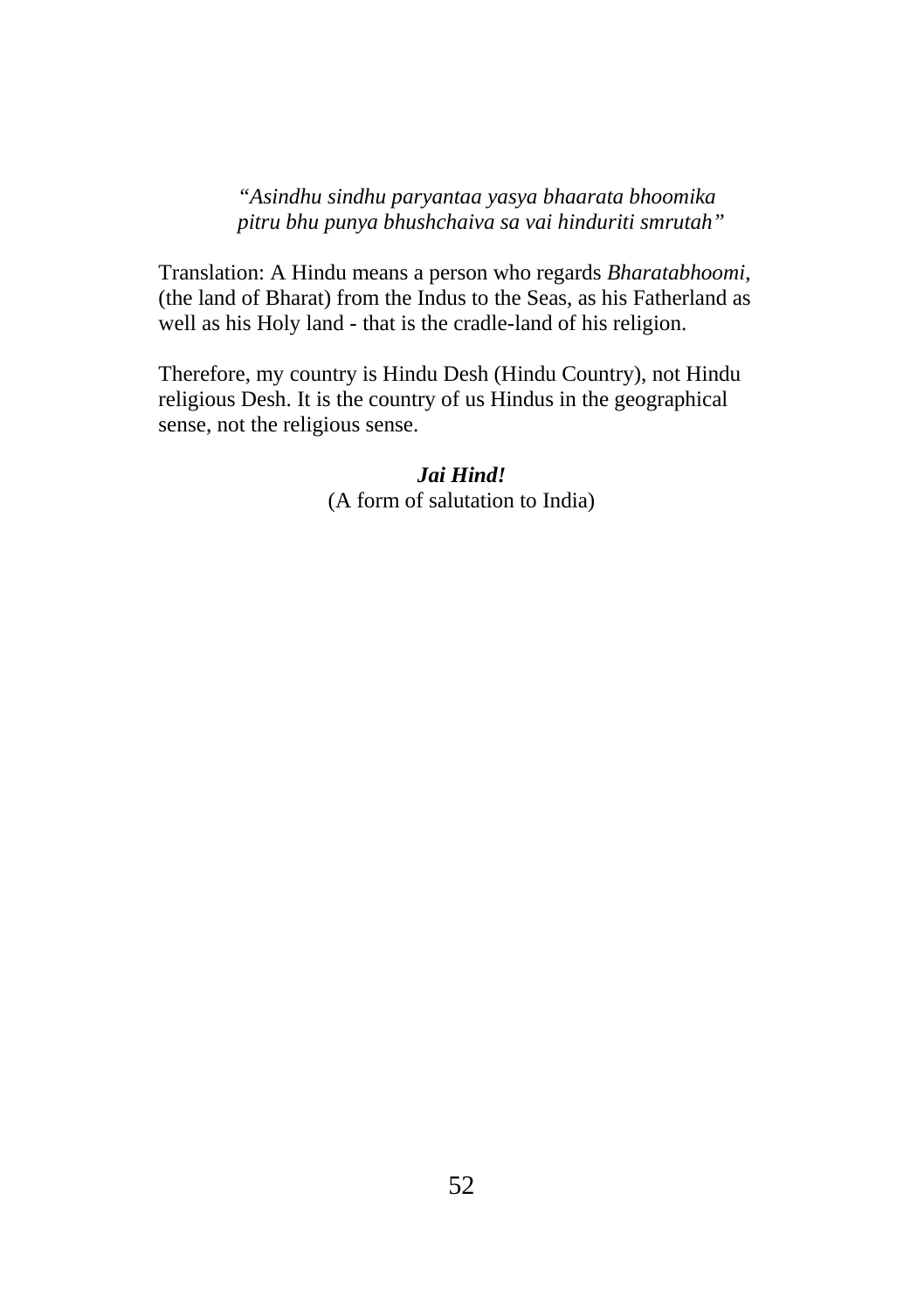*"Asindhu sindhu paryantaa yasya bhaarata bhoomika*
*pitru bhu punya bhushchaiva sa vai hinduriti smrutah"*

Translation: A Hindu means a person who regards *Bharatabhoomi*, (the land of Bharat) from the Indus to the Seas, as his Fatherland as well as his Holy land - that is the cradle-land of his religion.

Therefore, my country is Hindu Desh (Hindu Country), not Hindu religious Desh. It is the country of us Hindus in the geographical sense, not the religious sense.

***Jai Hind!***
(A form of salutation to India)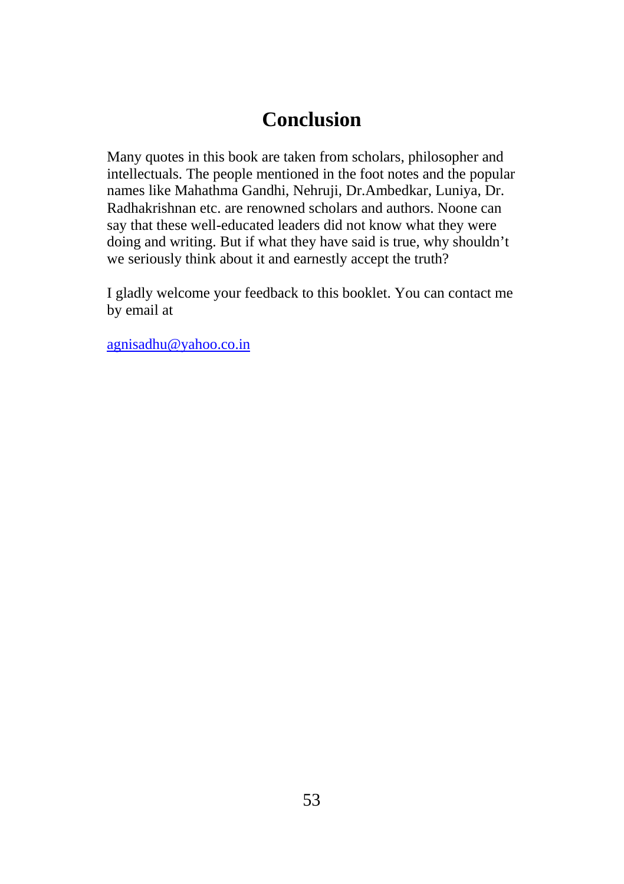# Conclusion

Many quotes in this book are taken from scholars, philosopher and intellectuals. The people mentioned in the foot notes and the popular names like Mahathma Gandhi, Nehruji, Dr.Ambedkar, Luniya, Dr. Radhakrishnan etc. are renowned scholars and authors. Noone can say that these well-educated leaders did not know what they were doing and writing. But if what they have said is true, why shouldn't we seriously think about it and earnestly accept the truth?

I gladly welcome your feedback to this booklet. You can contact me by email at

agnisadhu@yahoo.co.in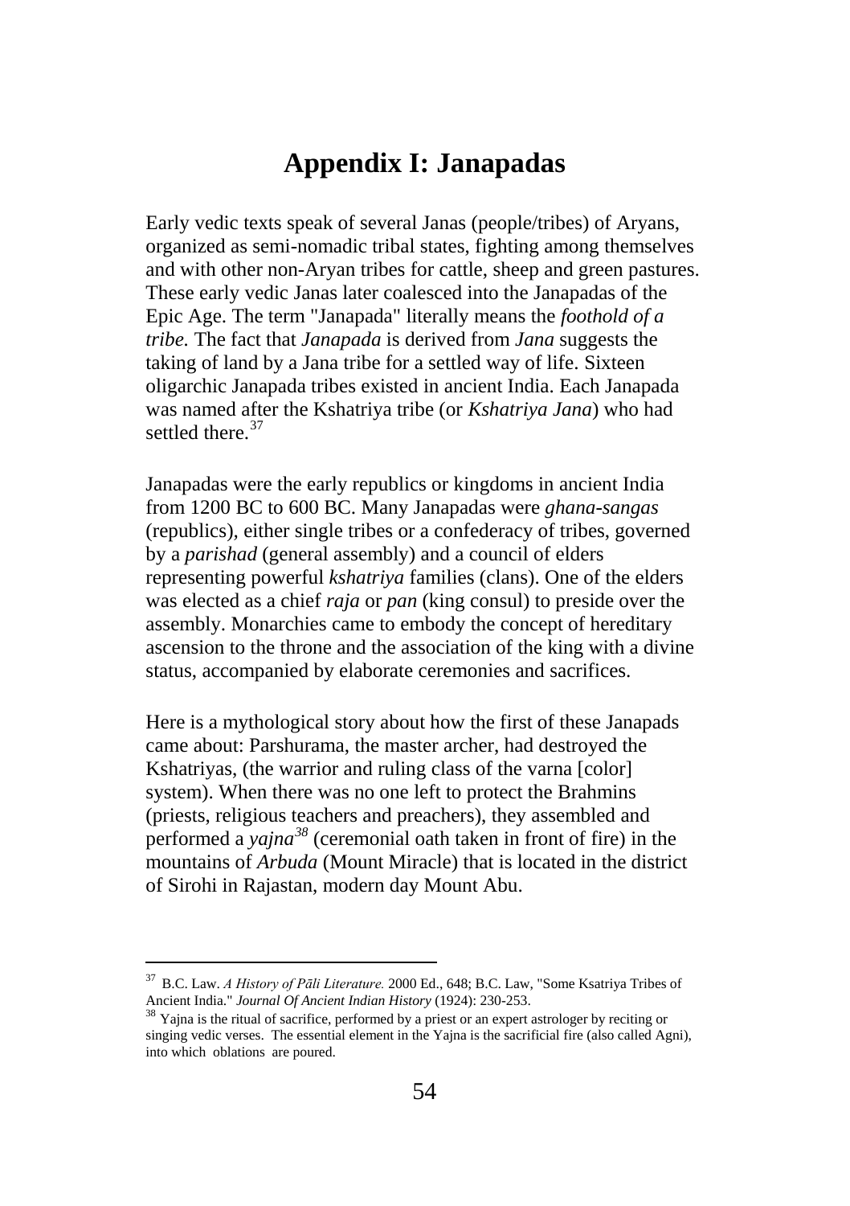# Appendix I: Janapadas

Early vedic texts speak of several Janas (people/tribes) of Aryans, organized as semi-nomadic tribal states, fighting among themselves and with other non-Aryan tribes for cattle, sheep and green pastures. These early vedic Janas later coalesced into the Janapadas of the Epic Age. The term "Janapada" literally means the *foothold of a tribe.* The fact that *Janapada* is derived from *Jana* suggests the taking of land by a Jana tribe for a settled way of life. Sixteen oligarchic Janapada tribes existed in ancient India. Each Janapada was named after the Kshatriya tribe (or *Kshatriya Jana*) who had settled there.[37]

Janapadas were the early republics or kingdoms in ancient India from 1200 BC to 600 BC. Many Janapadas were *ghana-sangas* (republics), either single tribes or a confederacy of tribes, governed by a *parishad* (general assembly) and a council of elders representing powerful *kshatriya* families (clans). One of the elders was elected as a chief *raja* or *pan* (king consul) to preside over the assembly. Monarchies came to embody the concept of hereditary ascension to the throne and the association of the king with a divine status, accompanied by elaborate ceremonies and sacrifices.

Here is a mythological story about how the first of these Janapads came about: Parshurama, the master archer, had destroyed the Kshatriyas, (the warrior and ruling class of the varna [color] system). When there was no one left to protect the Brahmins (priests, religious teachers and preachers), they assembled and performed a *yajna*[38] (ceremonial oath taken in front of fire) in the mountains of *Arbuda* (Mount Miracle) that is located in the district of Sirohi in Rajastan, modern day Mount Abu.

---

[37] B.C. Law. *A History of Pāli Literature.* 2000 Ed., 648; B.C. Law, "Some Ksatriya Tribes of Ancient India." *Journal Of Ancient Indian History* (1924): 230-253.

[38] Yajna is the ritual of sacrifice, performed by a priest or an expert astrologer by reciting or singing vedic verses. The essential element in the Yajna is the sacrificial fire (also called Agni), into which oblations are poured.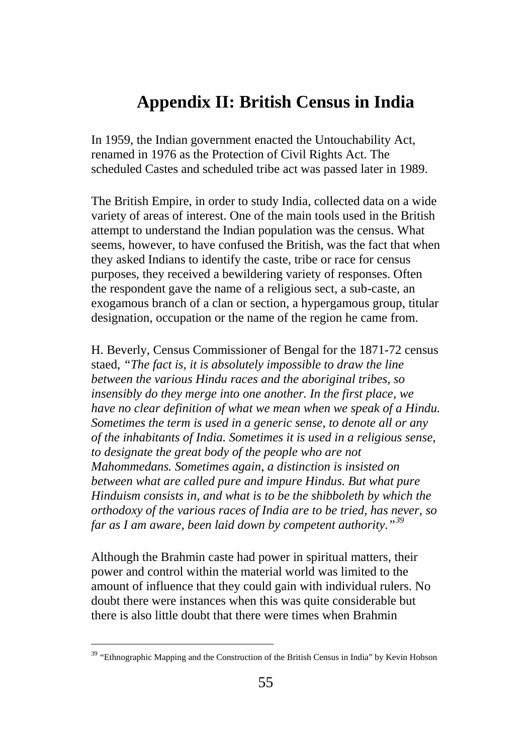# Appendix II: British Census in India

In 1959, the Indian government enacted the Untouchability Act, renamed in 1976 as the Protection of Civil Rights Act. The scheduled Castes and scheduled tribe act was passed later in 1989.

The British Empire, in order to study India, collected data on a wide variety of areas of interest. One of the main tools used in the British attempt to understand the Indian population was the census. What seems, however, to have confused the British, was the fact that when they asked Indians to identify the caste, tribe or race for census purposes, they received a bewildering variety of responses. Often the respondent gave the name of a religious sect, a sub-caste, an exogamous branch of a clan or section, a hypergamous group, titular designation, occupation or the name of the region he came from.

H. Beverly, Census Commissioner of Bengal for the 1871-72 census staed, *"The fact is, it is absolutely impossible to draw the line between the various Hindu races and the aboriginal tribes, so insensibly do they merge into one another. In the first place, we have no clear definition of what we mean when we speak of a Hindu. Sometimes the term is used in a generic sense, to denote all or any of the inhabitants of India. Sometimes it is used in a religious sense, to designate the great body of the people who are not Mahommedans. Sometimes again, a distinction is insisted on between what are called pure and impure Hindus. But what pure Hinduism consists in, and what is to be the shibboleth by which the orthodoxy of the various races of India are to be tried, has never, so far as I am aware, been laid down by competent authority."*[39]

Although the Brahmin caste had power in spiritual matters, their power and control within the material world was limited to the amount of influence that they could gain with individual rulers. No doubt there were instances when this was quite considerable but there is also little doubt that there were times when Brahmin

---

[39] "Ethnographic Mapping and the Construction of the British Census in India" by Kevin Hobson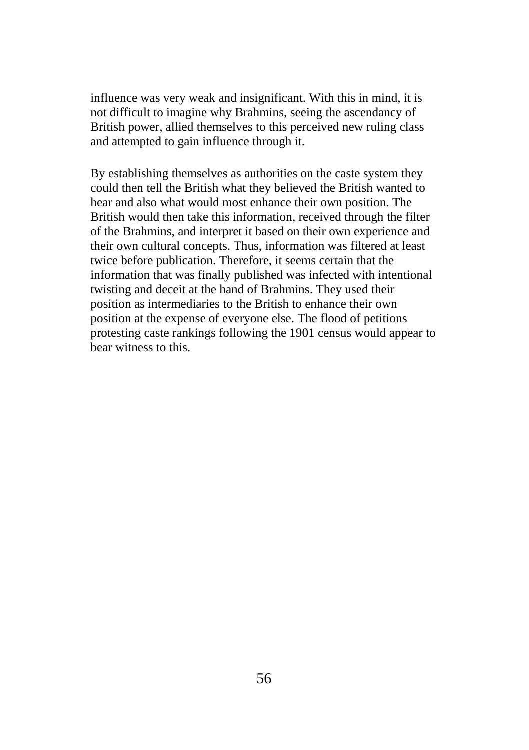influence was very weak and insignificant. With this in mind, it is not difficult to imagine why Brahmins, seeing the ascendancy of British power, allied themselves to this perceived new ruling class and attempted to gain influence through it.

By establishing themselves as authorities on the caste system they could then tell the British what they believed the British wanted to hear and also what would most enhance their own position. The British would then take this information, received through the filter of the Brahmins, and interpret it based on their own experience and their own cultural concepts. Thus, information was filtered at least twice before publication. Therefore, it seems certain that the information that was finally published was infected with intentional twisting and deceit at the hand of Brahmins. They used their position as intermediaries to the British to enhance their own position at the expense of everyone else. The flood of petitions protesting caste rankings following the 1901 census would appear to bear witness to this.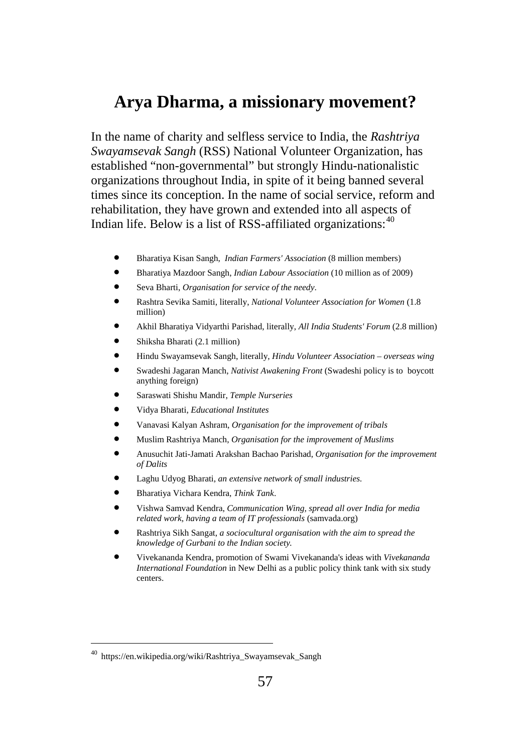# Arya Dharma, a missionary movement?

In the name of charity and selfless service to India, the *Rashtriya Swayamsevak Sangh* (RSS) National Volunteer Organization, has established “non-governmental” but strongly Hindu-nationalistic organizations throughout India, in spite of it being banned several times since its conception. In the name of social service, reform and rehabilitation, they have grown and extended into all aspects of Indian life. Below is a list of RSS-affiliated organizations:[40]

- Bharatiya Kisan Sangh, *Indian Farmers' Association* (8 million members)
- Bharatiya Mazdoor Sangh, *Indian Labour Association* (10 million as of 2009)
- Seva Bharti, *Organisation for service of the needy*.
- Rashtra Sevika Samiti, literally, *National Volunteer Association for Women* (1.8 million)
- Akhil Bharatiya Vidyarthi Parishad, literally, *All India Students' Forum* (2.8 million)
- Shiksha Bharati (2.1 million)
- Hindu Swayamsevak Sangh, literally, *Hindu Volunteer Association – overseas wing*
- Swadeshi Jagaran Manch, *Nativist Awakening Front* (Swadeshi policy is to boycott anything foreign)
- Saraswati Shishu Mandir, *Temple Nurseries*
- Vidya Bharati, *Educational Institutes*
- Vanavasi Kalyan Ashram, *Organisation for the improvement of tribals*
- Muslim Rashtriya Manch, *Organisation for the improvement of Muslims*
- Anusuchit Jati-Jamati Arakshan Bachao Parishad, *Organisation for the improvement of Dalits*
- Laghu Udyog Bharati, *an extensive network of small industries.*
- Bharatiya Vichara Kendra, *Think Tank*.
- Vishwa Samvad Kendra, *Communication Wing, spread all over India for media related work, having a team of IT professionals* (samvada.org)
- Rashtriya Sikh Sangat, *a sociocultural organisation with the aim to spread the knowledge of Gurbani to the Indian society.*
- Vivekananda Kendra, promotion of Swami Vivekananda's ideas with *Vivekananda International Foundation* in New Delhi as a public policy think tank with six study centers.

---

[40] https://en.wikipedia.org/wiki/Rashtriya_Swayamsevak_Sangh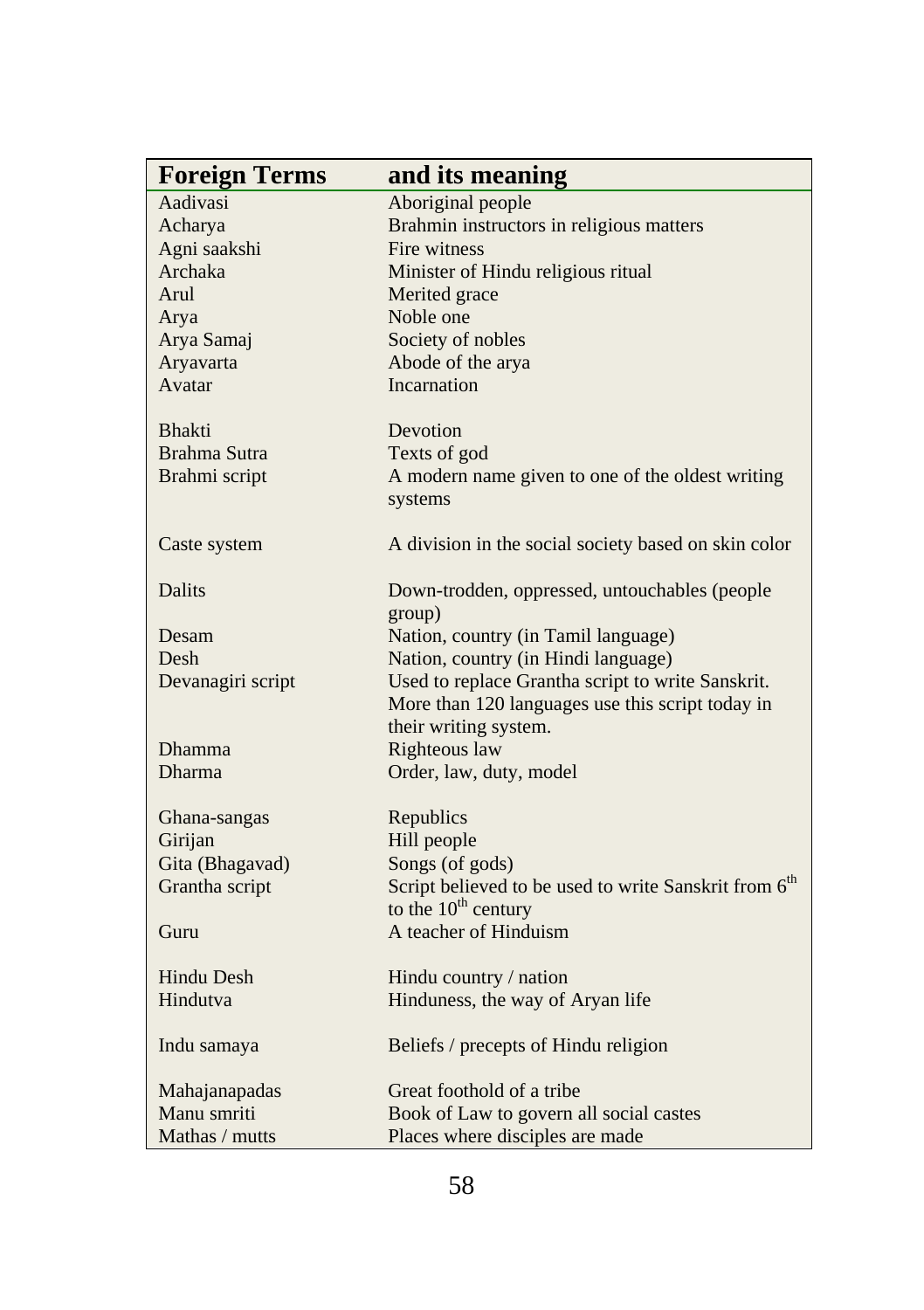| Foreign Terms | and its meaning |
|---|---|
| Aadivasi | Aboriginal people |
| Acharya | Brahmin instructors in religious matters |
| Agni saakshi | Fire witness |
| Archaka | Minister of Hindu religious ritual |
| Arul | Merited grace |
| Arya | Noble one |
| Arya Samaj | Society of nobles |
| Aryavarta | Abode of the arya |
| Avatar | Incarnation |
| Bhakti | Devotion |
| Brahma Sutra | Texts of god |
| Brahmi script | A modern name given to one of the oldest writing systems |
| Caste system | A division in the social society based on skin color |
| Dalits | Down-trodden, oppressed, untouchables (people group) |
| Desam | Nation, country (in Tamil language) |
| Desh | Nation, country (in Hindi language) |
| Devanagiri script | Used to replace Grantha script to write Sanskrit. More than 120 languages use this script today in their writing system. |
| Dhamma | Righteous law |
| Dharma | Order, law, duty, model |
| Ghana-sangas | Republics |
| Girijan | Hill people |
| Gita (Bhagavad) | Songs (of gods) |
| Grantha script | Script believed to be used to write Sanskrit from 6th to the 10th century |
| Guru | A teacher of Hinduism |
| Hindu Desh | Hindu country / nation |
| Hindutva | Hinduness, the way of Aryan life |
| Indu samaya | Beliefs / precepts of Hindu religion |
| Mahajanapadas | Great foothold of a tribe |
| Manu smriti | Book of Law to govern all social castes |
| Mathas / mutts | Places where disciples are made |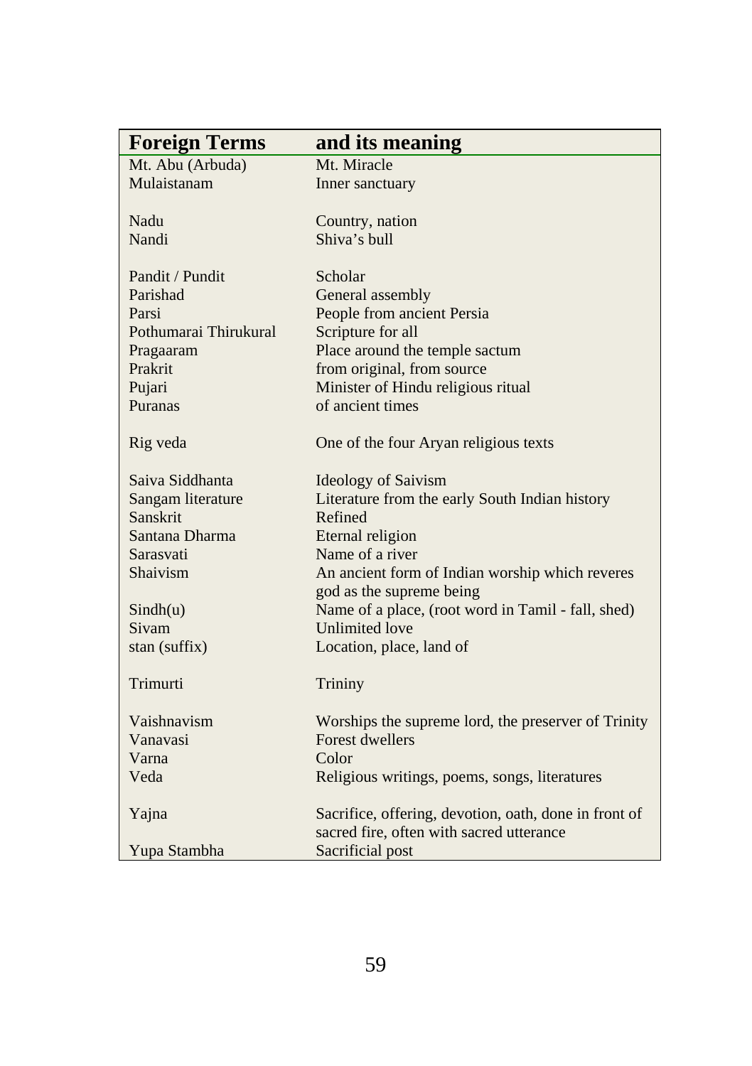| Foreign Terms | and its meaning |
|---|---|
| Mt. Abu (Arbuda) | Mt. Miracle |
| Mulaistanam | Inner sanctuary |
| | |
| Nadu | Country, nation |
| Nandi | Shiva's bull |
| | |
| Pandit / Pundit | Scholar |
| Parishad | General assembly |
| Parsi | People from ancient Persia |
| Pothumarai Thirukural | Scripture for all |
| Pragaaram | Place around the temple sactum |
| Prakrit | from original, from source |
| Pujari | Minister of Hindu religious ritual |
| Puranas | of ancient times |
| | |
| Rig veda | One of the four Aryan religious texts |
| | |
| Saiva Siddhanta | Ideology of Saivism |
| Sangam literature | Literature from the early South Indian history |
| Sanskrit | Refined |
| Santana Dharma | Eternal religion |
| Sarasvati | Name of a river |
| Shaivism | An ancient form of Indian worship which reveres god as the supreme being |
| Sindh(u) | Name of a place, (root word in Tamil - fall, shed) |
| Sivam | Unlimited love |
| stan (suffix) | Location, place, land of |
| | |
| Trimurti | Trininy |
| | |
| Vaishnavism | Worships the supreme lord, the preserver of Trinity |
| Vanavasi | Forest dwellers |
| Varna | Color |
| Veda | Religious writings, poems, songs, literatures |
| | |
| Yajna | Sacrifice, offering, devotion, oath, done in front of sacred fire, often with sacred utterance |
| Yupa Stambha | Sacrificial post |